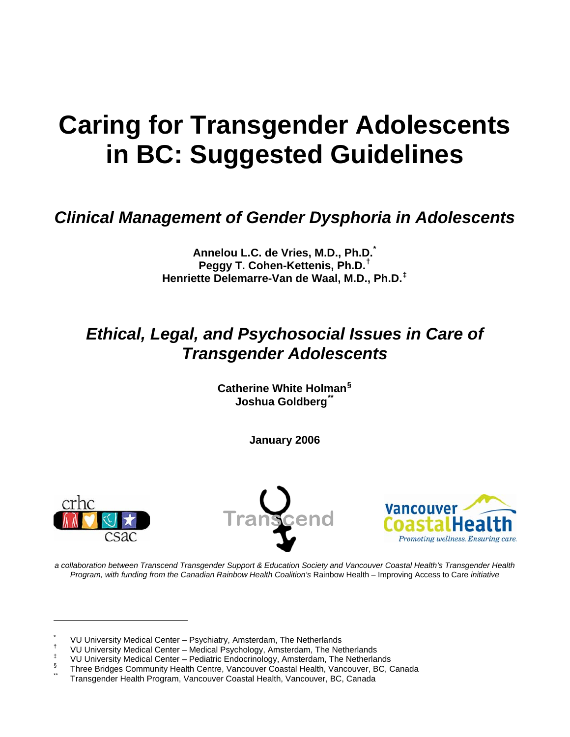# Caring for Transgender Adolescents in BC: Suggested Guidelines

## *Clinical Management of Gender Dysphoria in Adolescents*

**Annelou L.C. de Vries, M.D., Ph.D.[*]**
**Peggy T. Cohen-Kettenis, Ph.D.[†]**
**Henriette Delemarre-Van de Waal, M.D., Ph.D.[‡]**

## *Ethical, Legal, and Psychosocial Issues in Care of Transgender Adolescents*

**Catherine White Holman[§]**
**Joshua Goldberg[**]**

**January 2006**

*a collaboration between Transcend Transgender Support & Education Society and Vancouver Coastal Health's Transgender Health Program, with funding from the Canadian Rainbow Health Coalition's* Rainbow Health – Improving Access to Care *initiative*

---

[*] VU University Medical Center – Psychiatry, Amsterdam, The Netherlands
[†] VU University Medical Center – Medical Psychology, Amsterdam, The Netherlands
[‡] VU University Medical Center – Pediatric Endocrinology, Amsterdam, The Netherlands
[§] Three Bridges Community Health Centre, Vancouver Coastal Health, Vancouver, BC, Canada
[**] Transgender Health Program, Vancouver Coastal Health, Vancouver, BC, Canada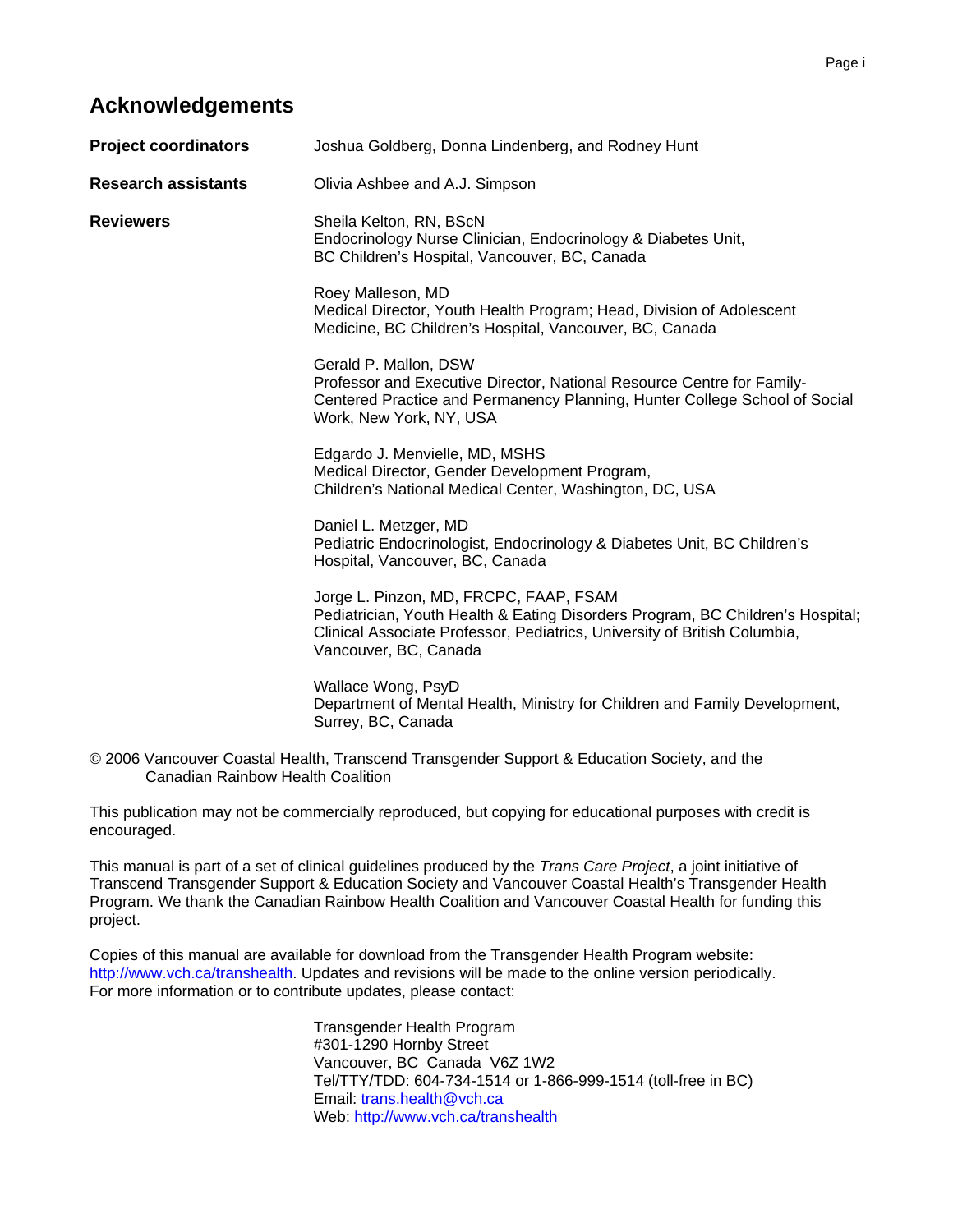## Acknowledgements

**Project coordinators** Joshua Goldberg, Donna Lindenberg, and Rodney Hunt

**Research assistants** Olivia Ashbee and A.J. Simpson

**Reviewers**

Sheila Kelton, RN, BScN
Endocrinology Nurse Clinician, Endocrinology & Diabetes Unit,
BC Children's Hospital, Vancouver, BC, Canada

Roey Malleson, MD
Medical Director, Youth Health Program; Head, Division of Adolescent Medicine, BC Children's Hospital, Vancouver, BC, Canada

Gerald P. Mallon, DSW
Professor and Executive Director, National Resource Centre for Family-Centered Practice and Permanency Planning, Hunter College School of Social Work, New York, NY, USA

Edgardo J. Menvielle, MD, MSHS
Medical Director, Gender Development Program,
Children's National Medical Center, Washington, DC, USA

Daniel L. Metzger, MD
Pediatric Endocrinologist, Endocrinology & Diabetes Unit, BC Children's Hospital, Vancouver, BC, Canada

Jorge L. Pinzon, MD, FRCPC, FAAP, FSAM
Pediatrician, Youth Health & Eating Disorders Program, BC Children's Hospital; Clinical Associate Professor, Pediatrics, University of British Columbia, Vancouver, BC, Canada

Wallace Wong, PsyD
Department of Mental Health, Ministry for Children and Family Development, Surrey, BC, Canada

© 2006 Vancouver Coastal Health, Transcend Transgender Support & Education Society, and the Canadian Rainbow Health Coalition

This publication may not be commercially reproduced, but copying for educational purposes with credit is encouraged.

This manual is part of a set of clinical guidelines produced by the *Trans Care Project*, a joint initiative of Transcend Transgender Support & Education Society and Vancouver Coastal Health's Transgender Health Program. We thank the Canadian Rainbow Health Coalition and Vancouver Coastal Health for funding this project.

Copies of this manual are available for download from the Transgender Health Program website: http://www.vch.ca/transhealth. Updates and revisions will be made to the online version periodically. For more information or to contribute updates, please contact:

Transgender Health Program
#301-1290 Hornby Street
Vancouver, BC Canada V6Z 1W2
Tel/TTY/TDD: 604-734-1514 or 1-866-999-1514 (toll-free in BC)
Email: trans.health@vch.ca
Web: http://www.vch.ca/transhealth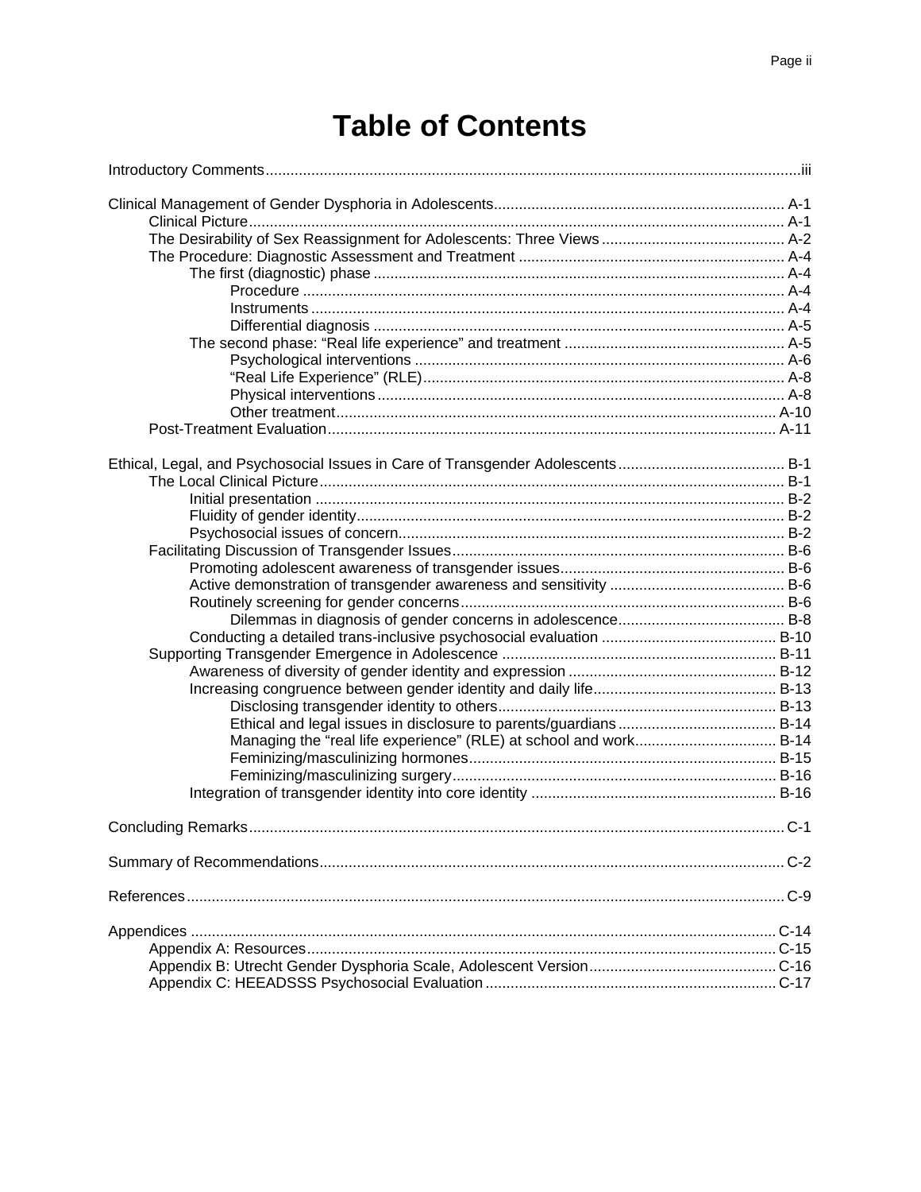# Table of Contents

Introductory Comments ..... iii

Clinical Management of Gender Dysphoria in Adolescents ..... A-1
- Clinical Picture ..... A-1
- The Desirability of Sex Reassignment for Adolescents: Three Views ..... A-2
- The Procedure: Diagnostic Assessment and Treatment ..... A-4
  - The first (diagnostic) phase ..... A-4
    - Procedure ..... A-4
    - Instruments ..... A-4
    - Differential diagnosis ..... A-5
  - The second phase: "Real life experience" and treatment ..... A-5
    - Psychological interventions ..... A-6
    - "Real Life Experience" (RLE) ..... A-8
    - Physical interventions ..... A-8
    - Other treatment ..... A-10
- Post-Treatment Evaluation ..... A-11

Ethical, Legal, and Psychosocial Issues in Care of Transgender Adolescents ..... B-1
- The Local Clinical Picture ..... B-1
  - Initial presentation ..... B-2
  - Fluidity of gender identity ..... B-2
  - Psychosocial issues of concern ..... B-2
- Facilitating Discussion of Transgender Issues ..... B-6
  - Promoting adolescent awareness of transgender issues ..... B-6
  - Active demonstration of transgender awareness and sensitivity ..... B-6
  - Routinely screening for gender concerns ..... B-6
    - Dilemmas in diagnosis of gender concerns in adolescence ..... B-8
  - Conducting a detailed trans-inclusive psychosocial evaluation ..... B-10
- Supporting Transgender Emergence in Adolescence ..... B-11
  - Awareness of diversity of gender identity and expression ..... B-12
  - Increasing congruence between gender identity and daily life ..... B-13
    - Disclosing transgender identity to others ..... B-13
    - Ethical and legal issues in disclosure to parents/guardians ..... B-14
    - Managing the "real life experience" (RLE) at school and work ..... B-14
    - Feminizing/masculinizing hormones ..... B-15
    - Feminizing/masculinizing surgery ..... B-16
  - Integration of transgender identity into core identity ..... B-16

Concluding Remarks ..... C-1

Summary of Recommendations ..... C-2

References ..... C-9

Appendices ..... C-14
- Appendix A: Resources ..... C-15
- Appendix B: Utrecht Gender Dysphoria Scale, Adolescent Version ..... C-16
- Appendix C: HEEADSSS Psychosocial Evaluation ..... C-17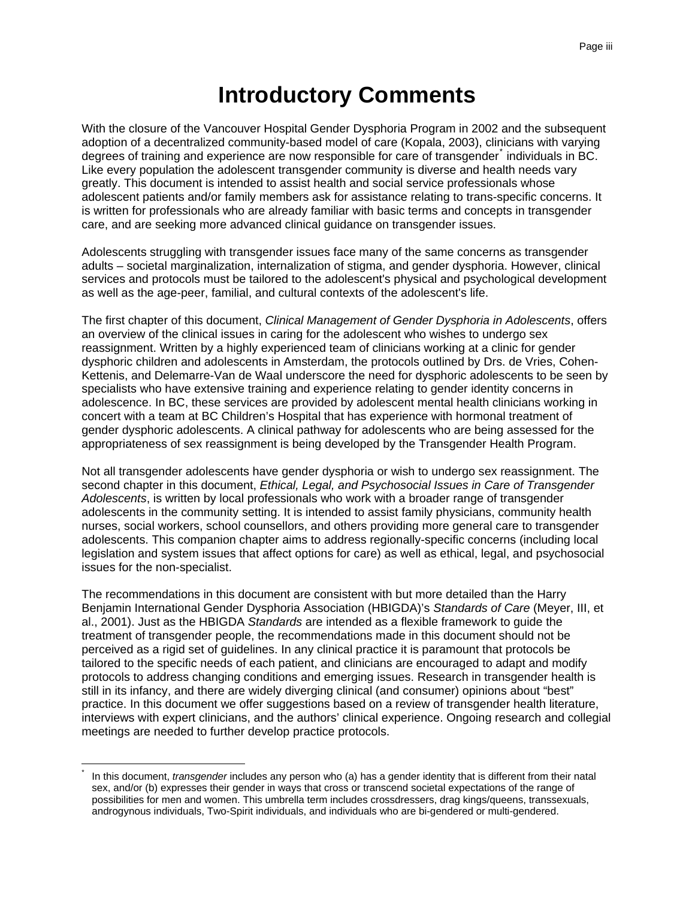# Introductory Comments

With the closure of the Vancouver Hospital Gender Dysphoria Program in 2002 and the subsequent adoption of a decentralized community-based model of care (Kopala, 2003), clinicians with varying degrees of training and experience are now responsible for care of transgender* individuals in BC. Like every population the adolescent transgender community is diverse and health needs vary greatly. This document is intended to assist health and social service professionals whose adolescent patients and/or family members ask for assistance relating to trans-specific concerns. It is written for professionals who are already familiar with basic terms and concepts in transgender care, and are seeking more advanced clinical guidance on transgender issues.

Adolescents struggling with transgender issues face many of the same concerns as transgender adults – societal marginalization, internalization of stigma, and gender dysphoria. However, clinical services and protocols must be tailored to the adolescent's physical and psychological development as well as the age-peer, familial, and cultural contexts of the adolescent's life.

The first chapter of this document, *Clinical Management of Gender Dysphoria in Adolescents*, offers an overview of the clinical issues in caring for the adolescent who wishes to undergo sex reassignment. Written by a highly experienced team of clinicians working at a clinic for gender dysphoric children and adolescents in Amsterdam, the protocols outlined by Drs. de Vries, Cohen-Kettenis, and Delemarre-Van de Waal underscore the need for dysphoric adolescents to be seen by specialists who have extensive training and experience relating to gender identity concerns in adolescence. In BC, these services are provided by adolescent mental health clinicians working in concert with a team at BC Children's Hospital that has experience with hormonal treatment of gender dysphoric adolescents. A clinical pathway for adolescents who are being assessed for the appropriateness of sex reassignment is being developed by the Transgender Health Program.

Not all transgender adolescents have gender dysphoria or wish to undergo sex reassignment. The second chapter in this document, *Ethical, Legal, and Psychosocial Issues in Care of Transgender Adolescents*, is written by local professionals who work with a broader range of transgender adolescents in the community setting. It is intended to assist family physicians, community health nurses, social workers, school counsellors, and others providing more general care to transgender adolescents. This companion chapter aims to address regionally-specific concerns (including local legislation and system issues that affect options for care) as well as ethical, legal, and psychosocial issues for the non-specialist.

The recommendations in this document are consistent with but more detailed than the Harry Benjamin International Gender Dysphoria Association (HBIGDA)'s *Standards of Care* (Meyer, III, et al., 2001). Just as the HBIGDA *Standards* are intended as a flexible framework to guide the treatment of transgender people, the recommendations made in this document should not be perceived as a rigid set of guidelines. In any clinical practice it is paramount that protocols be tailored to the specific needs of each patient, and clinicians are encouraged to adapt and modify protocols to address changing conditions and emerging issues. Research in transgender health is still in its infancy, and there are widely diverging clinical (and consumer) opinions about "best" practice. In this document we offer suggestions based on a review of transgender health literature, interviews with expert clinicians, and the authors' clinical experience. Ongoing research and collegial meetings are needed to further develop practice protocols.

---

* In this document, *transgender* includes any person who (a) has a gender identity that is different from their natal sex, and/or (b) expresses their gender in ways that cross or transcend societal expectations of the range of possibilities for men and women. This umbrella term includes crossdressers, drag kings/queens, transsexuals, androgynous individuals, Two-Spirit individuals, and individuals who are bi-gendered or multi-gendered.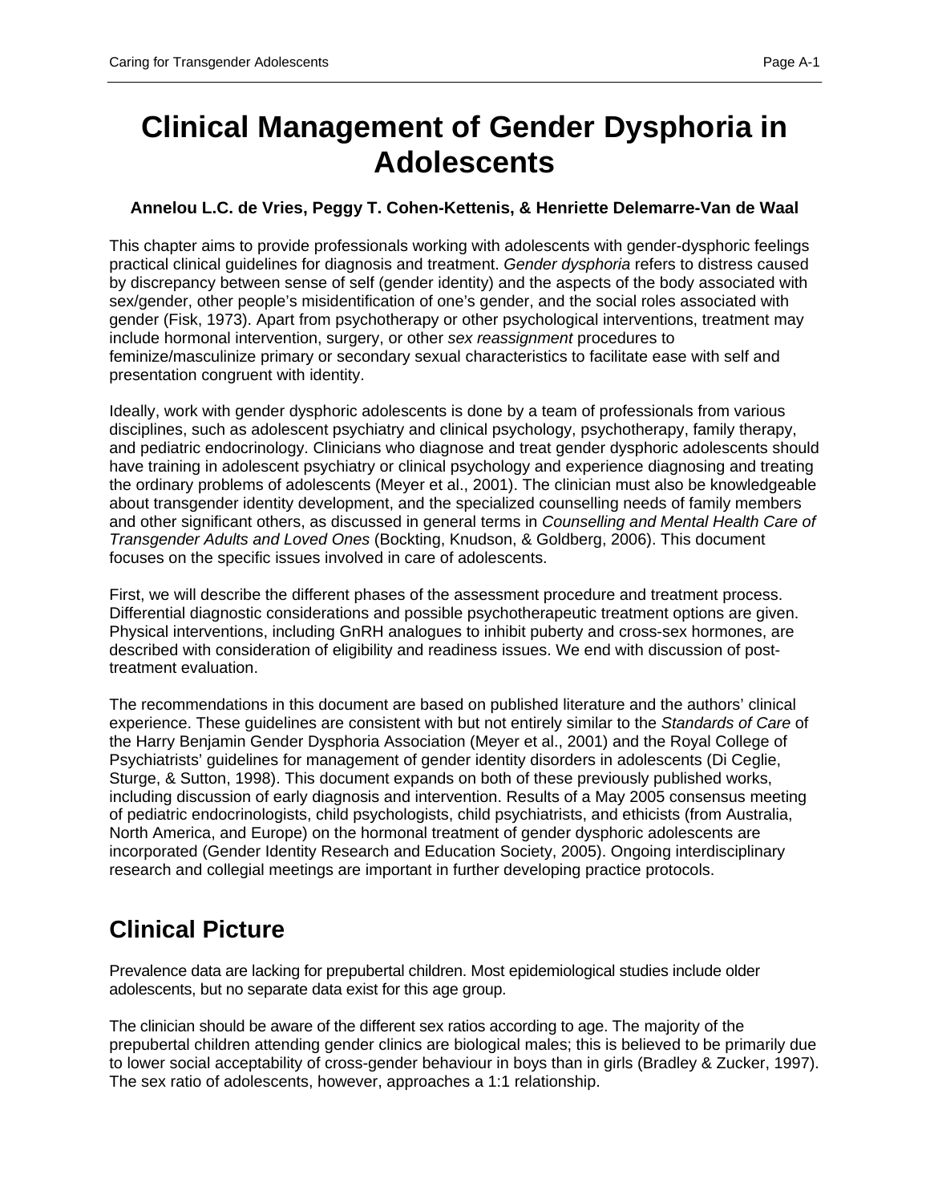# Clinical Management of Gender Dysphoria in Adolescents

**Annelou L.C. de Vries, Peggy T. Cohen-Kettenis, & Henriette Delemarre-Van de Waal**

This chapter aims to provide professionals working with adolescents with gender-dysphoric feelings practical clinical guidelines for diagnosis and treatment. *Gender dysphoria* refers to distress caused by discrepancy between sense of self (gender identity) and the aspects of the body associated with sex/gender, other people's misidentification of one's gender, and the social roles associated with gender (Fisk, 1973). Apart from psychotherapy or other psychological interventions, treatment may include hormonal intervention, surgery, or other *sex reassignment* procedures to feminize/masculinize primary or secondary sexual characteristics to facilitate ease with self and presentation congruent with identity.

Ideally, work with gender dysphoric adolescents is done by a team of professionals from various disciplines, such as adolescent psychiatry and clinical psychology, psychotherapy, family therapy, and pediatric endocrinology. Clinicians who diagnose and treat gender dysphoric adolescents should have training in adolescent psychiatry or clinical psychology and experience diagnosing and treating the ordinary problems of adolescents (Meyer et al., 2001). The clinician must also be knowledgeable about transgender identity development, and the specialized counselling needs of family members and other significant others, as discussed in general terms in *Counselling and Mental Health Care of Transgender Adults and Loved Ones* (Bockting, Knudson, & Goldberg, 2006). This document focuses on the specific issues involved in care of adolescents.

First, we will describe the different phases of the assessment procedure and treatment process. Differential diagnostic considerations and possible psychotherapeutic treatment options are given. Physical interventions, including GnRH analogues to inhibit puberty and cross-sex hormones, are described with consideration of eligibility and readiness issues. We end with discussion of post-treatment evaluation.

The recommendations in this document are based on published literature and the authors' clinical experience. These guidelines are consistent with but not entirely similar to the *Standards of Care* of the Harry Benjamin Gender Dysphoria Association (Meyer et al., 2001) and the Royal College of Psychiatrists' guidelines for management of gender identity disorders in adolescents (Di Ceglie, Sturge, & Sutton, 1998). This document expands on both of these previously published works, including discussion of early diagnosis and intervention. Results of a May 2005 consensus meeting of pediatric endocrinologists, child psychologists, child psychiatrists, and ethicists (from Australia, North America, and Europe) on the hormonal treatment of gender dysphoric adolescents are incorporated (Gender Identity Research and Education Society, 2005). Ongoing interdisciplinary research and collegial meetings are important in further developing practice protocols.

## Clinical Picture

Prevalence data are lacking for prepubertal children. Most epidemiological studies include older adolescents, but no separate data exist for this age group.

The clinician should be aware of the different sex ratios according to age. The majority of the prepubertal children attending gender clinics are biological males; this is believed to be primarily due to lower social acceptability of cross-gender behaviour in boys than in girls (Bradley & Zucker, 1997). The sex ratio of adolescents, however, approaches a 1:1 relationship.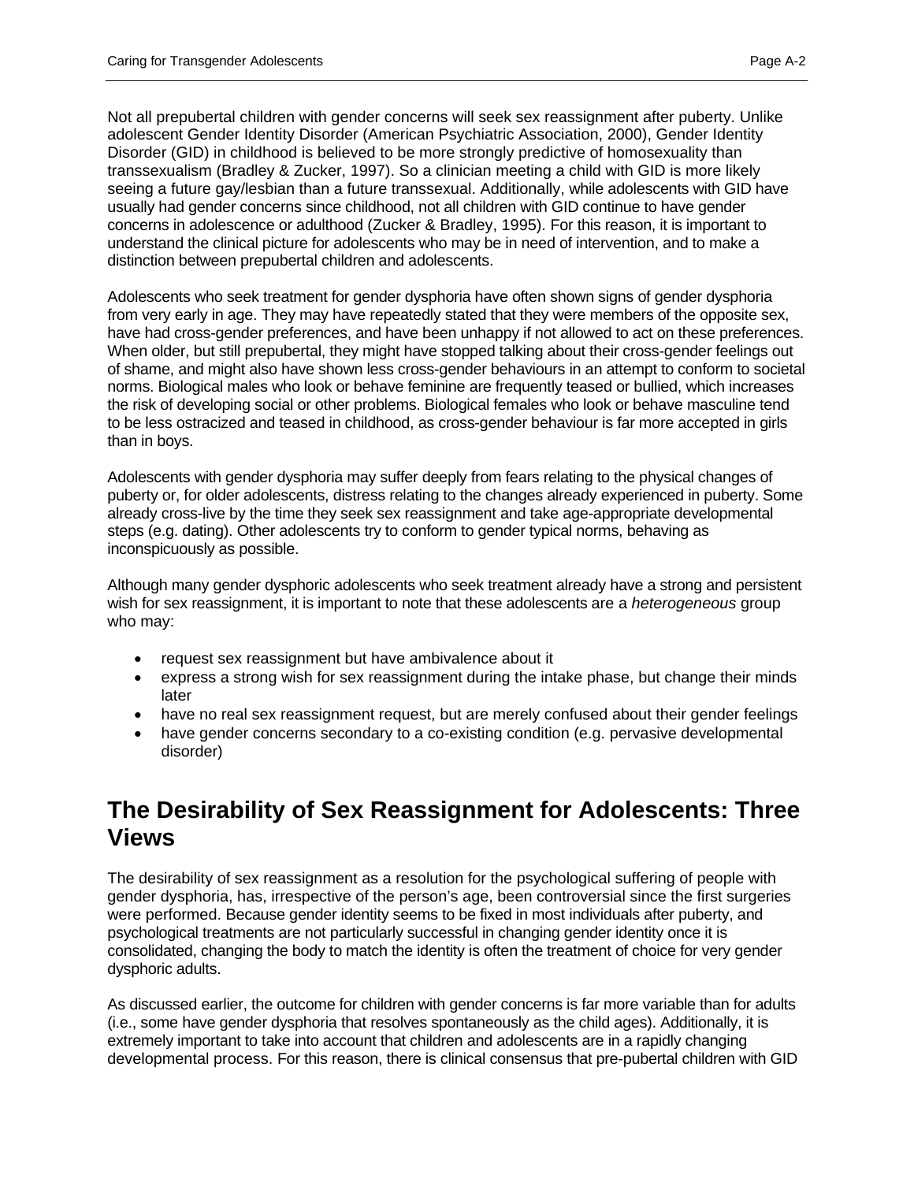Not all prepubertal children with gender concerns will seek sex reassignment after puberty. Unlike adolescent Gender Identity Disorder (American Psychiatric Association, 2000), Gender Identity Disorder (GID) in childhood is believed to be more strongly predictive of homosexuality than transsexualism (Bradley & Zucker, 1997). So a clinician meeting a child with GID is more likely seeing a future gay/lesbian than a future transsexual. Additionally, while adolescents with GID have usually had gender concerns since childhood, not all children with GID continue to have gender concerns in adolescence or adulthood (Zucker & Bradley, 1995). For this reason, it is important to understand the clinical picture for adolescents who may be in need of intervention, and to make a distinction between prepubertal children and adolescents.

Adolescents who seek treatment for gender dysphoria have often shown signs of gender dysphoria from very early in age. They may have repeatedly stated that they were members of the opposite sex, have had cross-gender preferences, and have been unhappy if not allowed to act on these preferences. When older, but still prepubertal, they might have stopped talking about their cross-gender feelings out of shame, and might also have shown less cross-gender behaviours in an attempt to conform to societal norms. Biological males who look or behave feminine are frequently teased or bullied, which increases the risk of developing social or other problems. Biological females who look or behave masculine tend to be less ostracized and teased in childhood, as cross-gender behaviour is far more accepted in girls than in boys.

Adolescents with gender dysphoria may suffer deeply from fears relating to the physical changes of puberty or, for older adolescents, distress relating to the changes already experienced in puberty. Some already cross-live by the time they seek sex reassignment and take age-appropriate developmental steps (e.g. dating). Other adolescents try to conform to gender typical norms, behaving as inconspicuously as possible.

Although many gender dysphoric adolescents who seek treatment already have a strong and persistent wish for sex reassignment, it is important to note that these adolescents are a *heterogeneous* group who may:

- request sex reassignment but have ambivalence about it
- express a strong wish for sex reassignment during the intake phase, but change their minds later
- have no real sex reassignment request, but are merely confused about their gender feelings
- have gender concerns secondary to a co-existing condition (e.g. pervasive developmental disorder)

## The Desirability of Sex Reassignment for Adolescents: Three Views

The desirability of sex reassignment as a resolution for the psychological suffering of people with gender dysphoria, has, irrespective of the person's age, been controversial since the first surgeries were performed. Because gender identity seems to be fixed in most individuals after puberty, and psychological treatments are not particularly successful in changing gender identity once it is consolidated, changing the body to match the identity is often the treatment of choice for very gender dysphoric adults.

As discussed earlier, the outcome for children with gender concerns is far more variable than for adults (i.e., some have gender dysphoria that resolves spontaneously as the child ages). Additionally, it is extremely important to take into account that children and adolescents are in a rapidly changing developmental process. For this reason, there is clinical consensus that pre-pubertal children with GID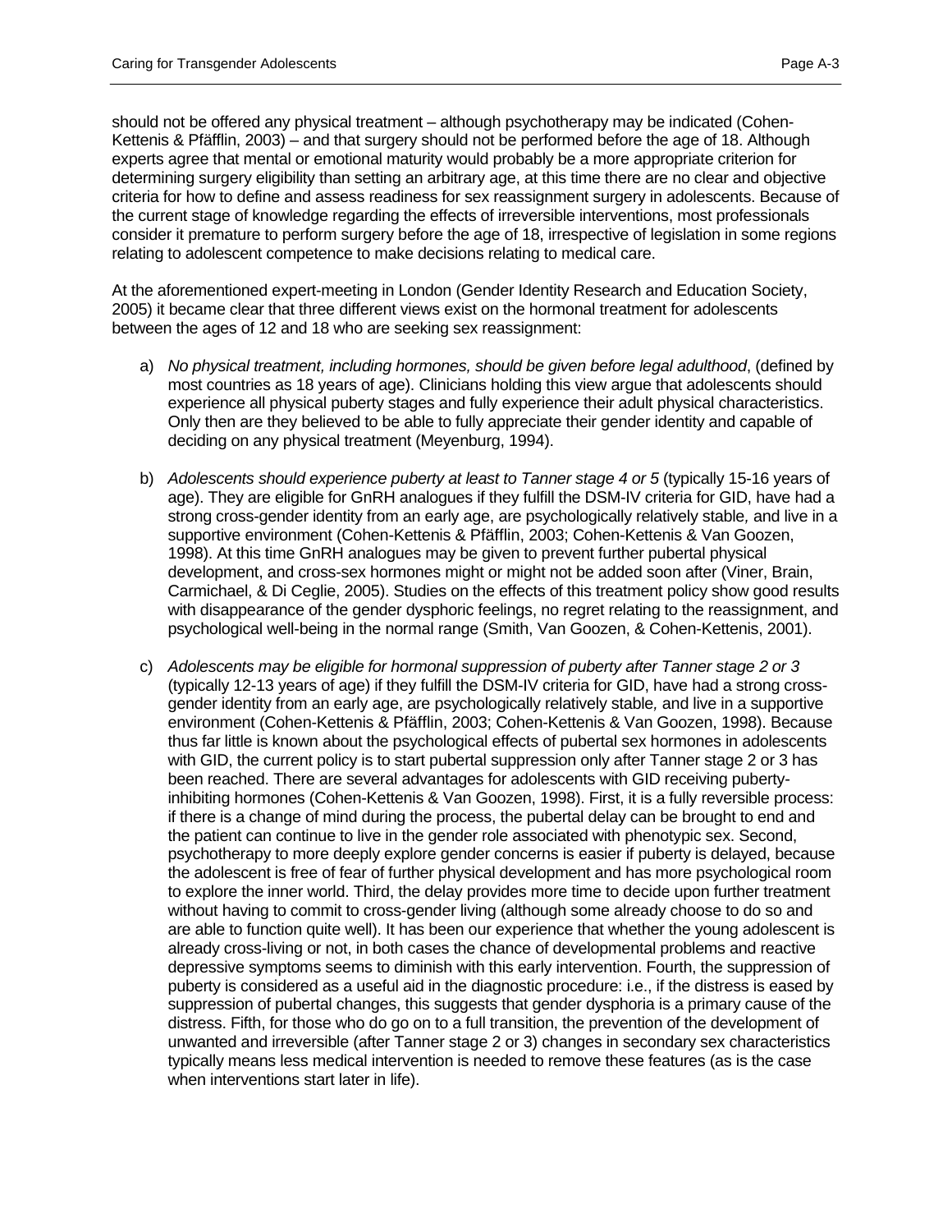should not be offered any physical treatment – although psychotherapy may be indicated (Cohen-Kettenis & Pfäfflin, 2003) – and that surgery should not be performed before the age of 18. Although experts agree that mental or emotional maturity would probably be a more appropriate criterion for determining surgery eligibility than setting an arbitrary age, at this time there are no clear and objective criteria for how to define and assess readiness for sex reassignment surgery in adolescents. Because of the current stage of knowledge regarding the effects of irreversible interventions, most professionals consider it premature to perform surgery before the age of 18, irrespective of legislation in some regions relating to adolescent competence to make decisions relating to medical care.

At the aforementioned expert-meeting in London (Gender Identity Research and Education Society, 2005) it became clear that three different views exist on the hormonal treatment for adolescents between the ages of 12 and 18 who are seeking sex reassignment:

a) *No physical treatment, including hormones, should be given before legal adulthood*, (defined by most countries as 18 years of age). Clinicians holding this view argue that adolescents should experience all physical puberty stages and fully experience their adult physical characteristics. Only then are they believed to be able to fully appreciate their gender identity and capable of deciding on any physical treatment (Meyenburg, 1994).

b) *Adolescents should experience puberty at least to Tanner stage 4 or 5* (typically 15-16 years of age). They are eligible for GnRH analogues if they fulfill the DSM-IV criteria for GID, have had a strong cross-gender identity from an early age, are psychologically relatively stable, and live in a supportive environment (Cohen-Kettenis & Pfäfflin, 2003; Cohen-Kettenis & Van Goozen, 1998). At this time GnRH analogues may be given to prevent further pubertal physical development, and cross-sex hormones might or might not be added soon after (Viner, Brain, Carmichael, & Di Ceglie, 2005). Studies on the effects of this treatment policy show good results with disappearance of the gender dysphoric feelings, no regret relating to the reassignment, and psychological well-being in the normal range (Smith, Van Goozen, & Cohen-Kettenis, 2001).

c) *Adolescents may be eligible for hormonal suppression of puberty after Tanner stage 2 or 3* (typically 12-13 years of age) if they fulfill the DSM-IV criteria for GID, have had a strong cross-gender identity from an early age, are psychologically relatively stable, and live in a supportive environment (Cohen-Kettenis & Pfäfflin, 2003; Cohen-Kettenis & Van Goozen, 1998). Because thus far little is known about the psychological effects of pubertal sex hormones in adolescents with GID, the current policy is to start pubertal suppression only after Tanner stage 2 or 3 has been reached. There are several advantages for adolescents with GID receiving puberty-inhibiting hormones (Cohen-Kettenis & Van Goozen, 1998). First, it is a fully reversible process: if there is a change of mind during the process, the pubertal delay can be brought to end and the patient can continue to live in the gender role associated with phenotypic sex. Second, psychotherapy to more deeply explore gender concerns is easier if puberty is delayed, because the adolescent is free of fear of further physical development and has more psychological room to explore the inner world. Third, the delay provides more time to decide upon further treatment without having to commit to cross-gender living (although some already choose to do so and are able to function quite well). It has been our experience that whether the young adolescent is already cross-living or not, in both cases the chance of developmental problems and reactive depressive symptoms seems to diminish with this early intervention. Fourth, the suppression of puberty is considered as a useful aid in the diagnostic procedure: i.e., if the distress is eased by suppression of pubertal changes, this suggests that gender dysphoria is a primary cause of the distress. Fifth, for those who do go on to a full transition, the prevention of the development of unwanted and irreversible (after Tanner stage 2 or 3) changes in secondary sex characteristics typically means less medical intervention is needed to remove these features (as is the case when interventions start later in life).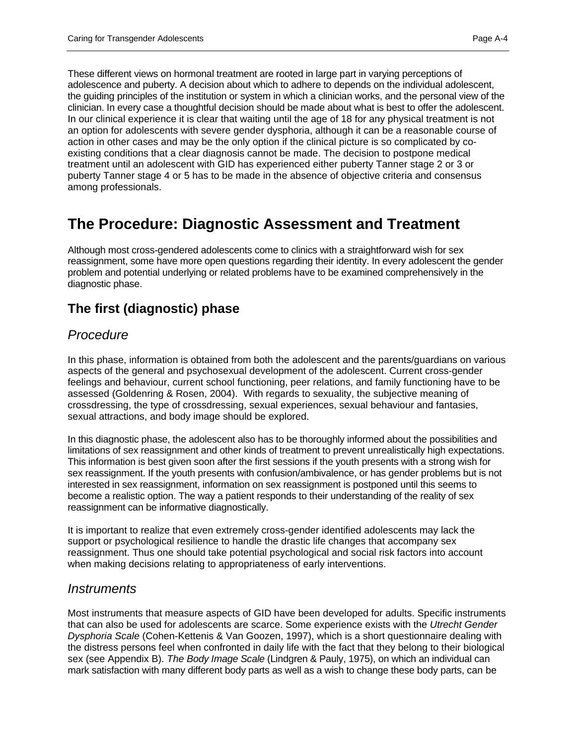These different views on hormonal treatment are rooted in large part in varying perceptions of adolescence and puberty. A decision about which to adhere to depends on the individual adolescent, the guiding principles of the institution or system in which a clinician works, and the personal view of the clinician. In every case a thoughtful decision should be made about what is best to offer the adolescent. In our clinical experience it is clear that waiting until the age of 18 for any physical treatment is not an option for adolescents with severe gender dysphoria, although it can be a reasonable course of action in other cases and may be the only option if the clinical picture is so complicated by co-existing conditions that a clear diagnosis cannot be made. The decision to postpone medical treatment until an adolescent with GID has experienced either puberty Tanner stage 2 or 3 or puberty Tanner stage 4 or 5 has to be made in the absence of objective criteria and consensus among professionals.

# The Procedure: Diagnostic Assessment and Treatment

Although most cross-gendered adolescents come to clinics with a straightforward wish for sex reassignment, some have more open questions regarding their identity. In every adolescent the gender problem and potential underlying or related problems have to be examined comprehensively in the diagnostic phase.

## The first (diagnostic) phase

### *Procedure*

In this phase, information is obtained from both the adolescent and the parents/guardians on various aspects of the general and psychosexual development of the adolescent. Current cross-gender feelings and behaviour, current school functioning, peer relations, and family functioning have to be assessed (Goldenring & Rosen, 2004). With regards to sexuality, the subjective meaning of crossdressing, the type of crossdressing, sexual experiences, sexual behaviour and fantasies, sexual attractions, and body image should be explored.

In this diagnostic phase, the adolescent also has to be thoroughly informed about the possibilities and limitations of sex reassignment and other kinds of treatment to prevent unrealistically high expectations. This information is best given soon after the first sessions if the youth presents with a strong wish for sex reassignment. If the youth presents with confusion/ambivalence, or has gender problems but is not interested in sex reassignment, information on sex reassignment is postponed until this seems to become a realistic option. The way a patient responds to their understanding of the reality of sex reassignment can be informative diagnostically.

It is important to realize that even extremely cross-gender identified adolescents may lack the support or psychological resilience to handle the drastic life changes that accompany sex reassignment. Thus one should take potential psychological and social risk factors into account when making decisions relating to appropriateness of early interventions.

### *Instruments*

Most instruments that measure aspects of GID have been developed for adults. Specific instruments that can also be used for adolescents are scarce. Some experience exists with the *Utrecht Gender Dysphoria Scale* (Cohen-Kettenis & Van Goozen, 1997), which is a short questionnaire dealing with the distress persons feel when confronted in daily life with the fact that they belong to their biological sex (see Appendix B). *The Body Image Scale* (Lindgren & Pauly, 1975), on which an individual can mark satisfaction with many different body parts as well as a wish to change these body parts, can be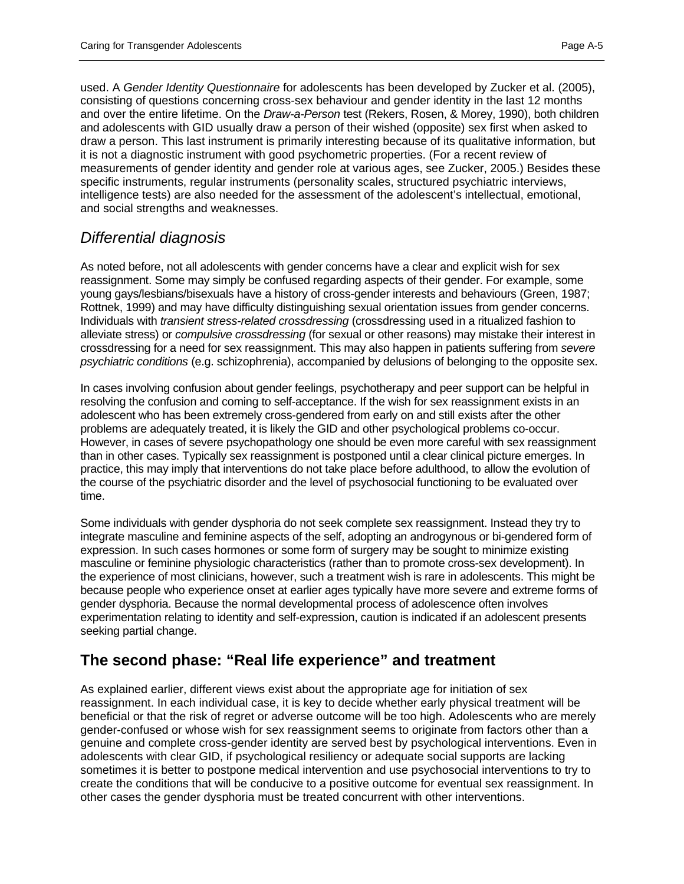used. A *Gender Identity Questionnaire* for adolescents has been developed by Zucker et al. (2005), consisting of questions concerning cross-sex behaviour and gender identity in the last 12 months and over the entire lifetime. On the *Draw-a-Person* test (Rekers, Rosen, & Morey, 1990), both children and adolescents with GID usually draw a person of their wished (opposite) sex first when asked to draw a person. This last instrument is primarily interesting because of its qualitative information, but it is not a diagnostic instrument with good psychometric properties. (For a recent review of measurements of gender identity and gender role at various ages, see Zucker, 2005.) Besides these specific instruments, regular instruments (personality scales, structured psychiatric interviews, intelligence tests) are also needed for the assessment of the adolescent's intellectual, emotional, and social strengths and weaknesses.

### *Differential diagnosis*

As noted before, not all adolescents with gender concerns have a clear and explicit wish for sex reassignment. Some may simply be confused regarding aspects of their gender. For example, some young gays/lesbians/bisexuals have a history of cross-gender interests and behaviours (Green, 1987; Rottnek, 1999) and may have difficulty distinguishing sexual orientation issues from gender concerns. Individuals with *transient stress-related crossdressing* (crossdressing used in a ritualized fashion to alleviate stress) or *compulsive crossdressing* (for sexual or other reasons) may mistake their interest in crossdressing for a need for sex reassignment. This may also happen in patients suffering from *severe psychiatric conditions* (e.g. schizophrenia), accompanied by delusions of belonging to the opposite sex.

In cases involving confusion about gender feelings, psychotherapy and peer support can be helpful in resolving the confusion and coming to self-acceptance. If the wish for sex reassignment exists in an adolescent who has been extremely cross-gendered from early on and still exists after the other problems are adequately treated, it is likely the GID and other psychological problems co-occur. However, in cases of severe psychopathology one should be even more careful with sex reassignment than in other cases. Typically sex reassignment is postponed until a clear clinical picture emerges. In practice, this may imply that interventions do not take place before adulthood, to allow the evolution of the course of the psychiatric disorder and the level of psychosocial functioning to be evaluated over time.

Some individuals with gender dysphoria do not seek complete sex reassignment. Instead they try to integrate masculine and feminine aspects of the self, adopting an androgynous or bi-gendered form of expression. In such cases hormones or some form of surgery may be sought to minimize existing masculine or feminine physiologic characteristics (rather than to promote cross-sex development). In the experience of most clinicians, however, such a treatment wish is rare in adolescents. This might be because people who experience onset at earlier ages typically have more severe and extreme forms of gender dysphoria. Because the normal developmental process of adolescence often involves experimentation relating to identity and self-expression, caution is indicated if an adolescent presents seeking partial change.

## The second phase: "Real life experience" and treatment

As explained earlier, different views exist about the appropriate age for initiation of sex reassignment. In each individual case, it is key to decide whether early physical treatment will be beneficial or that the risk of regret or adverse outcome will be too high. Adolescents who are merely gender-confused or whose wish for sex reassignment seems to originate from factors other than a genuine and complete cross-gender identity are served best by psychological interventions. Even in adolescents with clear GID, if psychological resiliency or adequate social supports are lacking sometimes it is better to postpone medical intervention and use psychosocial interventions to try to create the conditions that will be conducive to a positive outcome for eventual sex reassignment. In other cases the gender dysphoria must be treated concurrent with other interventions.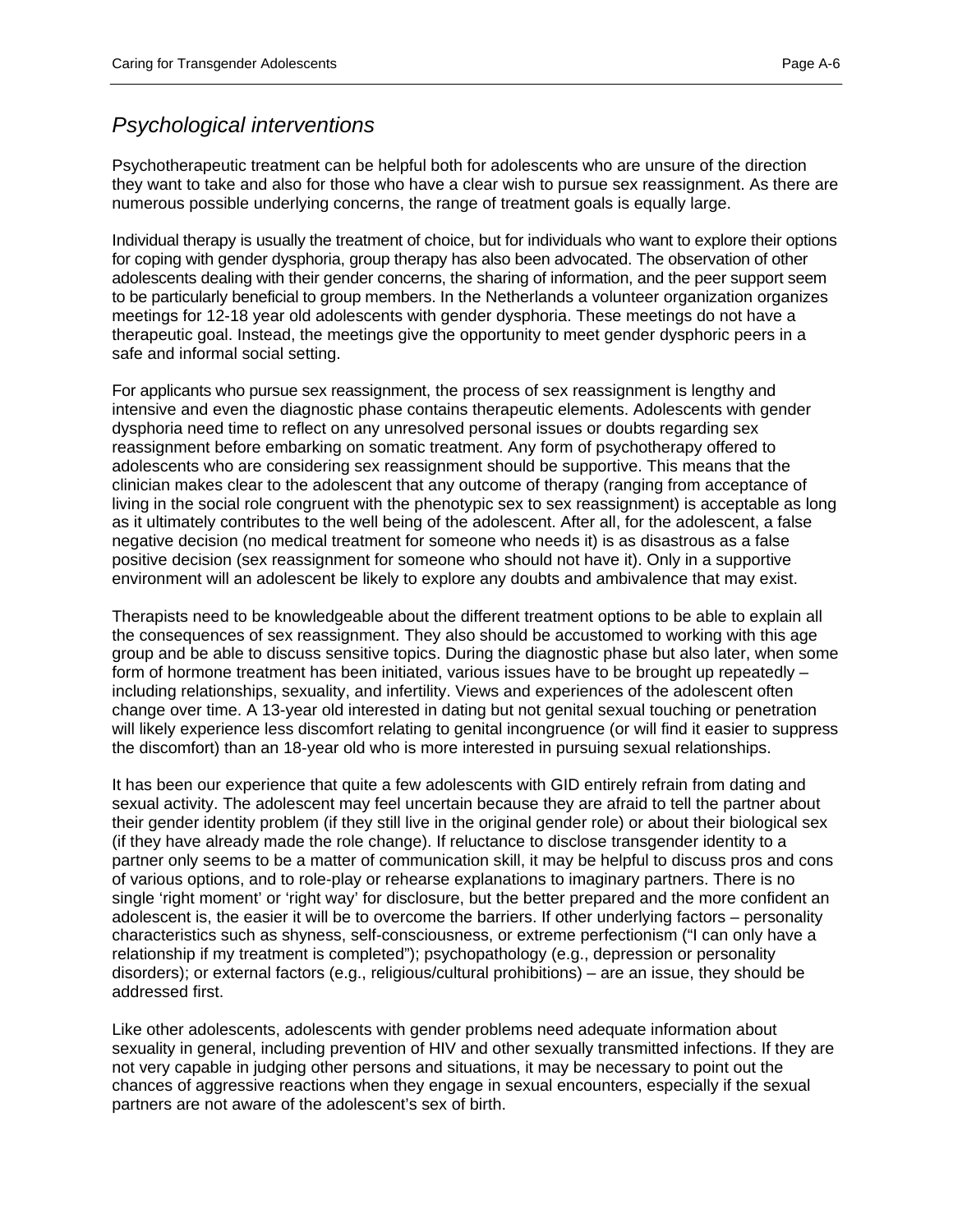## *Psychological interventions*

Psychotherapeutic treatment can be helpful both for adolescents who are unsure of the direction they want to take and also for those who have a clear wish to pursue sex reassignment. As there are numerous possible underlying concerns, the range of treatment goals is equally large.

Individual therapy is usually the treatment of choice, but for individuals who want to explore their options for coping with gender dysphoria, group therapy has also been advocated. The observation of other adolescents dealing with their gender concerns, the sharing of information, and the peer support seem to be particularly beneficial to group members. In the Netherlands a volunteer organization organizes meetings for 12-18 year old adolescents with gender dysphoria. These meetings do not have a therapeutic goal. Instead, the meetings give the opportunity to meet gender dysphoric peers in a safe and informal social setting.

For applicants who pursue sex reassignment, the process of sex reassignment is lengthy and intensive and even the diagnostic phase contains therapeutic elements. Adolescents with gender dysphoria need time to reflect on any unresolved personal issues or doubts regarding sex reassignment before embarking on somatic treatment. Any form of psychotherapy offered to adolescents who are considering sex reassignment should be supportive. This means that the clinician makes clear to the adolescent that any outcome of therapy (ranging from acceptance of living in the social role congruent with the phenotypic sex to sex reassignment) is acceptable as long as it ultimately contributes to the well being of the adolescent. After all, for the adolescent, a false negative decision (no medical treatment for someone who needs it) is as disastrous as a false positive decision (sex reassignment for someone who should not have it). Only in a supportive environment will an adolescent be likely to explore any doubts and ambivalence that may exist.

Therapists need to be knowledgeable about the different treatment options to be able to explain all the consequences of sex reassignment. They also should be accustomed to working with this age group and be able to discuss sensitive topics. During the diagnostic phase but also later, when some form of hormone treatment has been initiated, various issues have to be brought up repeatedly – including relationships, sexuality, and infertility. Views and experiences of the adolescent often change over time. A 13-year old interested in dating but not genital sexual touching or penetration will likely experience less discomfort relating to genital incongruence (or will find it easier to suppress the discomfort) than an 18-year old who is more interested in pursuing sexual relationships.

It has been our experience that quite a few adolescents with GID entirely refrain from dating and sexual activity. The adolescent may feel uncertain because they are afraid to tell the partner about their gender identity problem (if they still live in the original gender role) or about their biological sex (if they have already made the role change). If reluctance to disclose transgender identity to a partner only seems to be a matter of communication skill, it may be helpful to discuss pros and cons of various options, and to role-play or rehearse explanations to imaginary partners. There is no single 'right moment' or 'right way' for disclosure, but the better prepared and the more confident an adolescent is, the easier it will be to overcome the barriers. If other underlying factors – personality characteristics such as shyness, self-consciousness, or extreme perfectionism ("I can only have a relationship if my treatment is completed"); psychopathology (e.g., depression or personality disorders); or external factors (e.g., religious/cultural prohibitions) – are an issue, they should be addressed first.

Like other adolescents, adolescents with gender problems need adequate information about sexuality in general, including prevention of HIV and other sexually transmitted infections. If they are not very capable in judging other persons and situations, it may be necessary to point out the chances of aggressive reactions when they engage in sexual encounters, especially if the sexual partners are not aware of the adolescent's sex of birth.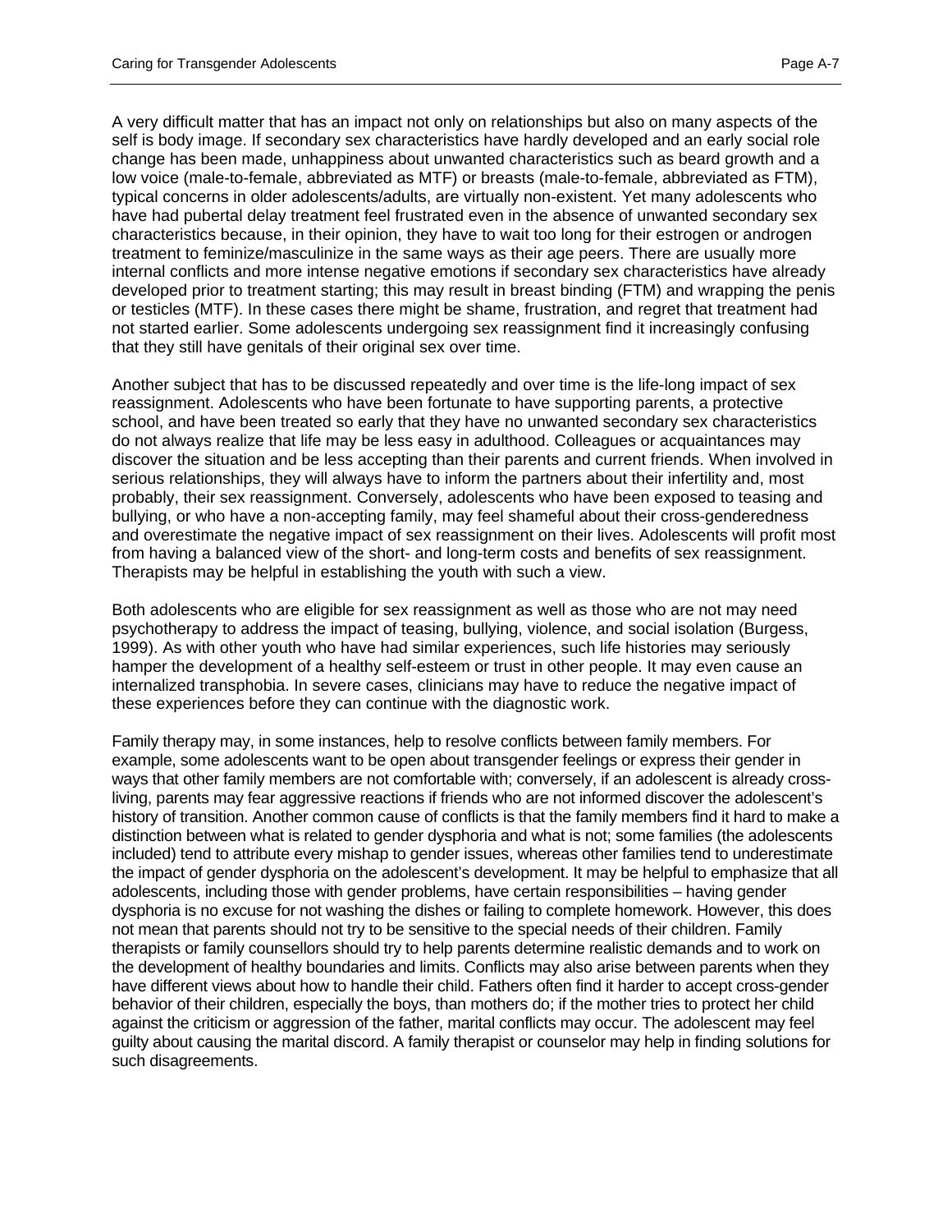A very difficult matter that has an impact not only on relationships but also on many aspects of the self is body image. If secondary sex characteristics have hardly developed and an early social role change has been made, unhappiness about unwanted characteristics such as beard growth and a low voice (male-to-female, abbreviated as MTF) or breasts (male-to-female, abbreviated as FTM), typical concerns in older adolescents/adults, are virtually non-existent. Yet many adolescents who have had pubertal delay treatment feel frustrated even in the absence of unwanted secondary sex characteristics because, in their opinion, they have to wait too long for their estrogen or androgen treatment to feminize/masculinize in the same ways as their age peers. There are usually more internal conflicts and more intense negative emotions if secondary sex characteristics have already developed prior to treatment starting; this may result in breast binding (FTM) and wrapping the penis or testicles (MTF). In these cases there might be shame, frustration, and regret that treatment had not started earlier. Some adolescents undergoing sex reassignment find it increasingly confusing that they still have genitals of their original sex over time.

Another subject that has to be discussed repeatedly and over time is the life-long impact of sex reassignment. Adolescents who have been fortunate to have supporting parents, a protective school, and have been treated so early that they have no unwanted secondary sex characteristics do not always realize that life may be less easy in adulthood. Colleagues or acquaintances may discover the situation and be less accepting than their parents and current friends. When involved in serious relationships, they will always have to inform the partners about their infertility and, most probably, their sex reassignment. Conversely, adolescents who have been exposed to teasing and bullying, or who have a non-accepting family, may feel shameful about their cross-genderedness and overestimate the negative impact of sex reassignment on their lives. Adolescents will profit most from having a balanced view of the short- and long-term costs and benefits of sex reassignment. Therapists may be helpful in establishing the youth with such a view.

Both adolescents who are eligible for sex reassignment as well as those who are not may need psychotherapy to address the impact of teasing, bullying, violence, and social isolation (Burgess, 1999). As with other youth who have had similar experiences, such life histories may seriously hamper the development of a healthy self-esteem or trust in other people. It may even cause an internalized transphobia. In severe cases, clinicians may have to reduce the negative impact of these experiences before they can continue with the diagnostic work.

Family therapy may, in some instances, help to resolve conflicts between family members. For example, some adolescents want to be open about transgender feelings or express their gender in ways that other family members are not comfortable with; conversely, if an adolescent is already cross-living, parents may fear aggressive reactions if friends who are not informed discover the adolescent's history of transition. Another common cause of conflicts is that the family members find it hard to make a distinction between what is related to gender dysphoria and what is not; some families (the adolescents included) tend to attribute every mishap to gender issues, whereas other families tend to underestimate the impact of gender dysphoria on the adolescent's development. It may be helpful to emphasize that all adolescents, including those with gender problems, have certain responsibilities – having gender dysphoria is no excuse for not washing the dishes or failing to complete homework. However, this does not mean that parents should not try to be sensitive to the special needs of their children. Family therapists or family counsellors should try to help parents determine realistic demands and to work on the development of healthy boundaries and limits. Conflicts may also arise between parents when they have different views about how to handle their child. Fathers often find it harder to accept cross-gender behavior of their children, especially the boys, than mothers do; if the mother tries to protect her child against the criticism or aggression of the father, marital conflicts may occur. The adolescent may feel guilty about causing the marital discord. A family therapist or counselor may help in finding solutions for such disagreements.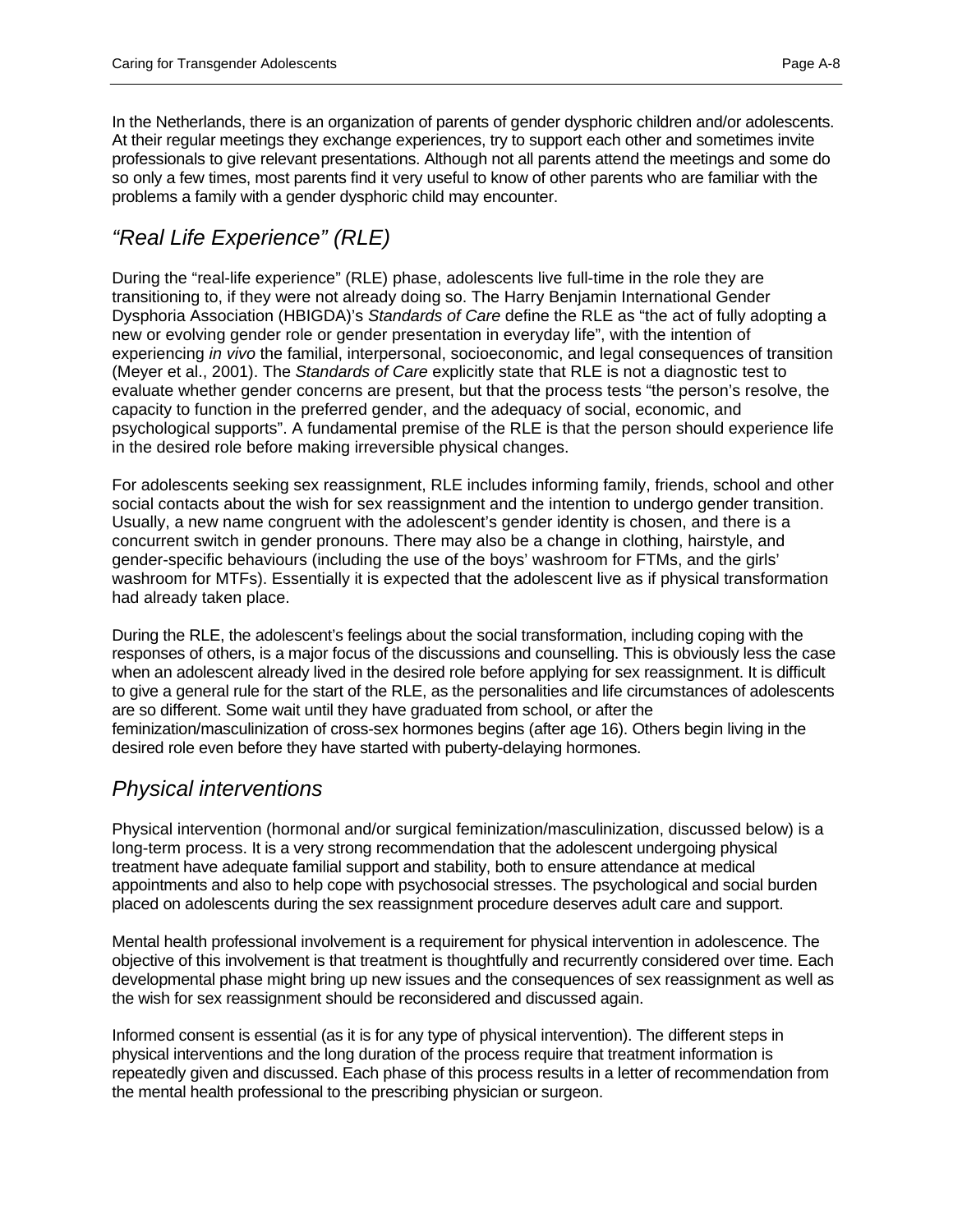In the Netherlands, there is an organization of parents of gender dysphoric children and/or adolescents. At their regular meetings they exchange experiences, try to support each other and sometimes invite professionals to give relevant presentations. Although not all parents attend the meetings and some do so only a few times, most parents find it very useful to know of other parents who are familiar with the problems a family with a gender dysphoric child may encounter.

## *"Real Life Experience" (RLE)*

During the "real-life experience" (RLE) phase, adolescents live full-time in the role they are transitioning to, if they were not already doing so. The Harry Benjamin International Gender Dysphoria Association (HBIGDA)'s *Standards of Care* define the RLE as "the act of fully adopting a new or evolving gender role or gender presentation in everyday life", with the intention of experiencing *in vivo* the familial, interpersonal, socioeconomic, and legal consequences of transition (Meyer et al., 2001). The *Standards of Care* explicitly state that RLE is not a diagnostic test to evaluate whether gender concerns are present, but that the process tests "the person's resolve, the capacity to function in the preferred gender, and the adequacy of social, economic, and psychological supports". A fundamental premise of the RLE is that the person should experience life in the desired role before making irreversible physical changes.

For adolescents seeking sex reassignment, RLE includes informing family, friends, school and other social contacts about the wish for sex reassignment and the intention to undergo gender transition. Usually, a new name congruent with the adolescent's gender identity is chosen, and there is a concurrent switch in gender pronouns. There may also be a change in clothing, hairstyle, and gender-specific behaviours (including the use of the boys' washroom for FTMs, and the girls' washroom for MTFs). Essentially it is expected that the adolescent live as if physical transformation had already taken place.

During the RLE, the adolescent's feelings about the social transformation, including coping with the responses of others, is a major focus of the discussions and counselling. This is obviously less the case when an adolescent already lived in the desired role before applying for sex reassignment. It is difficult to give a general rule for the start of the RLE, as the personalities and life circumstances of adolescents are so different. Some wait until they have graduated from school, or after the feminization/masculinization of cross-sex hormones begins (after age 16). Others begin living in the desired role even before they have started with puberty-delaying hormones.

## *Physical interventions*

Physical intervention (hormonal and/or surgical feminization/masculinization, discussed below) is a long-term process. It is a very strong recommendation that the adolescent undergoing physical treatment have adequate familial support and stability, both to ensure attendance at medical appointments and also to help cope with psychosocial stresses. The psychological and social burden placed on adolescents during the sex reassignment procedure deserves adult care and support.

Mental health professional involvement is a requirement for physical intervention in adolescence. The objective of this involvement is that treatment is thoughtfully and recurrently considered over time. Each developmental phase might bring up new issues and the consequences of sex reassignment as well as the wish for sex reassignment should be reconsidered and discussed again.

Informed consent is essential (as it is for any type of physical intervention). The different steps in physical interventions and the long duration of the process require that treatment information is repeatedly given and discussed. Each phase of this process results in a letter of recommendation from the mental health professional to the prescribing physician or surgeon.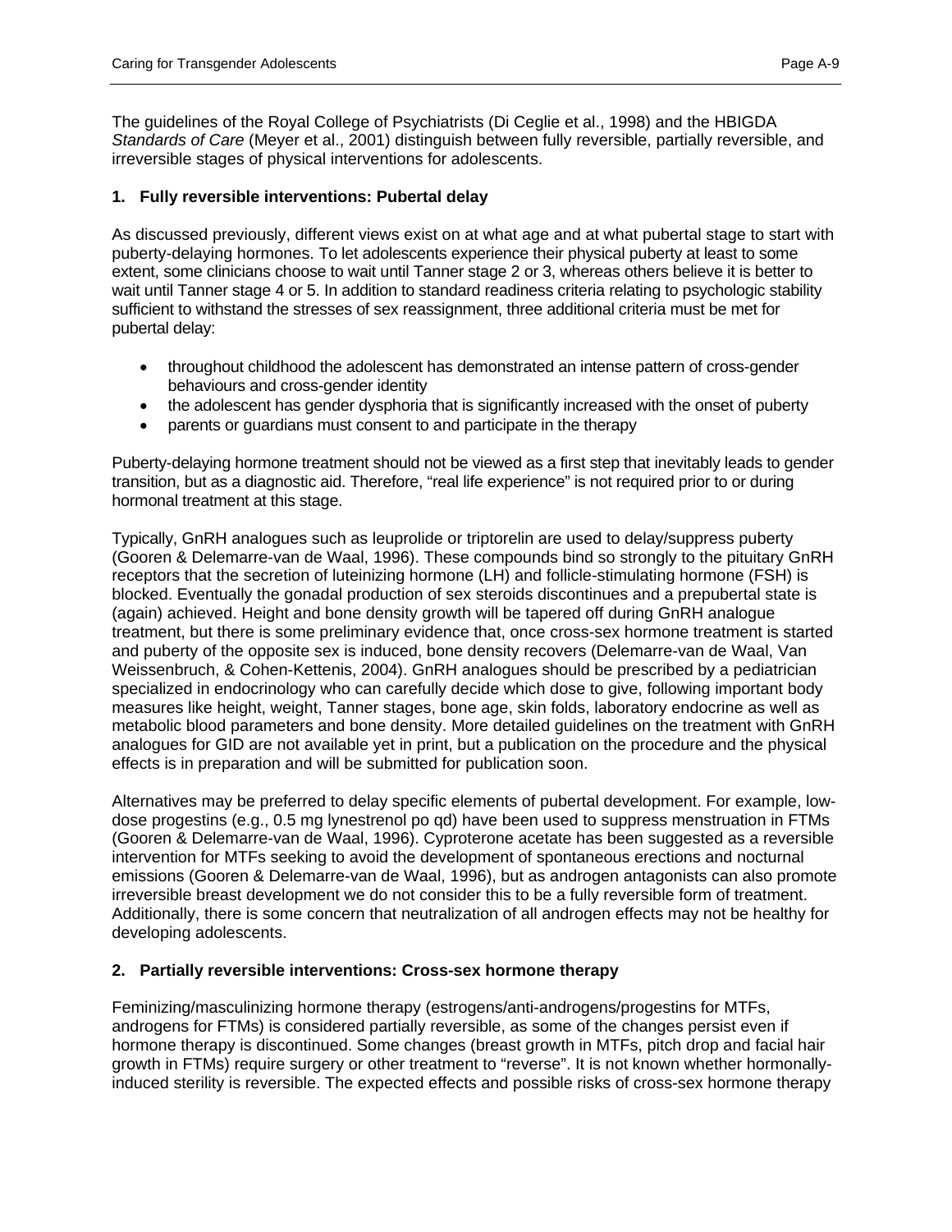The guidelines of the Royal College of Psychiatrists (Di Ceglie et al., 1998) and the HBIGDA *Standards of Care* (Meyer et al., 2001) distinguish between fully reversible, partially reversible, and irreversible stages of physical interventions for adolescents.

**1. Fully reversible interventions: Pubertal delay**

As discussed previously, different views exist on at what age and at what pubertal stage to start with puberty-delaying hormones. To let adolescents experience their physical puberty at least to some extent, some clinicians choose to wait until Tanner stage 2 or 3, whereas others believe it is better to wait until Tanner stage 4 or 5. In addition to standard readiness criteria relating to psychologic stability sufficient to withstand the stresses of sex reassignment, three additional criteria must be met for pubertal delay:

- throughout childhood the adolescent has demonstrated an intense pattern of cross-gender behaviours and cross-gender identity
- the adolescent has gender dysphoria that is significantly increased with the onset of puberty
- parents or guardians must consent to and participate in the therapy

Puberty-delaying hormone treatment should not be viewed as a first step that inevitably leads to gender transition, but as a diagnostic aid. Therefore, "real life experience" is not required prior to or during hormonal treatment at this stage.

Typically, GnRH analogues such as leuprolide or triptorelin are used to delay/suppress puberty (Gooren & Delemarre-van de Waal, 1996). These compounds bind so strongly to the pituitary GnRH receptors that the secretion of luteinizing hormone (LH) and follicle-stimulating hormone (FSH) is blocked. Eventually the gonadal production of sex steroids discontinues and a prepubertal state is (again) achieved. Height and bone density growth will be tapered off during GnRH analogue treatment, but there is some preliminary evidence that, once cross-sex hormone treatment is started and puberty of the opposite sex is induced, bone density recovers (Delemarre-van de Waal, Van Weissenbruch, & Cohen-Kettenis, 2004). GnRH analogues should be prescribed by a pediatrician specialized in endocrinology who can carefully decide which dose to give, following important body measures like height, weight, Tanner stages, bone age, skin folds, laboratory endocrine as well as metabolic blood parameters and bone density. More detailed guidelines on the treatment with GnRH analogues for GID are not available yet in print, but a publication on the procedure and the physical effects is in preparation and will be submitted for publication soon.

Alternatives may be preferred to delay specific elements of pubertal development. For example, low-dose progestins (e.g., 0.5 mg lynestrenol po qd) have been used to suppress menstruation in FTMs (Gooren & Delemarre-van de Waal, 1996). Cyproterone acetate has been suggested as a reversible intervention for MTFs seeking to avoid the development of spontaneous erections and nocturnal emissions (Gooren & Delemarre-van de Waal, 1996), but as androgen antagonists can also promote irreversible breast development we do not consider this to be a fully reversible form of treatment. Additionally, there is some concern that neutralization of all androgen effects may not be healthy for developing adolescents.

**2. Partially reversible interventions: Cross-sex hormone therapy**

Feminizing/masculinizing hormone therapy (estrogens/anti-androgens/progestins for MTFs, androgens for FTMs) is considered partially reversible, as some of the changes persist even if hormone therapy is discontinued. Some changes (breast growth in MTFs, pitch drop and facial hair growth in FTMs) require surgery or other treatment to "reverse". It is not known whether hormonally-induced sterility is reversible. The expected effects and possible risks of cross-sex hormone therapy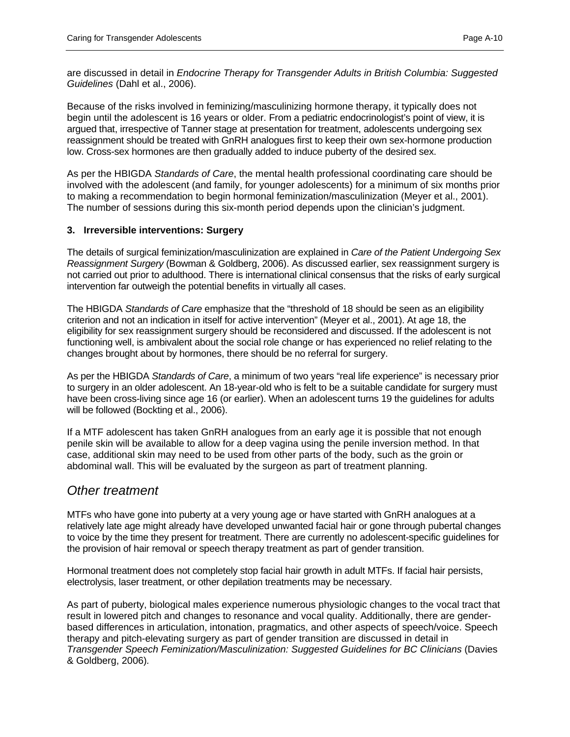are discussed in detail in *Endocrine Therapy for Transgender Adults in British Columbia: Suggested Guidelines* (Dahl et al., 2006).

Because of the risks involved in feminizing/masculinizing hormone therapy, it typically does not begin until the adolescent is 16 years or older. From a pediatric endocrinologist's point of view, it is argued that, irrespective of Tanner stage at presentation for treatment, adolescents undergoing sex reassignment should be treated with GnRH analogues first to keep their own sex-hormone production low. Cross-sex hormones are then gradually added to induce puberty of the desired sex.

As per the HBIGDA *Standards of Care*, the mental health professional coordinating care should be involved with the adolescent (and family, for younger adolescents) for a minimum of six months prior to making a recommendation to begin hormonal feminization/masculinization (Meyer et al., 2001). The number of sessions during this six-month period depends upon the clinician's judgment.

### 3. Irreversible interventions: Surgery

The details of surgical feminization/masculinization are explained in *Care of the Patient Undergoing Sex Reassignment Surgery* (Bowman & Goldberg, 2006). As discussed earlier, sex reassignment surgery is not carried out prior to adulthood. There is international clinical consensus that the risks of early surgical intervention far outweigh the potential benefits in virtually all cases.

The HBIGDA *Standards of Care* emphasize that the "threshold of 18 should be seen as an eligibility criterion and not an indication in itself for active intervention" (Meyer et al., 2001). At age 18, the eligibility for sex reassignment surgery should be reconsidered and discussed. If the adolescent is not functioning well, is ambivalent about the social role change or has experienced no relief relating to the changes brought about by hormones, there should be no referral for surgery.

As per the HBIGDA *Standards of Care*, a minimum of two years "real life experience" is necessary prior to surgery in an older adolescent. An 18-year-old who is felt to be a suitable candidate for surgery must have been cross-living since age 16 (or earlier). When an adolescent turns 19 the guidelines for adults will be followed (Bockting et al., 2006).

If a MTF adolescent has taken GnRH analogues from an early age it is possible that not enough penile skin will be available to allow for a deep vagina using the penile inversion method. In that case, additional skin may need to be used from other parts of the body, such as the groin or abdominal wall. This will be evaluated by the surgeon as part of treatment planning.

## *Other treatment*

MTFs who have gone into puberty at a very young age or have started with GnRH analogues at a relatively late age might already have developed unwanted facial hair or gone through pubertal changes to voice by the time they present for treatment. There are currently no adolescent-specific guidelines for the provision of hair removal or speech therapy treatment as part of gender transition.

Hormonal treatment does not completely stop facial hair growth in adult MTFs. If facial hair persists, electrolysis, laser treatment, or other depilation treatments may be necessary.

As part of puberty, biological males experience numerous physiologic changes to the vocal tract that result in lowered pitch and changes to resonance and vocal quality. Additionally, there are gender-based differences in articulation, intonation, pragmatics, and other aspects of speech/voice. Speech therapy and pitch-elevating surgery as part of gender transition are discussed in detail in *Transgender Speech Feminization/Masculinization: Suggested Guidelines for BC Clinicians* (Davies & Goldberg, 2006).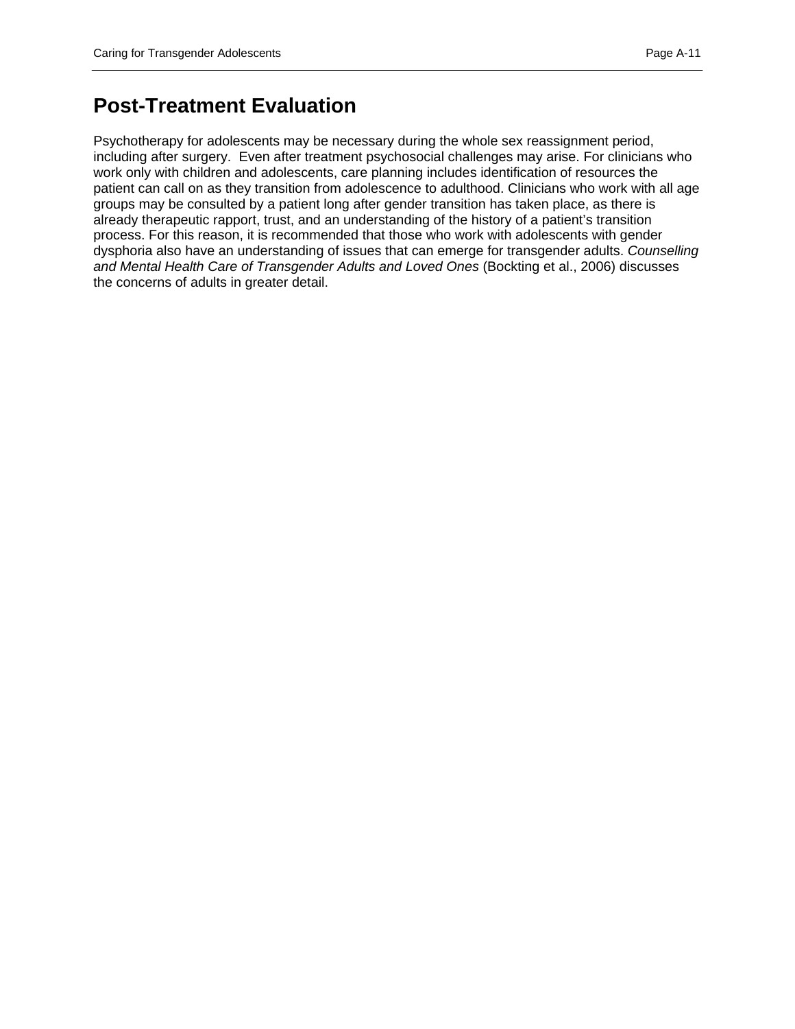# Post-Treatment Evaluation

Psychotherapy for adolescents may be necessary during the whole sex reassignment period, including after surgery. Even after treatment psychosocial challenges may arise. For clinicians who work only with children and adolescents, care planning includes identification of resources the patient can call on as they transition from adolescence to adulthood. Clinicians who work with all age groups may be consulted by a patient long after gender transition has taken place, as there is already therapeutic rapport, trust, and an understanding of the history of a patient's transition process. For this reason, it is recommended that those who work with adolescents with gender dysphoria also have an understanding of issues that can emerge for transgender adults. *Counselling and Mental Health Care of Transgender Adults and Loved Ones* (Bockting et al., 2006) discusses the concerns of adults in greater detail.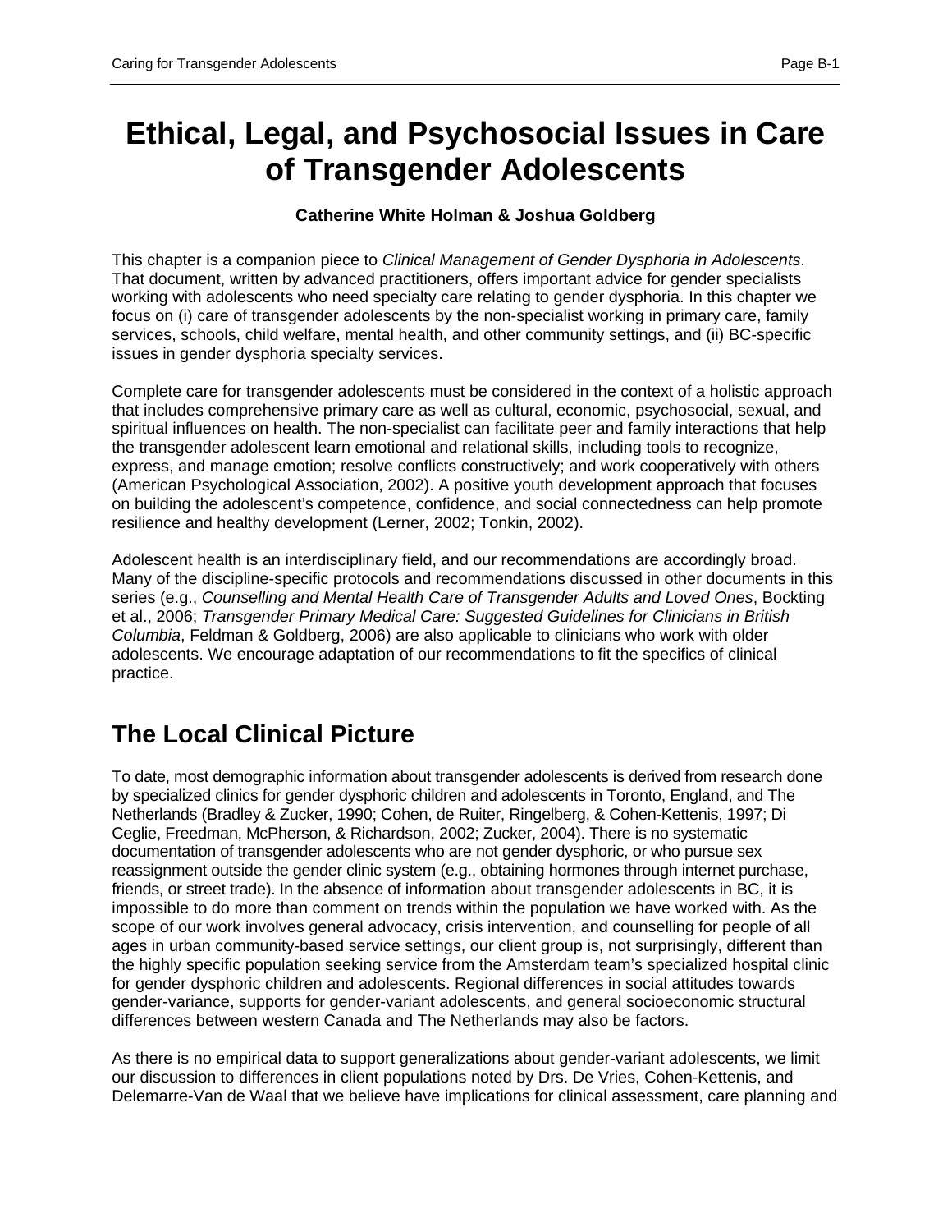# Ethical, Legal, and Psychosocial Issues in Care of Transgender Adolescents

**Catherine White Holman & Joshua Goldberg**

This chapter is a companion piece to *Clinical Management of Gender Dysphoria in Adolescents*. That document, written by advanced practitioners, offers important advice for gender specialists working with adolescents who need specialty care relating to gender dysphoria. In this chapter we focus on (i) care of transgender adolescents by the non-specialist working in primary care, family services, schools, child welfare, mental health, and other community settings, and (ii) BC-specific issues in gender dysphoria specialty services.

Complete care for transgender adolescents must be considered in the context of a holistic approach that includes comprehensive primary care as well as cultural, economic, psychosocial, sexual, and spiritual influences on health. The non-specialist can facilitate peer and family interactions that help the transgender adolescent learn emotional and relational skills, including tools to recognize, express, and manage emotion; resolve conflicts constructively; and work cooperatively with others (American Psychological Association, 2002). A positive youth development approach that focuses on building the adolescent's competence, confidence, and social connectedness can help promote resilience and healthy development (Lerner, 2002; Tonkin, 2002).

Adolescent health is an interdisciplinary field, and our recommendations are accordingly broad. Many of the discipline-specific protocols and recommendations discussed in other documents in this series (e.g., *Counselling and Mental Health Care of Transgender Adults and Loved Ones*, Bockting et al., 2006; *Transgender Primary Medical Care: Suggested Guidelines for Clinicians in British Columbia*, Feldman & Goldberg, 2006) are also applicable to clinicians who work with older adolescents. We encourage adaptation of our recommendations to fit the specifics of clinical practice.

## The Local Clinical Picture

To date, most demographic information about transgender adolescents is derived from research done by specialized clinics for gender dysphoric children and adolescents in Toronto, England, and The Netherlands (Bradley & Zucker, 1990; Cohen, de Ruiter, Ringelberg, & Cohen-Kettenis, 1997; Di Ceglie, Freedman, McPherson, & Richardson, 2002; Zucker, 2004). There is no systematic documentation of transgender adolescents who are not gender dysphoric, or who pursue sex reassignment outside the gender clinic system (e.g., obtaining hormones through internet purchase, friends, or street trade). In the absence of information about transgender adolescents in BC, it is impossible to do more than comment on trends within the population we have worked with. As the scope of our work involves general advocacy, crisis intervention, and counselling for people of all ages in urban community-based service settings, our client group is, not surprisingly, different than the highly specific population seeking service from the Amsterdam team's specialized hospital clinic for gender dysphoric children and adolescents. Regional differences in social attitudes towards gender-variance, supports for gender-variant adolescents, and general socioeconomic structural differences between western Canada and The Netherlands may also be factors.

As there is no empirical data to support generalizations about gender-variant adolescents, we limit our discussion to differences in client populations noted by Drs. De Vries, Cohen-Kettenis, and Delemarre-Van de Waal that we believe have implications for clinical assessment, care planning and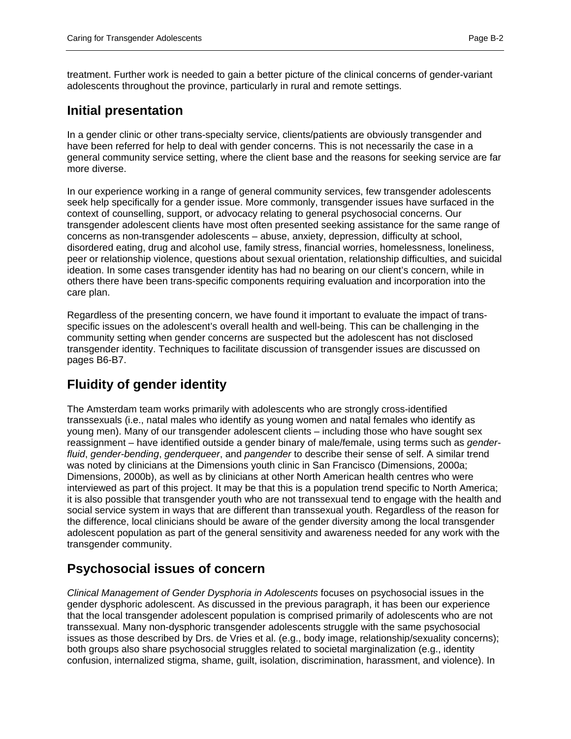treatment. Further work is needed to gain a better picture of the clinical concerns of gender-variant adolescents throughout the province, particularly in rural and remote settings.

## Initial presentation

In a gender clinic or other trans-specialty service, clients/patients are obviously transgender and have been referred for help to deal with gender concerns. This is not necessarily the case in a general community service setting, where the client base and the reasons for seeking service are far more diverse.

In our experience working in a range of general community services, few transgender adolescents seek help specifically for a gender issue. More commonly, transgender issues have surfaced in the context of counselling, support, or advocacy relating to general psychosocial concerns. Our transgender adolescent clients have most often presented seeking assistance for the same range of concerns as non-transgender adolescents – abuse, anxiety, depression, difficulty at school, disordered eating, drug and alcohol use, family stress, financial worries, homelessness, loneliness, peer or relationship violence, questions about sexual orientation, relationship difficulties, and suicidal ideation. In some cases transgender identity has had no bearing on our client's concern, while in others there have been trans-specific components requiring evaluation and incorporation into the care plan.

Regardless of the presenting concern, we have found it important to evaluate the impact of trans-specific issues on the adolescent's overall health and well-being. This can be challenging in the community setting when gender concerns are suspected but the adolescent has not disclosed transgender identity. Techniques to facilitate discussion of transgender issues are discussed on pages B6-B7.

## Fluidity of gender identity

The Amsterdam team works primarily with adolescents who are strongly cross-identified transsexuals (i.e., natal males who identify as young women and natal females who identify as young men). Many of our transgender adolescent clients – including those who have sought sex reassignment – have identified outside a gender binary of male/female, using terms such as *gender-fluid*, *gender-bending*, *genderqueer*, and *pangender* to describe their sense of self. A similar trend was noted by clinicians at the Dimensions youth clinic in San Francisco (Dimensions, 2000a; Dimensions, 2000b), as well as by clinicians at other North American health centres who were interviewed as part of this project. It may be that this is a population trend specific to North America; it is also possible that transgender youth who are not transsexual tend to engage with the health and social service system in ways that are different than transsexual youth. Regardless of the reason for the difference, local clinicians should be aware of the gender diversity among the local transgender adolescent population as part of the general sensitivity and awareness needed for any work with the transgender community.

## Psychosocial issues of concern

*Clinical Management of Gender Dysphoria in Adolescents* focuses on psychosocial issues in the gender dysphoric adolescent. As discussed in the previous paragraph, it has been our experience that the local transgender adolescent population is comprised primarily of adolescents who are not transsexual. Many non-dysphoric transgender adolescents struggle with the same psychosocial issues as those described by Drs. de Vries et al. (e.g., body image, relationship/sexuality concerns); both groups also share psychosocial struggles related to societal marginalization (e.g., identity confusion, internalized stigma, shame, guilt, isolation, discrimination, harassment, and violence). In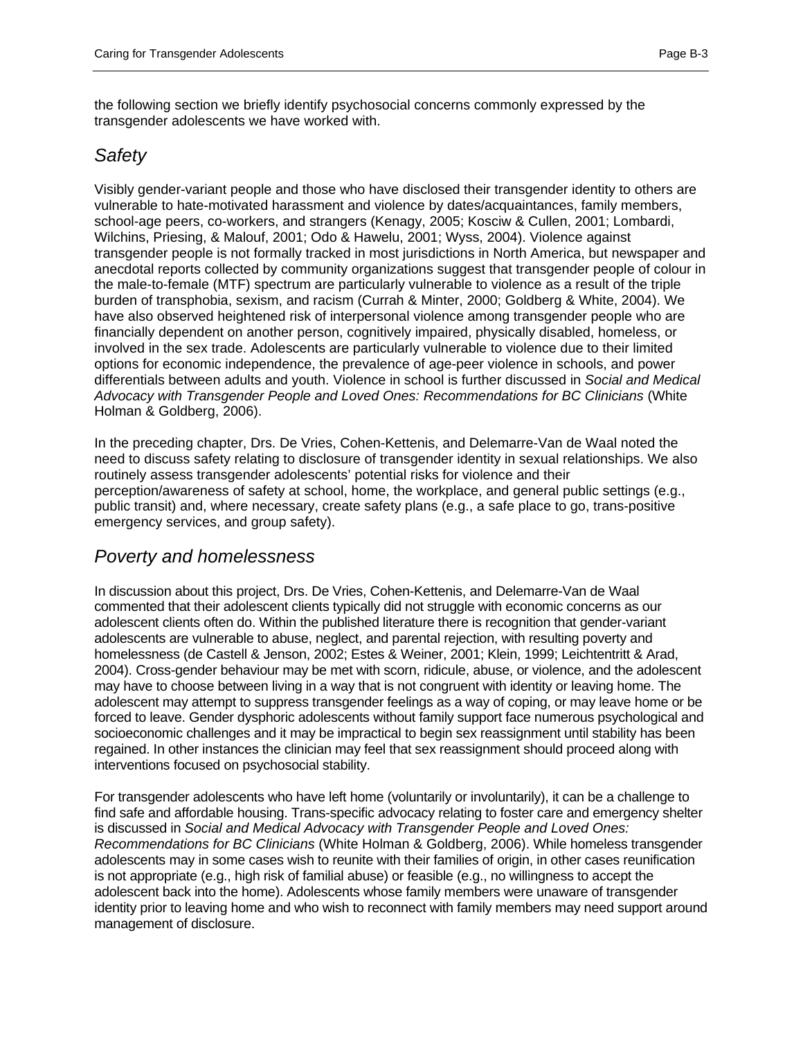the following section we briefly identify psychosocial concerns commonly expressed by the transgender adolescents we have worked with.

## *Safety*

Visibly gender-variant people and those who have disclosed their transgender identity to others are vulnerable to hate-motivated harassment and violence by dates/acquaintances, family members, school-age peers, co-workers, and strangers (Kenagy, 2005; Kosciw & Cullen, 2001; Lombardi, Wilchins, Priesing, & Malouf, 2001; Odo & Hawelu, 2001; Wyss, 2004). Violence against transgender people is not formally tracked in most jurisdictions in North America, but newspaper and anecdotal reports collected by community organizations suggest that transgender people of colour in the male-to-female (MTF) spectrum are particularly vulnerable to violence as a result of the triple burden of transphobia, sexism, and racism (Currah & Minter, 2000; Goldberg & White, 2004). We have also observed heightened risk of interpersonal violence among transgender people who are financially dependent on another person, cognitively impaired, physically disabled, homeless, or involved in the sex trade. Adolescents are particularly vulnerable to violence due to their limited options for economic independence, the prevalence of age-peer violence in schools, and power differentials between adults and youth. Violence in school is further discussed in *Social and Medical Advocacy with Transgender People and Loved Ones: Recommendations for BC Clinicians* (White Holman & Goldberg, 2006).

In the preceding chapter, Drs. De Vries, Cohen-Kettenis, and Delemarre-Van de Waal noted the need to discuss safety relating to disclosure of transgender identity in sexual relationships. We also routinely assess transgender adolescents' potential risks for violence and their perception/awareness of safety at school, home, the workplace, and general public settings (e.g., public transit) and, where necessary, create safety plans (e.g., a safe place to go, trans-positive emergency services, and group safety).

## *Poverty and homelessness*

In discussion about this project, Drs. De Vries, Cohen-Kettenis, and Delemarre-Van de Waal commented that their adolescent clients typically did not struggle with economic concerns as our adolescent clients often do. Within the published literature there is recognition that gender-variant adolescents are vulnerable to abuse, neglect, and parental rejection, with resulting poverty and homelessness (de Castell & Jenson, 2002; Estes & Weiner, 2001; Klein, 1999; Leichtentritt & Arad, 2004). Cross-gender behaviour may be met with scorn, ridicule, abuse, or violence, and the adolescent may have to choose between living in a way that is not congruent with identity or leaving home. The adolescent may attempt to suppress transgender feelings as a way of coping, or may leave home or be forced to leave. Gender dysphoric adolescents without family support face numerous psychological and socioeconomic challenges and it may be impractical to begin sex reassignment until stability has been regained. In other instances the clinician may feel that sex reassignment should proceed along with interventions focused on psychosocial stability.

For transgender adolescents who have left home (voluntarily or involuntarily), it can be a challenge to find safe and affordable housing. Trans-specific advocacy relating to foster care and emergency shelter is discussed in *Social and Medical Advocacy with Transgender People and Loved Ones: Recommendations for BC Clinicians* (White Holman & Goldberg, 2006). While homeless transgender adolescents may in some cases wish to reunite with their families of origin, in other cases reunification is not appropriate (e.g., high risk of familial abuse) or feasible (e.g., no willingness to accept the adolescent back into the home). Adolescents whose family members were unaware of transgender identity prior to leaving home and who wish to reconnect with family members may need support around management of disclosure.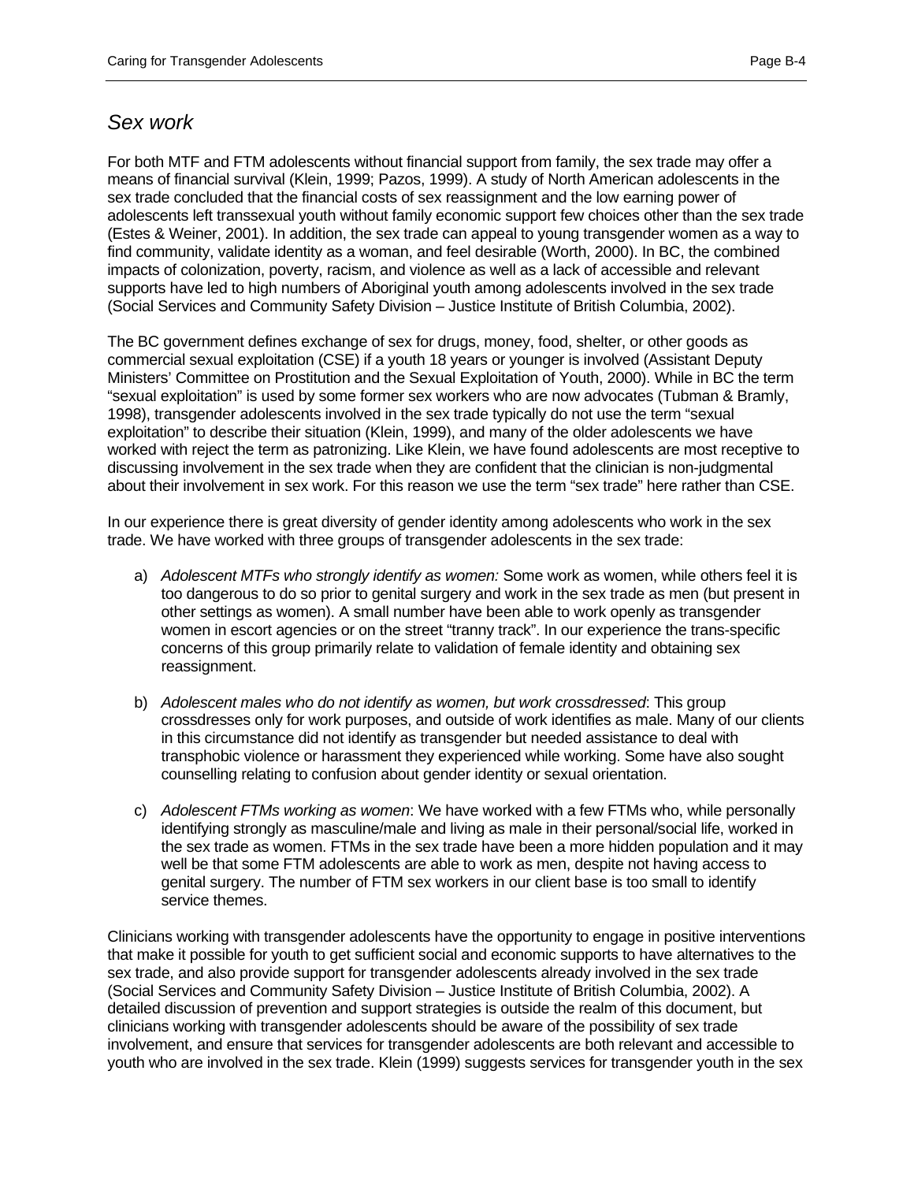## *Sex work*

For both MTF and FTM adolescents without financial support from family, the sex trade may offer a means of financial survival (Klein, 1999; Pazos, 1999). A study of North American adolescents in the sex trade concluded that the financial costs of sex reassignment and the low earning power of adolescents left transsexual youth without family economic support few choices other than the sex trade (Estes & Weiner, 2001). In addition, the sex trade can appeal to young transgender women as a way to find community, validate identity as a woman, and feel desirable (Worth, 2000). In BC, the combined impacts of colonization, poverty, racism, and violence as well as a lack of accessible and relevant supports have led to high numbers of Aboriginal youth among adolescents involved in the sex trade (Social Services and Community Safety Division – Justice Institute of British Columbia, 2002).

The BC government defines exchange of sex for drugs, money, food, shelter, or other goods as commercial sexual exploitation (CSE) if a youth 18 years or younger is involved (Assistant Deputy Ministers' Committee on Prostitution and the Sexual Exploitation of Youth, 2000). While in BC the term "sexual exploitation" is used by some former sex workers who are now advocates (Tubman & Bramly, 1998), transgender adolescents involved in the sex trade typically do not use the term "sexual exploitation" to describe their situation (Klein, 1999), and many of the older adolescents we have worked with reject the term as patronizing. Like Klein, we have found adolescents are most receptive to discussing involvement in the sex trade when they are confident that the clinician is non-judgmental about their involvement in sex work. For this reason we use the term "sex trade" here rather than CSE.

In our experience there is great diversity of gender identity among adolescents who work in the sex trade. We have worked with three groups of transgender adolescents in the sex trade:

a) *Adolescent MTFs who strongly identify as women:* Some work as women, while others feel it is too dangerous to do so prior to genital surgery and work in the sex trade as men (but present in other settings as women). A small number have been able to work openly as transgender women in escort agencies or on the street "tranny track". In our experience the trans-specific concerns of this group primarily relate to validation of female identity and obtaining sex reassignment.

b) *Adolescent males who do not identify as women, but work crossdressed*: This group crossdresses only for work purposes, and outside of work identifies as male. Many of our clients in this circumstance did not identify as transgender but needed assistance to deal with transphobic violence or harassment they experienced while working. Some have also sought counselling relating to confusion about gender identity or sexual orientation.

c) *Adolescent FTMs working as women*: We have worked with a few FTMs who, while personally identifying strongly as masculine/male and living as male in their personal/social life, worked in the sex trade as women. FTMs in the sex trade have been a more hidden population and it may well be that some FTM adolescents are able to work as men, despite not having access to genital surgery. The number of FTM sex workers in our client base is too small to identify service themes.

Clinicians working with transgender adolescents have the opportunity to engage in positive interventions that make it possible for youth to get sufficient social and economic supports to have alternatives to the sex trade, and also provide support for transgender adolescents already involved in the sex trade (Social Services and Community Safety Division – Justice Institute of British Columbia, 2002). A detailed discussion of prevention and support strategies is outside the realm of this document, but clinicians working with transgender adolescents should be aware of the possibility of sex trade involvement, and ensure that services for transgender adolescents are both relevant and accessible to youth who are involved in the sex trade. Klein (1999) suggests services for transgender youth in the sex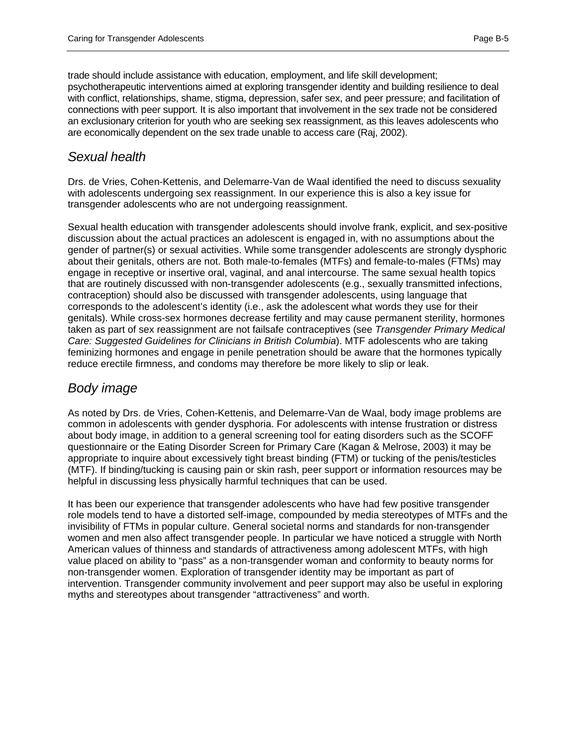trade should include assistance with education, employment, and life skill development; psychotherapeutic interventions aimed at exploring transgender identity and building resilience to deal with conflict, relationships, shame, stigma, depression, safer sex, and peer pressure; and facilitation of connections with peer support. It is also important that involvement in the sex trade not be considered an exclusionary criterion for youth who are seeking sex reassignment, as this leaves adolescents who are economically dependent on the sex trade unable to access care (Raj, 2002).

## *Sexual health*

Drs. de Vries, Cohen-Kettenis, and Delemarre-Van de Waal identified the need to discuss sexuality with adolescents undergoing sex reassignment. In our experience this is also a key issue for transgender adolescents who are not undergoing reassignment.

Sexual health education with transgender adolescents should involve frank, explicit, and sex-positive discussion about the actual practices an adolescent is engaged in, with no assumptions about the gender of partner(s) or sexual activities. While some transgender adolescents are strongly dysphoric about their genitals, others are not. Both male-to-females (MTFs) and female-to-males (FTMs) may engage in receptive or insertive oral, vaginal, and anal intercourse. The same sexual health topics that are routinely discussed with non-transgender adolescents (e.g., sexually transmitted infections, contraception) should also be discussed with transgender adolescents, using language that corresponds to the adolescent's identity (i.e., ask the adolescent what words they use for their genitals). While cross-sex hormones decrease fertility and may cause permanent sterility, hormones taken as part of sex reassignment are not failsafe contraceptives (see *Transgender Primary Medical Care: Suggested Guidelines for Clinicians in British Columbia*). MTF adolescents who are taking feminizing hormones and engage in penile penetration should be aware that the hormones typically reduce erectile firmness, and condoms may therefore be more likely to slip or leak.

## *Body image*

As noted by Drs. de Vries, Cohen-Kettenis, and Delemarre-Van de Waal, body image problems are common in adolescents with gender dysphoria. For adolescents with intense frustration or distress about body image, in addition to a general screening tool for eating disorders such as the SCOFF questionnaire or the Eating Disorder Screen for Primary Care (Kagan & Melrose, 2003) it may be appropriate to inquire about excessively tight breast binding (FTM) or tucking of the penis/testicles (MTF). If binding/tucking is causing pain or skin rash, peer support or information resources may be helpful in discussing less physically harmful techniques that can be used.

It has been our experience that transgender adolescents who have had few positive transgender role models tend to have a distorted self-image, compounded by media stereotypes of MTFs and the invisibility of FTMs in popular culture. General societal norms and standards for non-transgender women and men also affect transgender people. In particular we have noticed a struggle with North American values of thinness and standards of attractiveness among adolescent MTFs, with high value placed on ability to "pass" as a non-transgender woman and conformity to beauty norms for non-transgender women. Exploration of transgender identity may be important as part of intervention. Transgender community involvement and peer support may also be useful in exploring myths and stereotypes about transgender "attractiveness" and worth.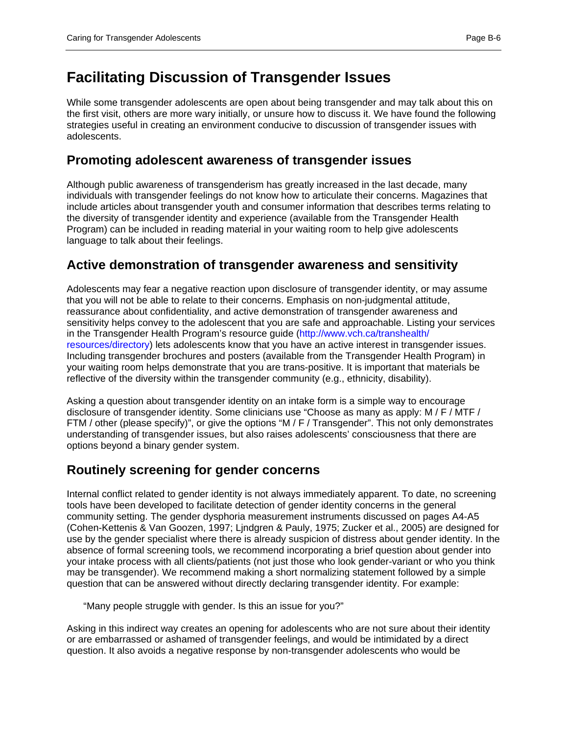# Facilitating Discussion of Transgender Issues

While some transgender adolescents are open about being transgender and may talk about this on the first visit, others are more wary initially, or unsure how to discuss it. We have found the following strategies useful in creating an environment conducive to discussion of transgender issues with adolescents.

## Promoting adolescent awareness of transgender issues

Although public awareness of transgenderism has greatly increased in the last decade, many individuals with transgender feelings do not know how to articulate their concerns. Magazines that include articles about transgender youth and consumer information that describes terms relating to the diversity of transgender identity and experience (available from the Transgender Health Program) can be included in reading material in your waiting room to help give adolescents language to talk about their feelings.

## Active demonstration of transgender awareness and sensitivity

Adolescents may fear a negative reaction upon disclosure of transgender identity, or may assume that you will not be able to relate to their concerns. Emphasis on non-judgmental attitude, reassurance about confidentiality, and active demonstration of transgender awareness and sensitivity helps convey to the adolescent that you are safe and approachable. Listing your services in the Transgender Health Program's resource guide (http://www.vch.ca/transhealth/resources/directory) lets adolescents know that you have an active interest in transgender issues. Including transgender brochures and posters (available from the Transgender Health Program) in your waiting room helps demonstrate that you are trans-positive. It is important that materials be reflective of the diversity within the transgender community (e.g., ethnicity, disability).

Asking a question about transgender identity on an intake form is a simple way to encourage disclosure of transgender identity. Some clinicians use "Choose as many as apply: M / F / MTF / FTM / other (please specify)", or give the options "M / F / Transgender". This not only demonstrates understanding of transgender issues, but also raises adolescents' consciousness that there are options beyond a binary gender system.

## Routinely screening for gender concerns

Internal conflict related to gender identity is not always immediately apparent. To date, no screening tools have been developed to facilitate detection of gender identity concerns in the general community setting. The gender dysphoria measurement instruments discussed on pages A4-A5 (Cohen-Kettenis & Van Goozen, 1997; Ljndgren & Pauly, 1975; Zucker et al., 2005) are designed for use by the gender specialist where there is already suspicion of distress about gender identity. In the absence of formal screening tools, we recommend incorporating a brief question about gender into your intake process with all clients/patients (not just those who look gender-variant or who you think may be transgender). We recommend making a short normalizing statement followed by a simple question that can be answered without directly declaring transgender identity. For example:

> "Many people struggle with gender. Is this an issue for you?"

Asking in this indirect way creates an opening for adolescents who are not sure about their identity or are embarrassed or ashamed of transgender feelings, and would be intimidated by a direct question. It also avoids a negative response by non-transgender adolescents who would be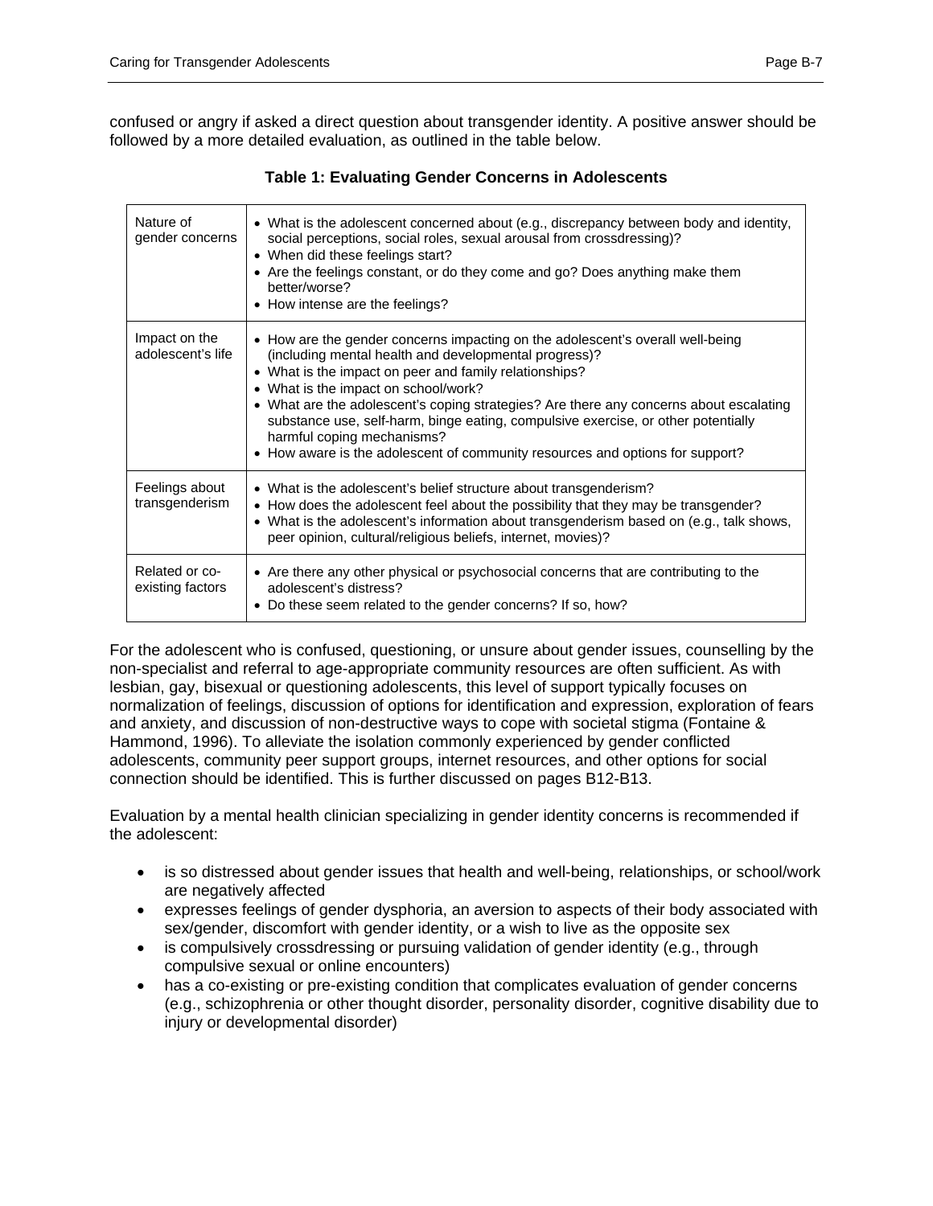confused or angry if asked a direct question about transgender identity. A positive answer should be followed by a more detailed evaluation, as outlined in the table below.

**Table 1: Evaluating Gender Concerns in Adolescents**

| | |
|---|---|
| Nature of gender concerns | • What is the adolescent concerned about (e.g., discrepancy between body and identity, social perceptions, social roles, sexual arousal from crossdressing)?<br>• When did these feelings start?<br>• Are the feelings constant, or do they come and go? Does anything make them better/worse?<br>• How intense are the feelings? |
| Impact on the adolescent's life | • How are the gender concerns impacting on the adolescent's overall well-being (including mental health and developmental progress)?<br>• What is the impact on peer and family relationships?<br>• What is the impact on school/work?<br>• What are the adolescent's coping strategies? Are there any concerns about escalating substance use, self-harm, binge eating, compulsive exercise, or other potentially harmful coping mechanisms?<br>• How aware is the adolescent of community resources and options for support? |
| Feelings about transgenderism | • What is the adolescent's belief structure about transgenderism?<br>• How does the adolescent feel about the possibility that they may be transgender?<br>• What is the adolescent's information about transgenderism based on (e.g., talk shows, peer opinion, cultural/religious beliefs, internet, movies)? |
| Related or co-existing factors | • Are there any other physical or psychosocial concerns that are contributing to the adolescent's distress?<br>• Do these seem related to the gender concerns? If so, how? |

For the adolescent who is confused, questioning, or unsure about gender issues, counselling by the non-specialist and referral to age-appropriate community resources are often sufficient. As with lesbian, gay, bisexual or questioning adolescents, this level of support typically focuses on normalization of feelings, discussion of options for identification and expression, exploration of fears and anxiety, and discussion of non-destructive ways to cope with societal stigma (Fontaine & Hammond, 1996). To alleviate the isolation commonly experienced by gender conflicted adolescents, community peer support groups, internet resources, and other options for social connection should be identified. This is further discussed on pages B12-B13.

Evaluation by a mental health clinician specializing in gender identity concerns is recommended if the adolescent:

- is so distressed about gender issues that health and well-being, relationships, or school/work are negatively affected
- expresses feelings of gender dysphoria, an aversion to aspects of their body associated with sex/gender, discomfort with gender identity, or a wish to live as the opposite sex
- is compulsively crossdressing or pursuing validation of gender identity (e.g., through compulsive sexual or online encounters)
- has a co-existing or pre-existing condition that complicates evaluation of gender concerns (e.g., schizophrenia or other thought disorder, personality disorder, cognitive disability due to injury or developmental disorder)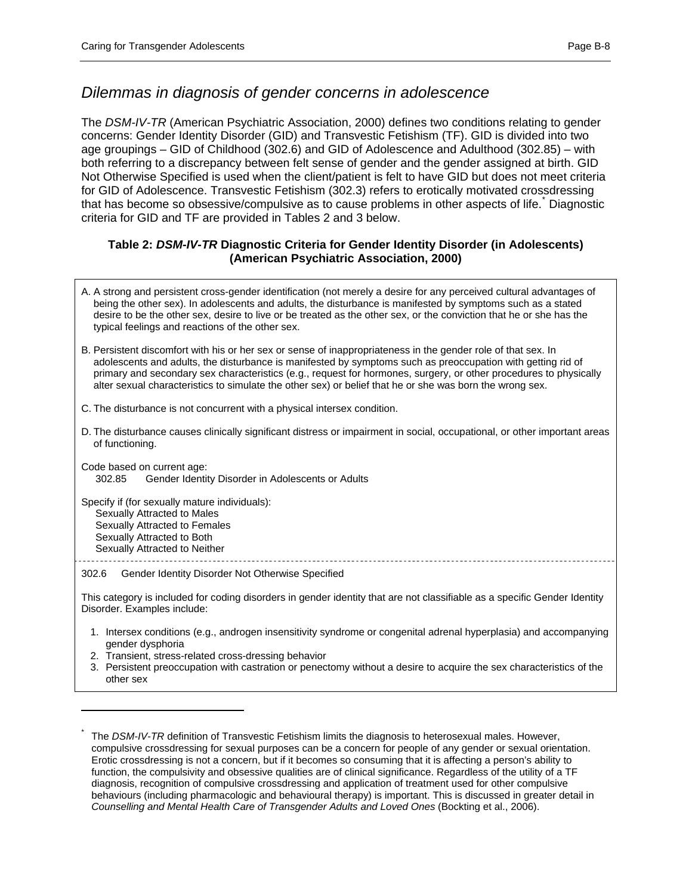## *Dilemmas in diagnosis of gender concerns in adolescence*

The *DSM-IV-TR* (American Psychiatric Association, 2000) defines two conditions relating to gender concerns: Gender Identity Disorder (GID) and Transvestic Fetishism (TF). GID is divided into two age groupings – GID of Childhood (302.6) and GID of Adolescence and Adulthood (302.85) – with both referring to a discrepancy between felt sense of gender and the gender assigned at birth. GID Not Otherwise Specified is used when the client/patient is felt to have GID but does not meet criteria for GID of Adolescence. Transvestic Fetishism (302.3) refers to erotically motivated crossdressing that has become so obsessive/compulsive as to cause problems in other aspects of life.* Diagnostic criteria for GID and TF are provided in Tables 2 and 3 below.

**Table 2: *DSM-IV-TR* Diagnostic Criteria for Gender Identity Disorder (in Adolescents) (American Psychiatric Association, 2000)**

A. A strong and persistent cross-gender identification (not merely a desire for any perceived cultural advantages of being the other sex). In adolescents and adults, the disturbance is manifested by symptoms such as a stated desire to be the other sex, desire to live or be treated as the other sex, or the conviction that he or she has the typical feelings and reactions of the other sex.

B. Persistent discomfort with his or her sex or sense of inappropriateness in the gender role of that sex. In adolescents and adults, the disturbance is manifested by symptoms such as preoccupation with getting rid of primary and secondary sex characteristics (e.g., request for hormones, surgery, or other procedures to physically alter sexual characteristics to simulate the other sex) or belief that he or she was born the wrong sex.

C. The disturbance is not concurrent with a physical intersex condition.

D. The disturbance causes clinically significant distress or impairment in social, occupational, or other important areas of functioning.

Code based on current age:
302.85 Gender Identity Disorder in Adolescents or Adults

Specify if (for sexually mature individuals):
- Sexually Attracted to Males
- Sexually Attracted to Females
- Sexually Attracted to Both
- Sexually Attracted to Neither

---

302.6 Gender Identity Disorder Not Otherwise Specified

This category is included for coding disorders in gender identity that are not classifiable as a specific Gender Identity Disorder. Examples include:

1. Intersex conditions (e.g., androgen insensitivity syndrome or congenital adrenal hyperplasia) and accompanying gender dysphoria
2. Transient, stress-related cross-dressing behavior
3. Persistent preoccupation with castration or penectomy without a desire to acquire the sex characteristics of the other sex

---

* The *DSM-IV-TR* definition of Transvestic Fetishism limits the diagnosis to heterosexual males. However, compulsive crossdressing for sexual purposes can be a concern for people of any gender or sexual orientation. Erotic crossdressing is not a concern, but if it becomes so consuming that it is affecting a person's ability to function, the compulsivity and obsessive qualities are of clinical significance. Regardless of the utility of a TF diagnosis, recognition of compulsive crossdressing and application of treatment used for other compulsive behaviours (including pharmacologic and behavioural therapy) is important. This is discussed in greater detail in *Counselling and Mental Health Care of Transgender Adults and Loved Ones* (Bockting et al., 2006).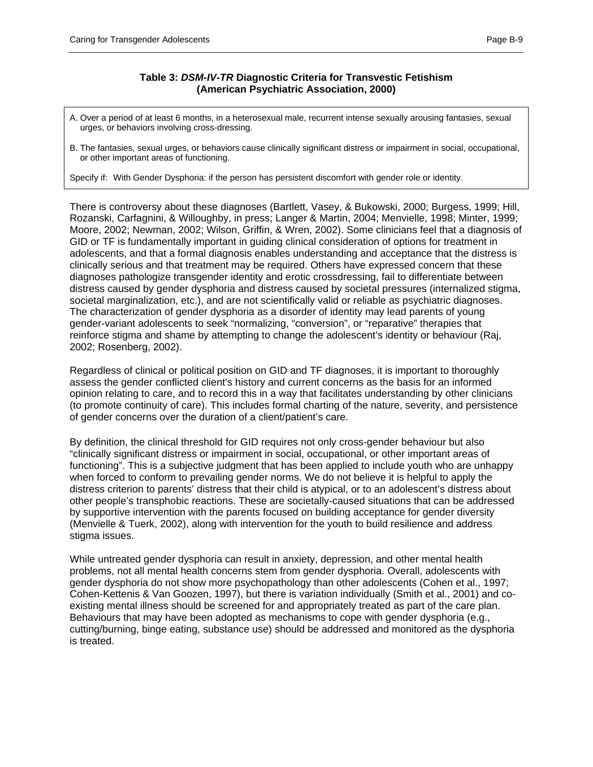**Table 3: *DSM-IV-TR* Diagnostic Criteria for Transvestic Fetishism (American Psychiatric Association, 2000)**

A. Over a period of at least 6 months, in a heterosexual male, recurrent intense sexually arousing fantasies, sexual urges, or behaviors involving cross-dressing.

B. The fantasies, sexual urges, or behaviors cause clinically significant distress or impairment in social, occupational, or other important areas of functioning.

Specify if: With Gender Dysphoria: if the person has persistent discomfort with gender role or identity.

There is controversy about these diagnoses (Bartlett, Vasey, & Bukowski, 2000; Burgess, 1999; Hill, Rozanski, Carfagnini, & Willoughby, in press; Langer & Martin, 2004; Menvielle, 1998; Minter, 1999; Moore, 2002; Newman, 2002; Wilson, Griffin, & Wren, 2002). Some clinicians feel that a diagnosis of GID or TF is fundamentally important in guiding clinical consideration of options for treatment in adolescents, and that a formal diagnosis enables understanding and acceptance that the distress is clinically serious and that treatment may be required. Others have expressed concern that these diagnoses pathologize transgender identity and erotic crossdressing, fail to differentiate between distress caused by gender dysphoria and distress caused by societal pressures (internalized stigma, societal marginalization, etc.), and are not scientifically valid or reliable as psychiatric diagnoses. The characterization of gender dysphoria as a disorder of identity may lead parents of young gender-variant adolescents to seek "normalizing, "conversion", or "reparative" therapies that reinforce stigma and shame by attempting to change the adolescent's identity or behaviour (Raj, 2002; Rosenberg, 2002).

Regardless of clinical or political position on GID and TF diagnoses, it is important to thoroughly assess the gender conflicted client's history and current concerns as the basis for an informed opinion relating to care, and to record this in a way that facilitates understanding by other clinicians (to promote continuity of care). This includes formal charting of the nature, severity, and persistence of gender concerns over the duration of a client/patient's care.

By definition, the clinical threshold for GID requires not only cross-gender behaviour but also "clinically significant distress or impairment in social, occupational, or other important areas of functioning". This is a subjective judgment that has been applied to include youth who are unhappy when forced to conform to prevailing gender norms. We do not believe it is helpful to apply the distress criterion to parents' distress that their child is atypical, or to an adolescent's distress about other people's transphobic reactions. These are societally-caused situations that can be addressed by supportive intervention with the parents focused on building acceptance for gender diversity (Menvielle & Tuerk, 2002), along with intervention for the youth to build resilience and address stigma issues.

While untreated gender dysphoria can result in anxiety, depression, and other mental health problems, not all mental health concerns stem from gender dysphoria. Overall, adolescents with gender dysphoria do not show more psychopathology than other adolescents (Cohen et al., 1997; Cohen-Kettenis & Van Goozen, 1997), but there is variation individually (Smith et al., 2001) and co-existing mental illness should be screened for and appropriately treated as part of the care plan. Behaviours that may have been adopted as mechanisms to cope with gender dysphoria (e.g., cutting/burning, binge eating, substance use) should be addressed and monitored as the dysphoria is treated.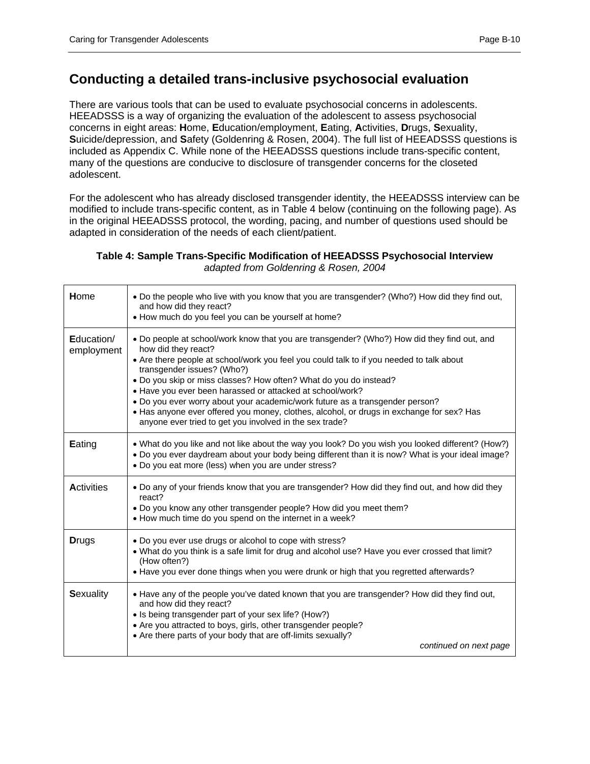## Conducting a detailed trans-inclusive psychosocial evaluation

There are various tools that can be used to evaluate psychosocial concerns in adolescents. HEEADSSS is a way of organizing the evaluation of the adolescent to assess psychosocial concerns in eight areas: **H**ome, **E**ducation/employment, **E**ating, **A**ctivities, **D**rugs, **S**exuality, **S**uicide/depression, and **S**afety (Goldenring & Rosen, 2004). The full list of HEEADSSS questions is included as Appendix C. While none of the HEEADSSS questions include trans-specific content, many of the questions are conducive to disclosure of transgender concerns for the closeted adolescent.

For the adolescent who has already disclosed transgender identity, the HEEADSSS interview can be modified to include trans-specific content, as in Table 4 below (continuing on the following page). As in the original HEEADSSS protocol, the wording, pacing, and number of questions used should be adapted in consideration of the needs of each client/patient.

**Table 4: Sample Trans-Specific Modification of HEEADSSS Psychosocial Interview**
*adapted from Goldenring & Rosen, 2004*

| | |
|---|---|
| **H**ome | • Do the people who live with you know that you are transgender? (Who?) How did they find out, and how did they react?<br>• How much do you feel you can be yourself at home? |
| **E**ducation/ employment | • Do people at school/work know that you are transgender? (Who?) How did they find out, and how did they react?<br>• Are there people at school/work you feel you could talk to if you needed to talk about transgender issues? (Who?)<br>• Do you skip or miss classes? How often? What do you do instead?<br>• Have you ever been harassed or attacked at school/work?<br>• Do you ever worry about your academic/work future as a transgender person?<br>• Has anyone ever offered you money, clothes, alcohol, or drugs in exchange for sex? Has anyone ever tried to get you involved in the sex trade? |
| **E**ating | • What do you like and not like about the way you look? Do you wish you looked different? (How?)<br>• Do you ever daydream about your body being different than it is now? What is your ideal image?<br>• Do you eat more (less) when you are under stress? |
| **A**ctivities | • Do any of your friends know that you are transgender? How did they find out, and how did they react?<br>• Do you know any other transgender people? How did you meet them?<br>• How much time do you spend on the internet in a week? |
| **D**rugs | • Do you ever use drugs or alcohol to cope with stress?<br>• What do you think is a safe limit for drug and alcohol use? Have you ever crossed that limit? (How often?)<br>• Have you ever done things when you were drunk or high that you regretted afterwards? |
| **S**exuality | • Have any of the people you've dated known that you are transgender? How did they find out, and how did they react?<br>• Is being transgender part of your sex life? (How?)<br>• Are you attracted to boys, girls, other transgender people?<br>• Are there parts of your body that are off-limits sexually?<br>*continued on next page* |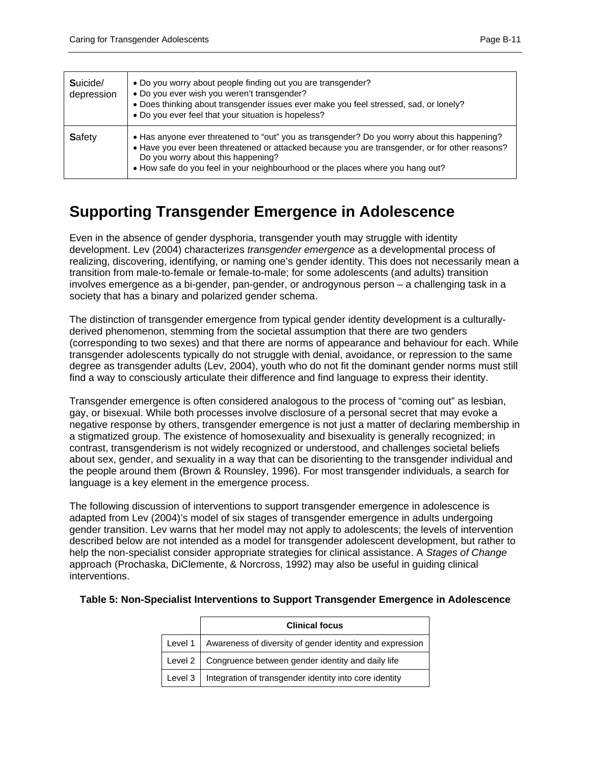| | |
|---|---|
| **S**uicide/ depression | • Do you worry about people finding out you are transgender?<br>• Do you ever wish you weren't transgender?<br>• Does thinking about transgender issues ever make you feel stressed, sad, or lonely?<br>• Do you ever feel that your situation is hopeless? |
| **S**afety | • Has anyone ever threatened to "out" you as transgender? Do you worry about this happening?<br>• Have you ever been threatened or attacked because you are transgender, or for other reasons? Do you worry about this happening?<br>• How safe do you feel in your neighbourhood or the places where you hang out? |

## Supporting Transgender Emergence in Adolescence

Even in the absence of gender dysphoria, transgender youth may struggle with identity development. Lev (2004) characterizes *transgender emergence* as a developmental process of realizing, discovering, identifying, or naming one's gender identity. This does not necessarily mean a transition from male-to-female or female-to-male; for some adolescents (and adults) transition involves emergence as a bi-gender, pan-gender, or androgynous person – a challenging task in a society that has a binary and polarized gender schema.

The distinction of transgender emergence from typical gender identity development is a culturally-derived phenomenon, stemming from the societal assumption that there are two genders (corresponding to two sexes) and that there are norms of appearance and behaviour for each. While transgender adolescents typically do not struggle with denial, avoidance, or repression to the same degree as transgender adults (Lev, 2004), youth who do not fit the dominant gender norms must still find a way to consciously articulate their difference and find language to express their identity.

Transgender emergence is often considered analogous to the process of "coming out" as lesbian, gay, or bisexual. While both processes involve disclosure of a personal secret that may evoke a negative response by others, transgender emergence is not just a matter of declaring membership in a stigmatized group. The existence of homosexuality and bisexuality is generally recognized; in contrast, transgenderism is not widely recognized or understood, and challenges societal beliefs about sex, gender, and sexuality in a way that can be disorienting to the transgender individual and the people around them (Brown & Rounsley, 1996). For most transgender individuals, a search for language is a key element in the emergence process.

The following discussion of interventions to support transgender emergence in adolescence is adapted from Lev (2004)'s model of six stages of transgender emergence in adults undergoing gender transition. Lev warns that her model may not apply to adolescents; the levels of intervention described below are not intended as a model for transgender adolescent development, but rather to help the non-specialist consider appropriate strategies for clinical assistance. A *Stages of Change* approach (Prochaska, DiClemente, & Norcross, 1992) may also be useful in guiding clinical interventions.

**Table 5: Non-Specialist Interventions to Support Transgender Emergence in Adolescence**

| | Clinical focus |
|---|---|
| Level 1 | Awareness of diversity of gender identity and expression |
| Level 2 | Congruence between gender identity and daily life |
| Level 3 | Integration of transgender identity into core identity |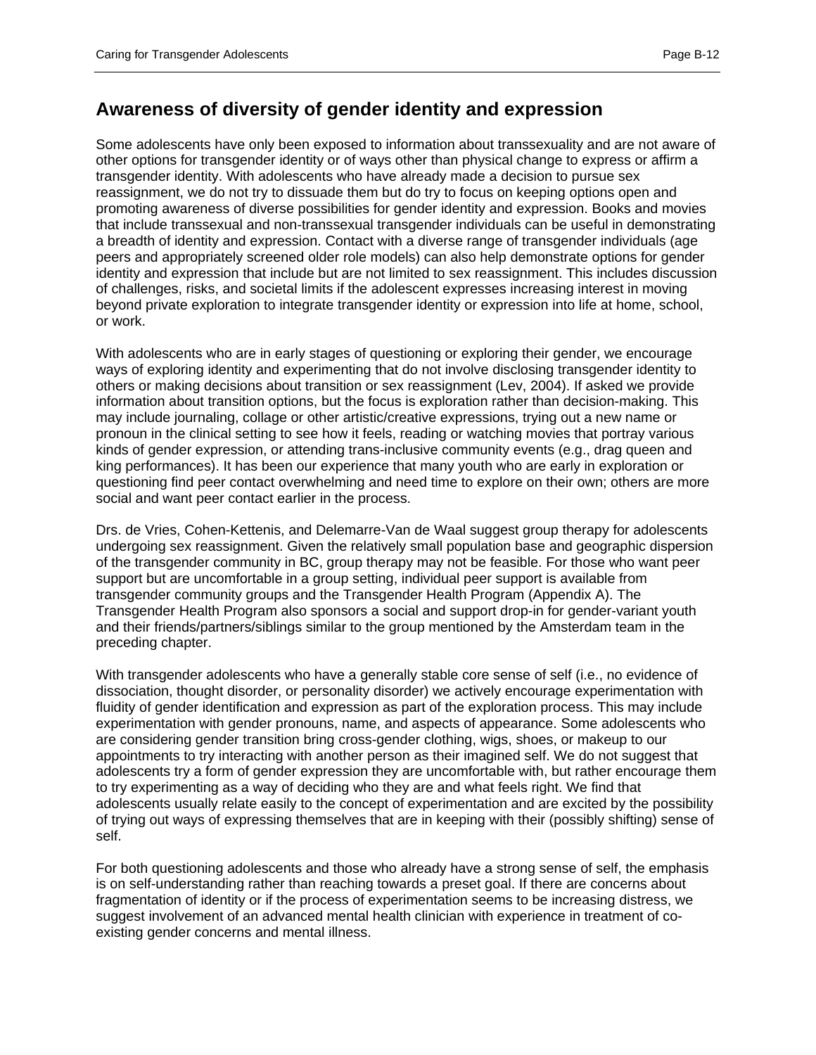## Awareness of diversity of gender identity and expression

Some adolescents have only been exposed to information about transsexuality and are not aware of other options for transgender identity or of ways other than physical change to express or affirm a transgender identity. With adolescents who have already made a decision to pursue sex reassignment, we do not try to dissuade them but do try to focus on keeping options open and promoting awareness of diverse possibilities for gender identity and expression. Books and movies that include transsexual and non-transsexual transgender individuals can be useful in demonstrating a breadth of identity and expression. Contact with a diverse range of transgender individuals (age peers and appropriately screened older role models) can also help demonstrate options for gender identity and expression that include but are not limited to sex reassignment. This includes discussion of challenges, risks, and societal limits if the adolescent expresses increasing interest in moving beyond private exploration to integrate transgender identity or expression into life at home, school, or work.

With adolescents who are in early stages of questioning or exploring their gender, we encourage ways of exploring identity and experimenting that do not involve disclosing transgender identity to others or making decisions about transition or sex reassignment (Lev, 2004). If asked we provide information about transition options, but the focus is exploration rather than decision-making. This may include journaling, collage or other artistic/creative expressions, trying out a new name or pronoun in the clinical setting to see how it feels, reading or watching movies that portray various kinds of gender expression, or attending trans-inclusive community events (e.g., drag queen and king performances). It has been our experience that many youth who are early in exploration or questioning find peer contact overwhelming and need time to explore on their own; others are more social and want peer contact earlier in the process.

Drs. de Vries, Cohen-Kettenis, and Delemarre-Van de Waal suggest group therapy for adolescents undergoing sex reassignment. Given the relatively small population base and geographic dispersion of the transgender community in BC, group therapy may not be feasible. For those who want peer support but are uncomfortable in a group setting, individual peer support is available from transgender community groups and the Transgender Health Program (Appendix A). The Transgender Health Program also sponsors a social and support drop-in for gender-variant youth and their friends/partners/siblings similar to the group mentioned by the Amsterdam team in the preceding chapter.

With transgender adolescents who have a generally stable core sense of self (i.e., no evidence of dissociation, thought disorder, or personality disorder) we actively encourage experimentation with fluidity of gender identification and expression as part of the exploration process. This may include experimentation with gender pronouns, name, and aspects of appearance. Some adolescents who are considering gender transition bring cross-gender clothing, wigs, shoes, or makeup to our appointments to try interacting with another person as their imagined self. We do not suggest that adolescents try a form of gender expression they are uncomfortable with, but rather encourage them to try experimenting as a way of deciding who they are and what feels right. We find that adolescents usually relate easily to the concept of experimentation and are excited by the possibility of trying out ways of expressing themselves that are in keeping with their (possibly shifting) sense of self.

For both questioning adolescents and those who already have a strong sense of self, the emphasis is on self-understanding rather than reaching towards a preset goal. If there are concerns about fragmentation of identity or if the process of experimentation seems to be increasing distress, we suggest involvement of an advanced mental health clinician with experience in treatment of co-existing gender concerns and mental illness.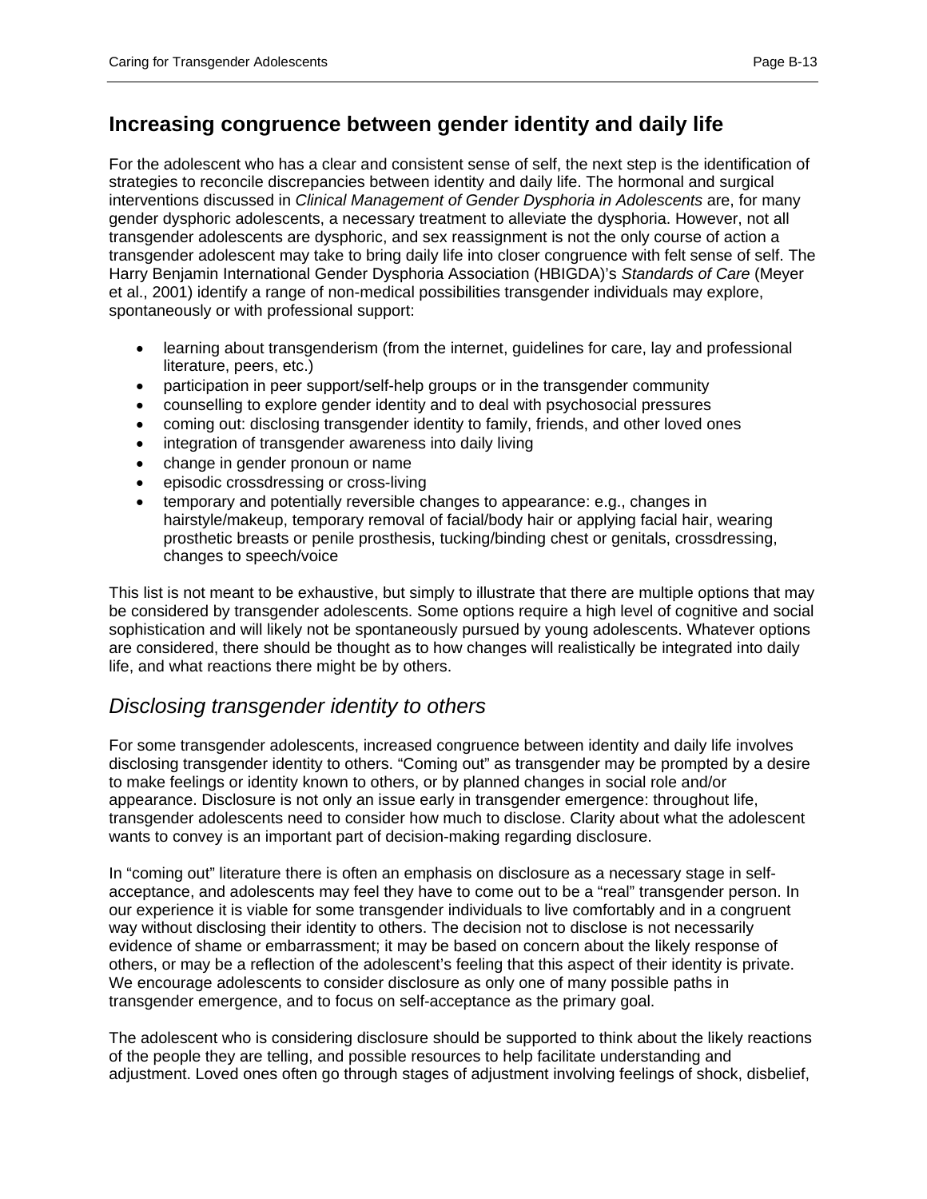## Increasing congruence between gender identity and daily life

For the adolescent who has a clear and consistent sense of self, the next step is the identification of strategies to reconcile discrepancies between identity and daily life. The hormonal and surgical interventions discussed in *Clinical Management of Gender Dysphoria in Adolescents* are, for many gender dysphoric adolescents, a necessary treatment to alleviate the dysphoria. However, not all transgender adolescents are dysphoric, and sex reassignment is not the only course of action a transgender adolescent may take to bring daily life into closer congruence with felt sense of self. The Harry Benjamin International Gender Dysphoria Association (HBIGDA)'s *Standards of Care* (Meyer et al., 2001) identify a range of non-medical possibilities transgender individuals may explore, spontaneously or with professional support:

- learning about transgenderism (from the internet, guidelines for care, lay and professional literature, peers, etc.)
- participation in peer support/self-help groups or in the transgender community
- counselling to explore gender identity and to deal with psychosocial pressures
- coming out: disclosing transgender identity to family, friends, and other loved ones
- integration of transgender awareness into daily living
- change in gender pronoun or name
- episodic crossdressing or cross-living
- temporary and potentially reversible changes to appearance: e.g., changes in hairstyle/makeup, temporary removal of facial/body hair or applying facial hair, wearing prosthetic breasts or penile prosthesis, tucking/binding chest or genitals, crossdressing, changes to speech/voice

This list is not meant to be exhaustive, but simply to illustrate that there are multiple options that may be considered by transgender adolescents. Some options require a high level of cognitive and social sophistication and will likely not be spontaneously pursued by young adolescents. Whatever options are considered, there should be thought as to how changes will realistically be integrated into daily life, and what reactions there might be by others.

### *Disclosing transgender identity to others*

For some transgender adolescents, increased congruence between identity and daily life involves disclosing transgender identity to others. "Coming out" as transgender may be prompted by a desire to make feelings or identity known to others, or by planned changes in social role and/or appearance. Disclosure is not only an issue early in transgender emergence: throughout life, transgender adolescents need to consider how much to disclose. Clarity about what the adolescent wants to convey is an important part of decision-making regarding disclosure.

In "coming out" literature there is often an emphasis on disclosure as a necessary stage in self-acceptance, and adolescents may feel they have to come out to be a "real" transgender person. In our experience it is viable for some transgender individuals to live comfortably and in a congruent way without disclosing their identity to others. The decision not to disclose is not necessarily evidence of shame or embarrassment; it may be based on concern about the likely response of others, or may be a reflection of the adolescent's feeling that this aspect of their identity is private. We encourage adolescents to consider disclosure as only one of many possible paths in transgender emergence, and to focus on self-acceptance as the primary goal.

The adolescent who is considering disclosure should be supported to think about the likely reactions of the people they are telling, and possible resources to help facilitate understanding and adjustment. Loved ones often go through stages of adjustment involving feelings of shock, disbelief,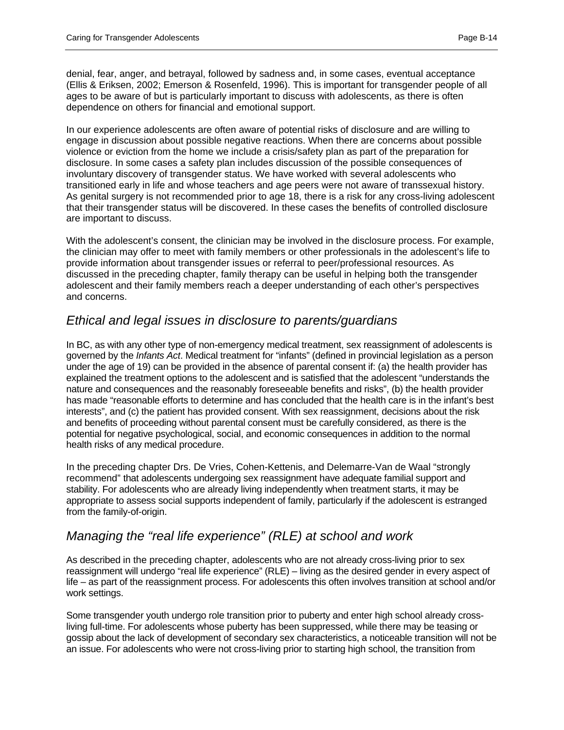denial, fear, anger, and betrayal, followed by sadness and, in some cases, eventual acceptance (Ellis & Eriksen, 2002; Emerson & Rosenfeld, 1996). This is important for transgender people of all ages to be aware of but is particularly important to discuss with adolescents, as there is often dependence on others for financial and emotional support.

In our experience adolescents are often aware of potential risks of disclosure and are willing to engage in discussion about possible negative reactions. When there are concerns about possible violence or eviction from the home we include a crisis/safety plan as part of the preparation for disclosure. In some cases a safety plan includes discussion of the possible consequences of involuntary discovery of transgender status. We have worked with several adolescents who transitioned early in life and whose teachers and age peers were not aware of transsexual history. As genital surgery is not recommended prior to age 18, there is a risk for any cross-living adolescent that their transgender status will be discovered. In these cases the benefits of controlled disclosure are important to discuss.

With the adolescent's consent, the clinician may be involved in the disclosure process. For example, the clinician may offer to meet with family members or other professionals in the adolescent's life to provide information about transgender issues or referral to peer/professional resources. As discussed in the preceding chapter, family therapy can be useful in helping both the transgender adolescent and their family members reach a deeper understanding of each other's perspectives and concerns.

## *Ethical and legal issues in disclosure to parents/guardians*

In BC, as with any other type of non-emergency medical treatment, sex reassignment of adolescents is governed by the *Infants Act*. Medical treatment for "infants" (defined in provincial legislation as a person under the age of 19) can be provided in the absence of parental consent if: (a) the health provider has explained the treatment options to the adolescent and is satisfied that the adolescent "understands the nature and consequences and the reasonably foreseeable benefits and risks", (b) the health provider has made "reasonable efforts to determine and has concluded that the health care is in the infant's best interests", and (c) the patient has provided consent. With sex reassignment, decisions about the risk and benefits of proceeding without parental consent must be carefully considered, as there is the potential for negative psychological, social, and economic consequences in addition to the normal health risks of any medical procedure.

In the preceding chapter Drs. De Vries, Cohen-Kettenis, and Delemarre-Van de Waal "strongly recommend" that adolescents undergoing sex reassignment have adequate familial support and stability. For adolescents who are already living independently when treatment starts, it may be appropriate to assess social supports independent of family, particularly if the adolescent is estranged from the family-of-origin.

## *Managing the "real life experience" (RLE) at school and work*

As described in the preceding chapter, adolescents who are not already cross-living prior to sex reassignment will undergo "real life experience" (RLE) – living as the desired gender in every aspect of life – as part of the reassignment process. For adolescents this often involves transition at school and/or work settings.

Some transgender youth undergo role transition prior to puberty and enter high school already cross-living full-time. For adolescents whose puberty has been suppressed, while there may be teasing or gossip about the lack of development of secondary sex characteristics, a noticeable transition will not be an issue. For adolescents who were not cross-living prior to starting high school, the transition from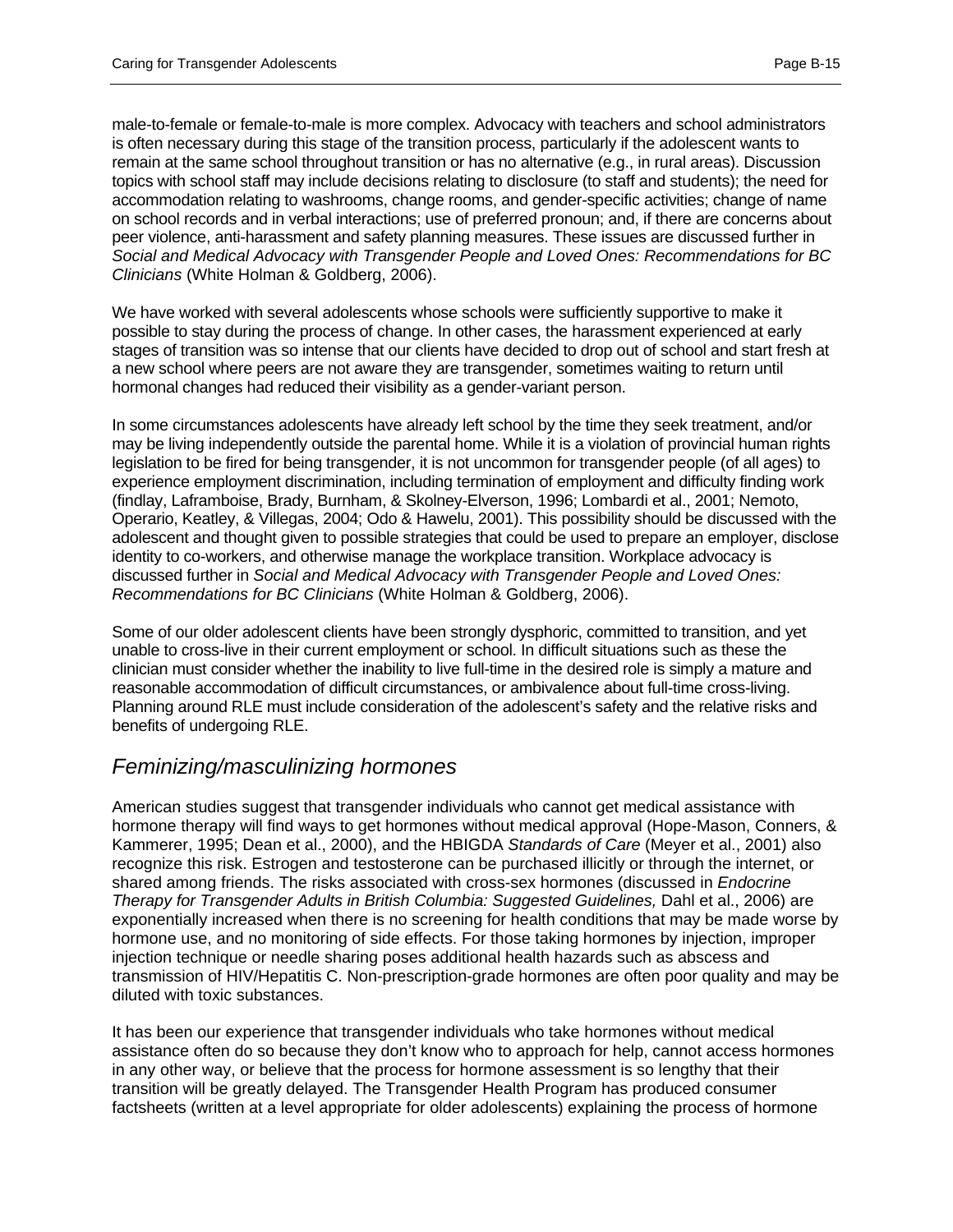male-to-female or female-to-male is more complex. Advocacy with teachers and school administrators is often necessary during this stage of the transition process, particularly if the adolescent wants to remain at the same school throughout transition or has no alternative (e.g., in rural areas). Discussion topics with school staff may include decisions relating to disclosure (to staff and students); the need for accommodation relating to washrooms, change rooms, and gender-specific activities; change of name on school records and in verbal interactions; use of preferred pronoun; and, if there are concerns about peer violence, anti-harassment and safety planning measures. These issues are discussed further in *Social and Medical Advocacy with Transgender People and Loved Ones: Recommendations for BC Clinicians* (White Holman & Goldberg, 2006).

We have worked with several adolescents whose schools were sufficiently supportive to make it possible to stay during the process of change. In other cases, the harassment experienced at early stages of transition was so intense that our clients have decided to drop out of school and start fresh at a new school where peers are not aware they are transgender, sometimes waiting to return until hormonal changes had reduced their visibility as a gender-variant person.

In some circumstances adolescents have already left school by the time they seek treatment, and/or may be living independently outside the parental home. While it is a violation of provincial human rights legislation to be fired for being transgender, it is not uncommon for transgender people (of all ages) to experience employment discrimination, including termination of employment and difficulty finding work (findlay, Laframboise, Brady, Burnham, & Skolney-Elverson, 1996; Lombardi et al., 2001; Nemoto, Operario, Keatley, & Villegas, 2004; Odo & Hawelu, 2001). This possibility should be discussed with the adolescent and thought given to possible strategies that could be used to prepare an employer, disclose identity to co-workers, and otherwise manage the workplace transition. Workplace advocacy is discussed further in *Social and Medical Advocacy with Transgender People and Loved Ones: Recommendations for BC Clinicians* (White Holman & Goldberg, 2006).

Some of our older adolescent clients have been strongly dysphoric, committed to transition, and yet unable to cross-live in their current employment or school. In difficult situations such as these the clinician must consider whether the inability to live full-time in the desired role is simply a mature and reasonable accommodation of difficult circumstances, or ambivalence about full-time cross-living. Planning around RLE must include consideration of the adolescent's safety and the relative risks and benefits of undergoing RLE.

## *Feminizing/masculinizing hormones*

American studies suggest that transgender individuals who cannot get medical assistance with hormone therapy will find ways to get hormones without medical approval (Hope-Mason, Conners, & Kammerer, 1995; Dean et al., 2000), and the HBIGDA *Standards of Care* (Meyer et al., 2001) also recognize this risk. Estrogen and testosterone can be purchased illicitly or through the internet, or shared among friends. The risks associated with cross-sex hormones (discussed in *Endocrine Therapy for Transgender Adults in British Columbia: Suggested Guidelines,* Dahl et al., 2006) are exponentially increased when there is no screening for health conditions that may be made worse by hormone use, and no monitoring of side effects. For those taking hormones by injection, improper injection technique or needle sharing poses additional health hazards such as abscess and transmission of HIV/Hepatitis C. Non-prescription-grade hormones are often poor quality and may be diluted with toxic substances.

It has been our experience that transgender individuals who take hormones without medical assistance often do so because they don't know who to approach for help, cannot access hormones in any other way, or believe that the process for hormone assessment is so lengthy that their transition will be greatly delayed. The Transgender Health Program has produced consumer factsheets (written at a level appropriate for older adolescents) explaining the process of hormone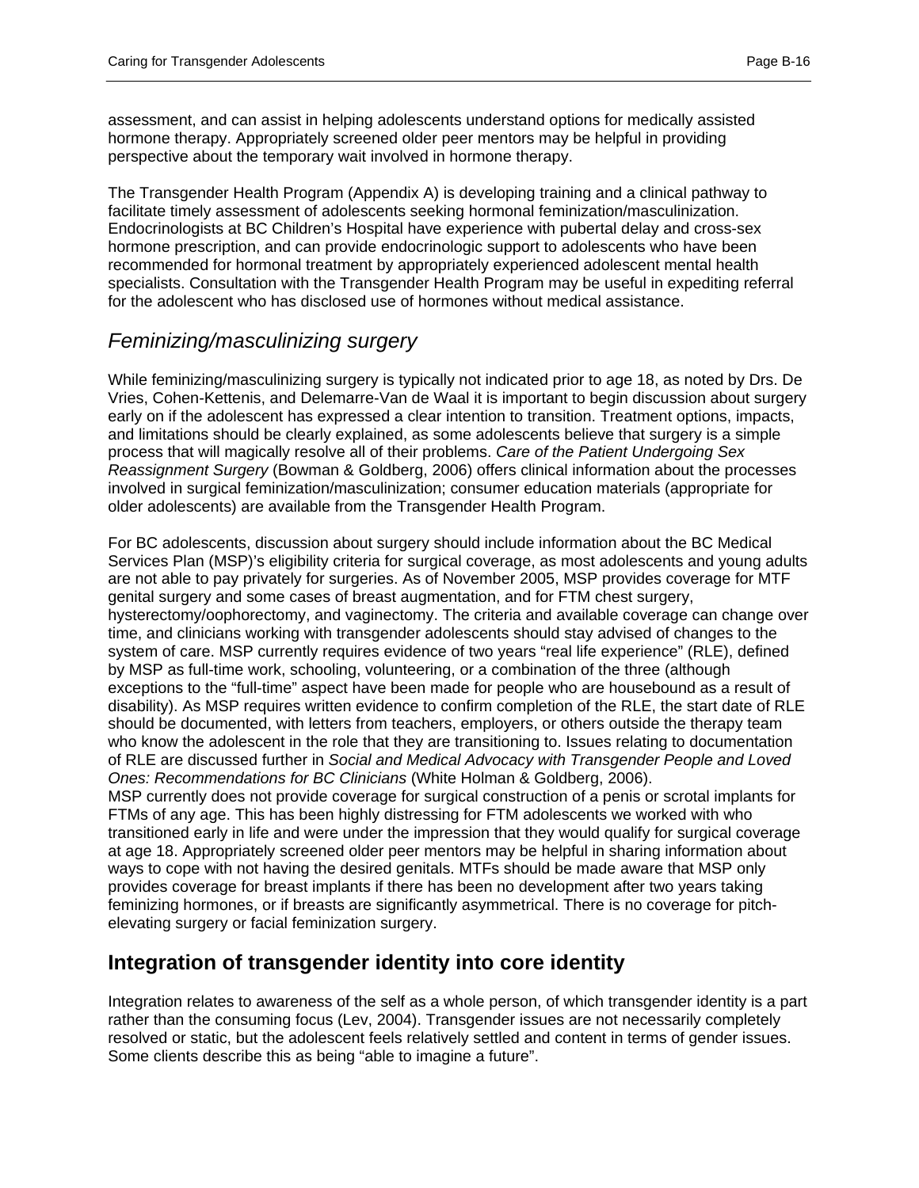assessment, and can assist in helping adolescents understand options for medically assisted hormone therapy. Appropriately screened older peer mentors may be helpful in providing perspective about the temporary wait involved in hormone therapy.

The Transgender Health Program (Appendix A) is developing training and a clinical pathway to facilitate timely assessment of adolescents seeking hormonal feminization/masculinization. Endocrinologists at BC Children's Hospital have experience with pubertal delay and cross-sex hormone prescription, and can provide endocrinologic support to adolescents who have been recommended for hormonal treatment by appropriately experienced adolescent mental health specialists. Consultation with the Transgender Health Program may be useful in expediting referral for the adolescent who has disclosed use of hormones without medical assistance.

### *Feminizing/masculinizing surgery*

While feminizing/masculinizing surgery is typically not indicated prior to age 18, as noted by Drs. De Vries, Cohen-Kettenis, and Delemarre-Van de Waal it is important to begin discussion about surgery early on if the adolescent has expressed a clear intention to transition. Treatment options, impacts, and limitations should be clearly explained, as some adolescents believe that surgery is a simple process that will magically resolve all of their problems. *Care of the Patient Undergoing Sex Reassignment Surgery* (Bowman & Goldberg, 2006) offers clinical information about the processes involved in surgical feminization/masculinization; consumer education materials (appropriate for older adolescents) are available from the Transgender Health Program.

For BC adolescents, discussion about surgery should include information about the BC Medical Services Plan (MSP)'s eligibility criteria for surgical coverage, as most adolescents and young adults are not able to pay privately for surgeries. As of November 2005, MSP provides coverage for MTF genital surgery and some cases of breast augmentation, and for FTM chest surgery, hysterectomy/oophorectomy, and vaginectomy. The criteria and available coverage can change over time, and clinicians working with transgender adolescents should stay advised of changes to the system of care. MSP currently requires evidence of two years "real life experience" (RLE), defined by MSP as full-time work, schooling, volunteering, or a combination of the three (although exceptions to the "full-time" aspect have been made for people who are housebound as a result of disability). As MSP requires written evidence to confirm completion of the RLE, the start date of RLE should be documented, with letters from teachers, employers, or others outside the therapy team who know the adolescent in the role that they are transitioning to. Issues relating to documentation of RLE are discussed further in *Social and Medical Advocacy with Transgender People and Loved Ones: Recommendations for BC Clinicians* (White Holman & Goldberg, 2006).
MSP currently does not provide coverage for surgical construction of a penis or scrotal implants for FTMs of any age. This has been highly distressing for FTM adolescents we worked with who transitioned early in life and were under the impression that they would qualify for surgical coverage at age 18. Appropriately screened older peer mentors may be helpful in sharing information about ways to cope with not having the desired genitals. MTFs should be made aware that MSP only provides coverage for breast implants if there has been no development after two years taking feminizing hormones, or if breasts are significantly asymmetrical. There is no coverage for pitch-elevating surgery or facial feminization surgery.

## Integration of transgender identity into core identity

Integration relates to awareness of the self as a whole person, of which transgender identity is a part rather than the consuming focus (Lev, 2004). Transgender issues are not necessarily completely resolved or static, but the adolescent feels relatively settled and content in terms of gender issues. Some clients describe this as being "able to imagine a future".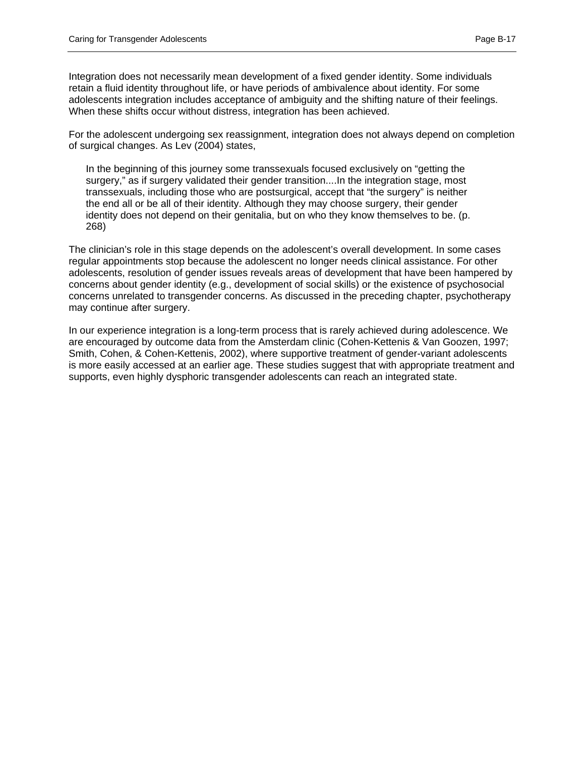Integration does not necessarily mean development of a fixed gender identity. Some individuals retain a fluid identity throughout life, or have periods of ambivalence about identity. For some adolescents integration includes acceptance of ambiguity and the shifting nature of their feelings. When these shifts occur without distress, integration has been achieved.

For the adolescent undergoing sex reassignment, integration does not always depend on completion of surgical changes. As Lev (2004) states,

> In the beginning of this journey some transsexuals focused exclusively on "getting the surgery," as if surgery validated their gender transition....In the integration stage, most transsexuals, including those who are postsurgical, accept that "the surgery" is neither the end all or be all of their identity. Although they may choose surgery, their gender identity does not depend on their genitalia, but on who they know themselves to be. (p. 268)

The clinician's role in this stage depends on the adolescent's overall development. In some cases regular appointments stop because the adolescent no longer needs clinical assistance. For other adolescents, resolution of gender issues reveals areas of development that have been hampered by concerns about gender identity (e.g., development of social skills) or the existence of psychosocial concerns unrelated to transgender concerns. As discussed in the preceding chapter, psychotherapy may continue after surgery.

In our experience integration is a long-term process that is rarely achieved during adolescence. We are encouraged by outcome data from the Amsterdam clinic (Cohen-Kettenis & Van Goozen, 1997; Smith, Cohen, & Cohen-Kettenis, 2002), where supportive treatment of gender-variant adolescents is more easily accessed at an earlier age. These studies suggest that with appropriate treatment and supports, even highly dysphoric transgender adolescents can reach an integrated state.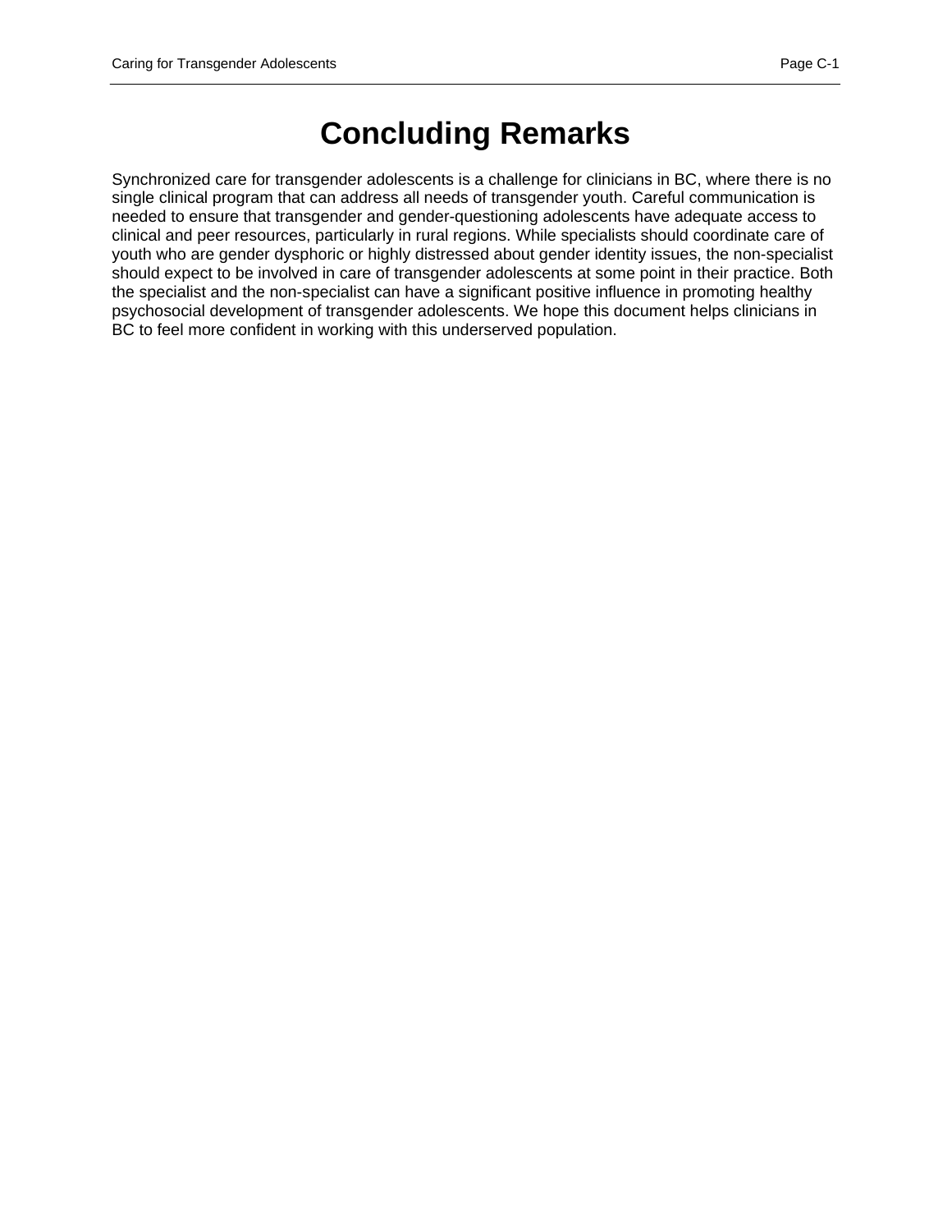# Concluding Remarks

Synchronized care for transgender adolescents is a challenge for clinicians in BC, where there is no single clinical program that can address all needs of transgender youth. Careful communication is needed to ensure that transgender and gender-questioning adolescents have adequate access to clinical and peer resources, particularly in rural regions. While specialists should coordinate care of youth who are gender dysphoric or highly distressed about gender identity issues, the non-specialist should expect to be involved in care of transgender adolescents at some point in their practice. Both the specialist and the non-specialist can have a significant positive influence in promoting healthy psychosocial development of transgender adolescents. We hope this document helps clinicians in BC to feel more confident in working with this underserved population.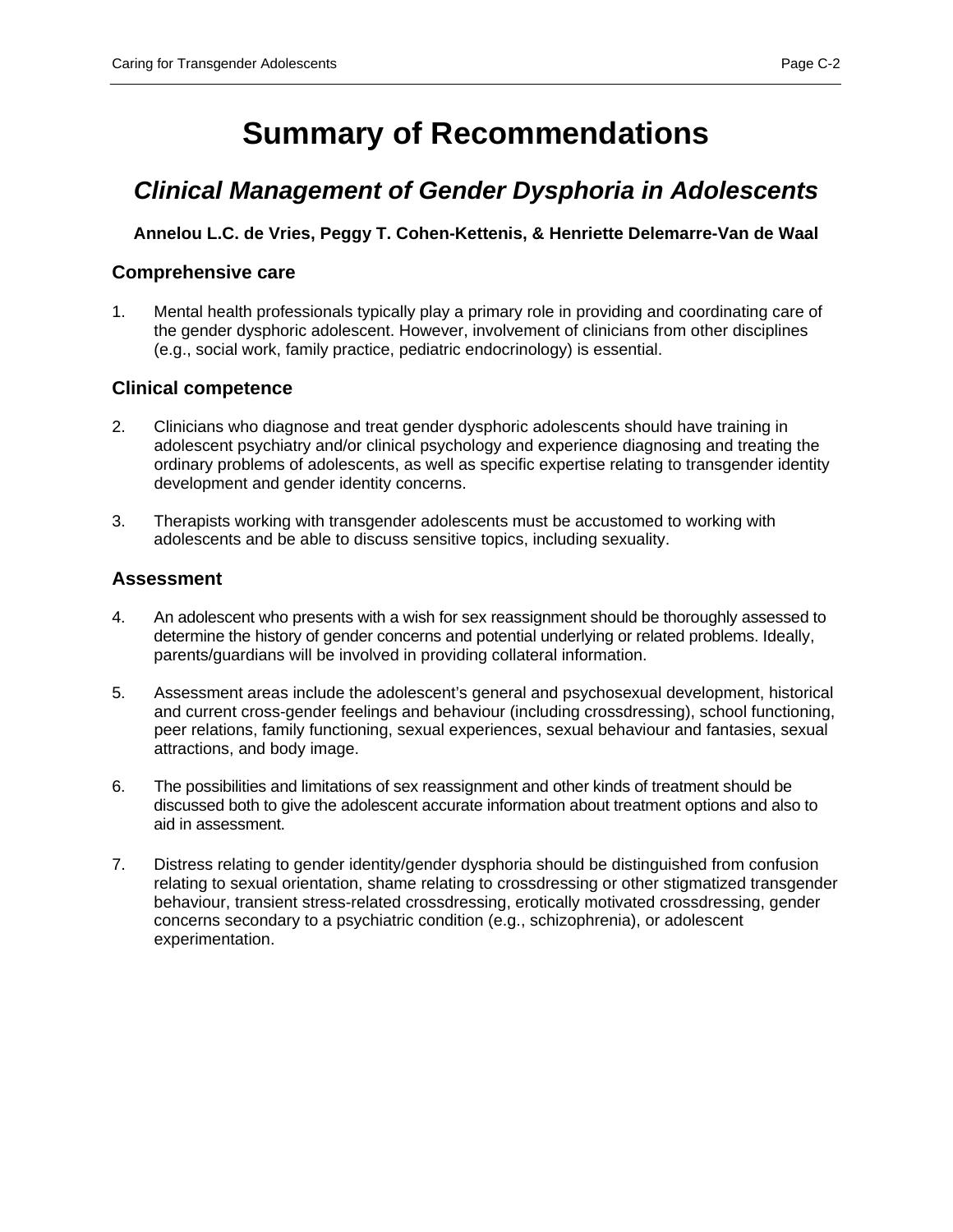# Summary of Recommendations

## *Clinical Management of Gender Dysphoria in Adolescents*

**Annelou L.C. de Vries, Peggy T. Cohen-Kettenis, & Henriette Delemarre-Van de Waal**

### Comprehensive care

1. Mental health professionals typically play a primary role in providing and coordinating care of the gender dysphoric adolescent. However, involvement of clinicians from other disciplines (e.g., social work, family practice, pediatric endocrinology) is essential.

### Clinical competence

2. Clinicians who diagnose and treat gender dysphoric adolescents should have training in adolescent psychiatry and/or clinical psychology and experience diagnosing and treating the ordinary problems of adolescents, as well as specific expertise relating to transgender identity development and gender identity concerns.

3. Therapists working with transgender adolescents must be accustomed to working with adolescents and be able to discuss sensitive topics, including sexuality.

### Assessment

4. An adolescent who presents with a wish for sex reassignment should be thoroughly assessed to determine the history of gender concerns and potential underlying or related problems. Ideally, parents/guardians will be involved in providing collateral information.

5. Assessment areas include the adolescent's general and psychosexual development, historical and current cross-gender feelings and behaviour (including crossdressing), school functioning, peer relations, family functioning, sexual experiences, sexual behaviour and fantasies, sexual attractions, and body image.

6. The possibilities and limitations of sex reassignment and other kinds of treatment should be discussed both to give the adolescent accurate information about treatment options and also to aid in assessment.

7. Distress relating to gender identity/gender dysphoria should be distinguished from confusion relating to sexual orientation, shame relating to crossdressing or other stigmatized transgender behaviour, transient stress-related crossdressing, erotically motivated crossdressing, gender concerns secondary to a psychiatric condition (e.g., schizophrenia), or adolescent experimentation.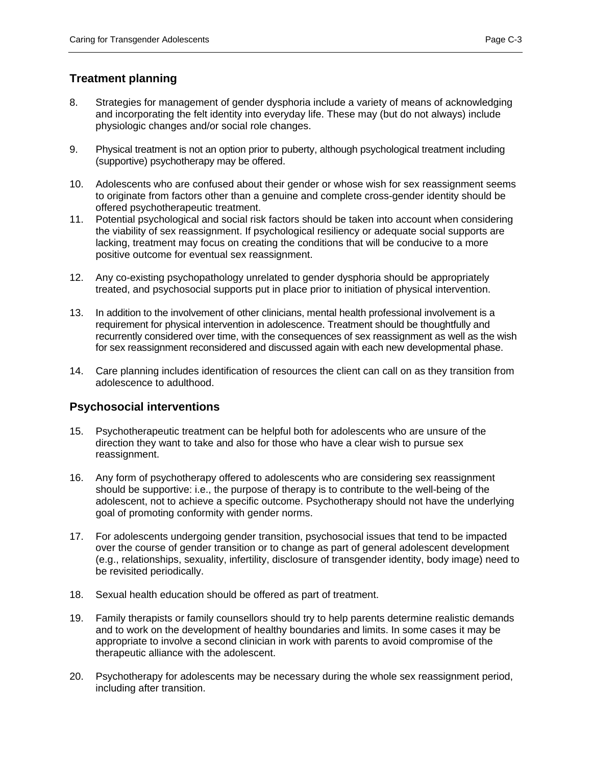## Treatment planning

8. Strategies for management of gender dysphoria include a variety of means of acknowledging and incorporating the felt identity into everyday life. These may (but do not always) include physiologic changes and/or social role changes.

9. Physical treatment is not an option prior to puberty, although psychological treatment including (supportive) psychotherapy may be offered.

10. Adolescents who are confused about their gender or whose wish for sex reassignment seems to originate from factors other than a genuine and complete cross-gender identity should be offered psychotherapeutic treatment.

11. Potential psychological and social risk factors should be taken into account when considering the viability of sex reassignment. If psychological resiliency or adequate social supports are lacking, treatment may focus on creating the conditions that will be conducive to a more positive outcome for eventual sex reassignment.

12. Any co-existing psychopathology unrelated to gender dysphoria should be appropriately treated, and psychosocial supports put in place prior to initiation of physical intervention.

13. In addition to the involvement of other clinicians, mental health professional involvement is a requirement for physical intervention in adolescence. Treatment should be thoughtfully and recurrently considered over time, with the consequences of sex reassignment as well as the wish for sex reassignment reconsidered and discussed again with each new developmental phase.

14. Care planning includes identification of resources the client can call on as they transition from adolescence to adulthood.

## Psychosocial interventions

15. Psychotherapeutic treatment can be helpful both for adolescents who are unsure of the direction they want to take and also for those who have a clear wish to pursue sex reassignment.

16. Any form of psychotherapy offered to adolescents who are considering sex reassignment should be supportive: i.e., the purpose of therapy is to contribute to the well-being of the adolescent, not to achieve a specific outcome. Psychotherapy should not have the underlying goal of promoting conformity with gender norms.

17. For adolescents undergoing gender transition, psychosocial issues that tend to be impacted over the course of gender transition or to change as part of general adolescent development (e.g., relationships, sexuality, infertility, disclosure of transgender identity, body image) need to be revisited periodically.

18. Sexual health education should be offered as part of treatment.

19. Family therapists or family counsellors should try to help parents determine realistic demands and to work on the development of healthy boundaries and limits. In some cases it may be appropriate to involve a second clinician in work with parents to avoid compromise of the therapeutic alliance with the adolescent.

20. Psychotherapy for adolescents may be necessary during the whole sex reassignment period, including after transition.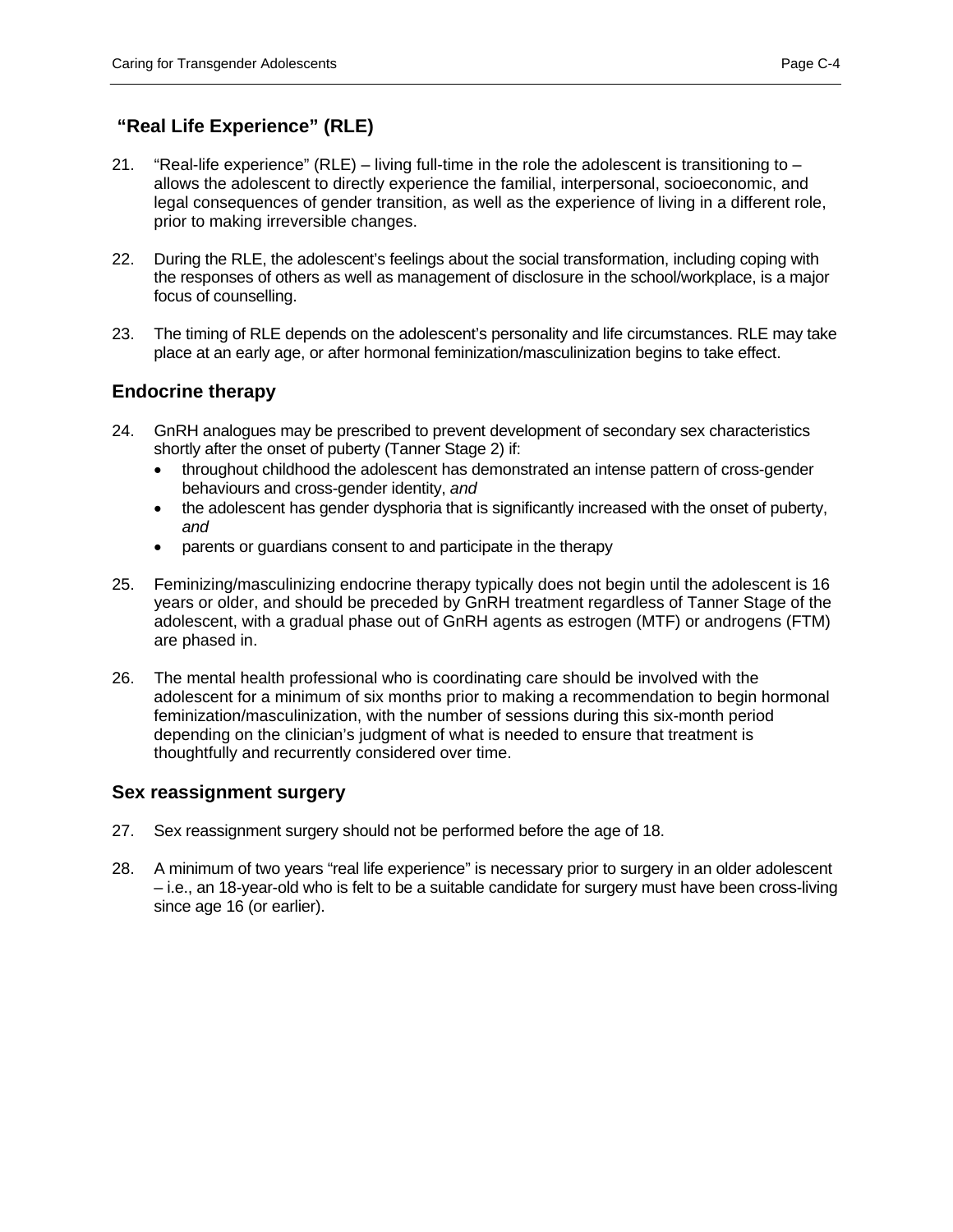## "Real Life Experience" (RLE)

21. "Real-life experience" (RLE) – living full-time in the role the adolescent is transitioning to – allows the adolescent to directly experience the familial, interpersonal, socioeconomic, and legal consequences of gender transition, as well as the experience of living in a different role, prior to making irreversible changes.

22. During the RLE, the adolescent's feelings about the social transformation, including coping with the responses of others as well as management of disclosure in the school/workplace, is a major focus of counselling.

23. The timing of RLE depends on the adolescent's personality and life circumstances. RLE may take place at an early age, or after hormonal feminization/masculinization begins to take effect.

## Endocrine therapy

24. GnRH analogues may be prescribed to prevent development of secondary sex characteristics shortly after the onset of puberty (Tanner Stage 2) if:
    - throughout childhood the adolescent has demonstrated an intense pattern of cross-gender behaviours and cross-gender identity, *and*
    - the adolescent has gender dysphoria that is significantly increased with the onset of puberty, *and*
    - parents or guardians consent to and participate in the therapy

25. Feminizing/masculinizing endocrine therapy typically does not begin until the adolescent is 16 years or older, and should be preceded by GnRH treatment regardless of Tanner Stage of the adolescent, with a gradual phase out of GnRH agents as estrogen (MTF) or androgens (FTM) are phased in.

26. The mental health professional who is coordinating care should be involved with the adolescent for a minimum of six months prior to making a recommendation to begin hormonal feminization/masculinization, with the number of sessions during this six-month period depending on the clinician's judgment of what is needed to ensure that treatment is thoughtfully and recurrently considered over time.

## Sex reassignment surgery

27. Sex reassignment surgery should not be performed before the age of 18.

28. A minimum of two years "real life experience" is necessary prior to surgery in an older adolescent – i.e., an 18-year-old who is felt to be a suitable candidate for surgery must have been cross-living since age 16 (or earlier).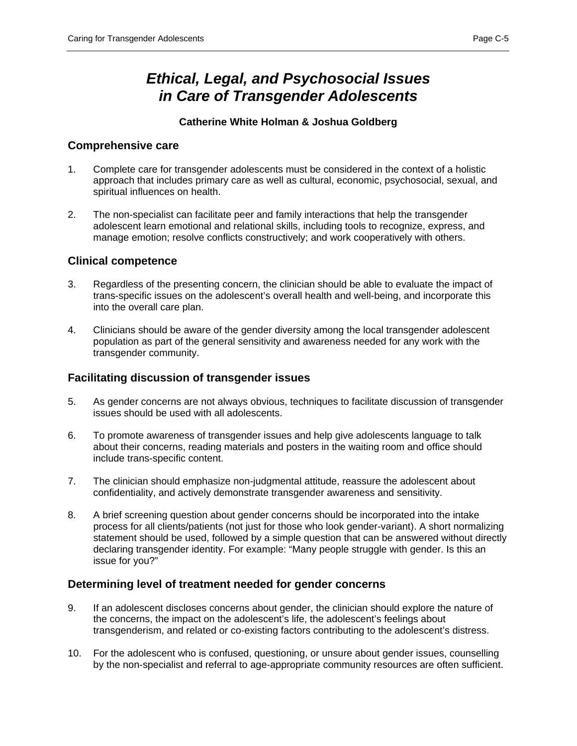# *Ethical, Legal, and Psychosocial Issues in Care of Transgender Adolescents*

**Catherine White Holman & Joshua Goldberg**

## Comprehensive care

1. Complete care for transgender adolescents must be considered in the context of a holistic approach that includes primary care as well as cultural, economic, psychosocial, sexual, and spiritual influences on health.

2. The non-specialist can facilitate peer and family interactions that help the transgender adolescent learn emotional and relational skills, including tools to recognize, express, and manage emotion; resolve conflicts constructively; and work cooperatively with others.

## Clinical competence

3. Regardless of the presenting concern, the clinician should be able to evaluate the impact of trans-specific issues on the adolescent's overall health and well-being, and incorporate this into the overall care plan.

4. Clinicians should be aware of the gender diversity among the local transgender adolescent population as part of the general sensitivity and awareness needed for any work with the transgender community.

## Facilitating discussion of transgender issues

5. As gender concerns are not always obvious, techniques to facilitate discussion of transgender issues should be used with all adolescents.

6. To promote awareness of transgender issues and help give adolescents language to talk about their concerns, reading materials and posters in the waiting room and office should include trans-specific content.

7. The clinician should emphasize non-judgmental attitude, reassure the adolescent about confidentiality, and actively demonstrate transgender awareness and sensitivity.

8. A brief screening question about gender concerns should be incorporated into the intake process for all clients/patients (not just for those who look gender-variant). A short normalizing statement should be used, followed by a simple question that can be answered without directly declaring transgender identity. For example: "Many people struggle with gender. Is this an issue for you?"

## Determining level of treatment needed for gender concerns

9. If an adolescent discloses concerns about gender, the clinician should explore the nature of the concerns, the impact on the adolescent's life, the adolescent's feelings about transgenderism, and related or co-existing factors contributing to the adolescent's distress.

10. For the adolescent who is confused, questioning, or unsure about gender issues, counselling by the non-specialist and referral to age-appropriate community resources are often sufficient.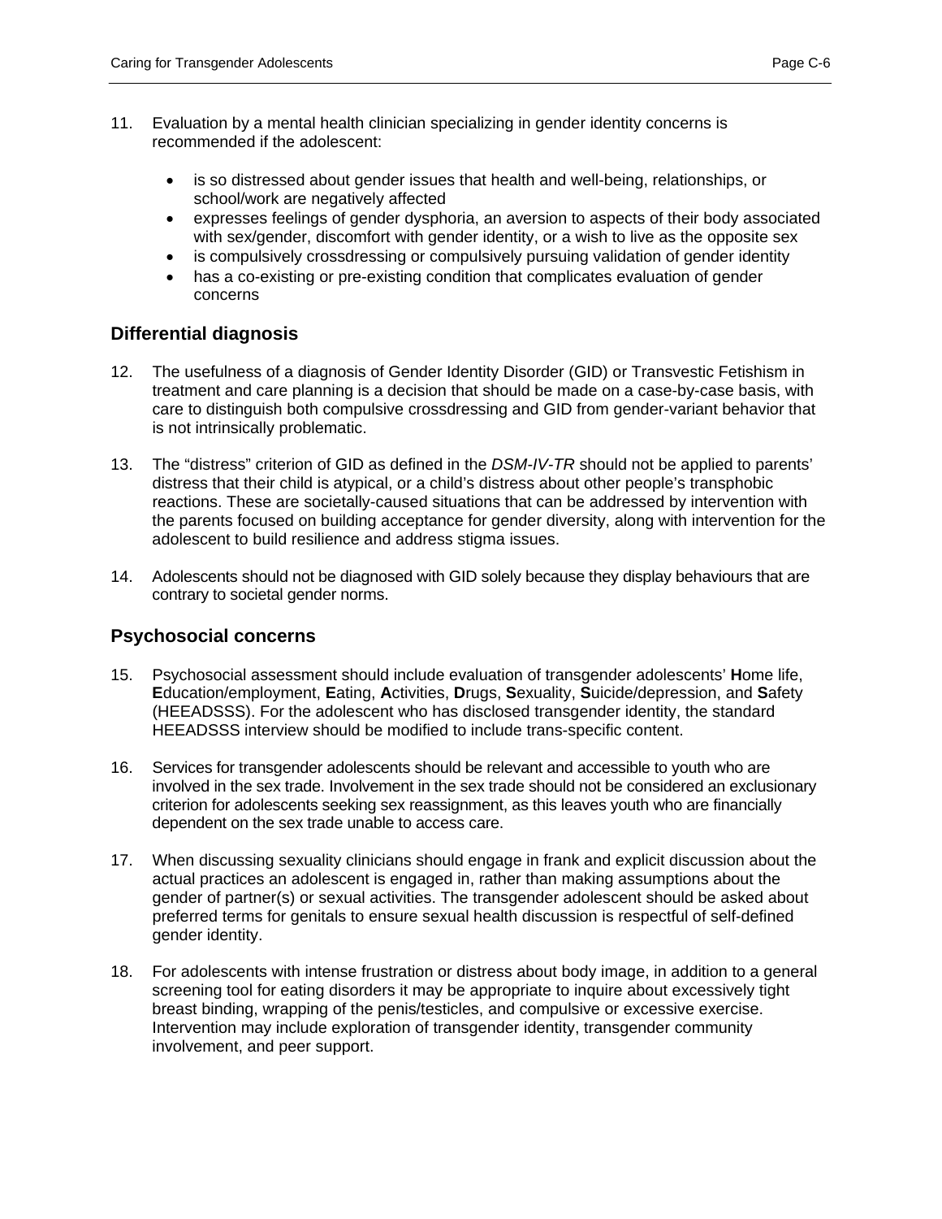11. Evaluation by a mental health clinician specializing in gender identity concerns is recommended if the adolescent:

    - is so distressed about gender issues that health and well-being, relationships, or school/work are negatively affected
    - expresses feelings of gender dysphoria, an aversion to aspects of their body associated with sex/gender, discomfort with gender identity, or a wish to live as the opposite sex
    - is compulsively crossdressing or compulsively pursuing validation of gender identity
    - has a co-existing or pre-existing condition that complicates evaluation of gender concerns

## Differential diagnosis

12. The usefulness of a diagnosis of Gender Identity Disorder (GID) or Transvestic Fetishism in treatment and care planning is a decision that should be made on a case-by-case basis, with care to distinguish both compulsive crossdressing and GID from gender-variant behavior that is not intrinsically problematic.

13. The "distress" criterion of GID as defined in the *DSM-IV-TR* should not be applied to parents' distress that their child is atypical, or a child's distress about other people's transphobic reactions. These are societally-caused situations that can be addressed by intervention with the parents focused on building acceptance for gender diversity, along with intervention for the adolescent to build resilience and address stigma issues.

14. Adolescents should not be diagnosed with GID solely because they display behaviours that are contrary to societal gender norms.

## Psychosocial concerns

15. Psychosocial assessment should include evaluation of transgender adolescents' **H**ome life, **E**ducation/employment, **E**ating, **A**ctivities, **D**rugs, **S**exuality, **S**uicide/depression, and **S**afety (HEEADSSS). For the adolescent who has disclosed transgender identity, the standard HEEADSSS interview should be modified to include trans-specific content.

16. Services for transgender adolescents should be relevant and accessible to youth who are involved in the sex trade. Involvement in the sex trade should not be considered an exclusionary criterion for adolescents seeking sex reassignment, as this leaves youth who are financially dependent on the sex trade unable to access care.

17. When discussing sexuality clinicians should engage in frank and explicit discussion about the actual practices an adolescent is engaged in, rather than making assumptions about the gender of partner(s) or sexual activities. The transgender adolescent should be asked about preferred terms for genitals to ensure sexual health discussion is respectful of self-defined gender identity.

18. For adolescents with intense frustration or distress about body image, in addition to a general screening tool for eating disorders it may be appropriate to inquire about excessively tight breast binding, wrapping of the penis/testicles, and compulsive or excessive exercise. Intervention may include exploration of transgender identity, transgender community involvement, and peer support.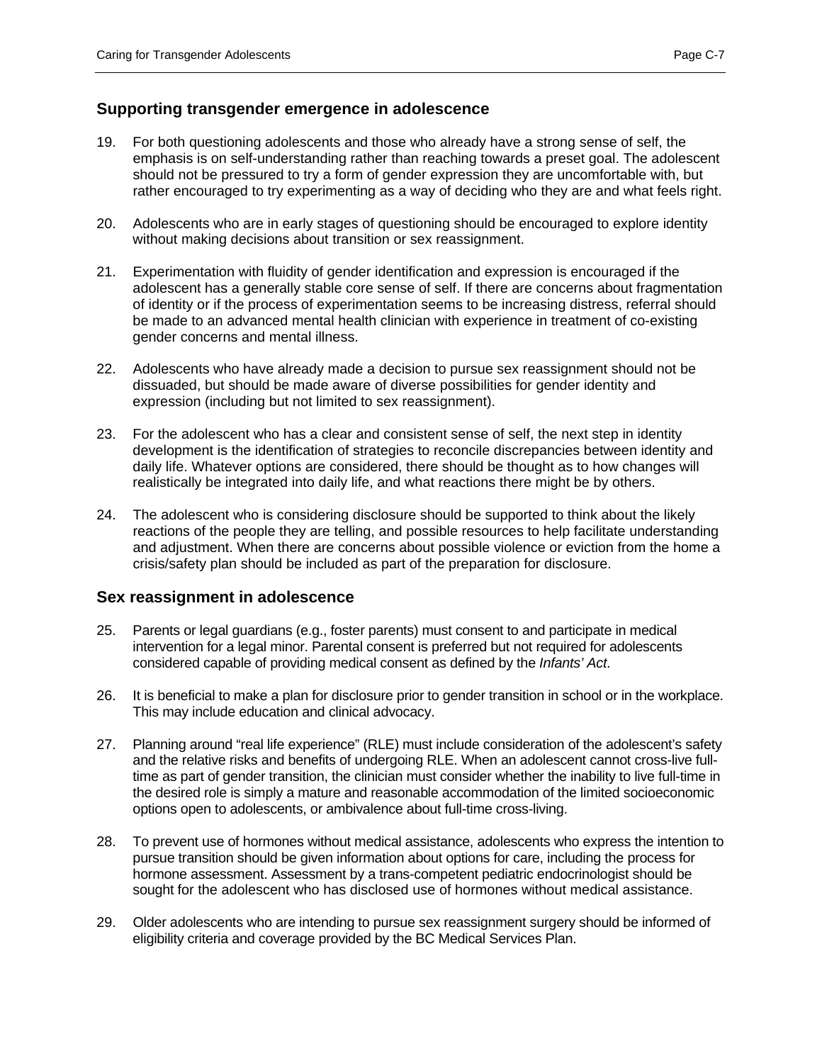## Supporting transgender emergence in adolescence

19. For both questioning adolescents and those who already have a strong sense of self, the emphasis is on self-understanding rather than reaching towards a preset goal. The adolescent should not be pressured to try a form of gender expression they are uncomfortable with, but rather encouraged to try experimenting as a way of deciding who they are and what feels right.

20. Adolescents who are in early stages of questioning should be encouraged to explore identity without making decisions about transition or sex reassignment.

21. Experimentation with fluidity of gender identification and expression is encouraged if the adolescent has a generally stable core sense of self. If there are concerns about fragmentation of identity or if the process of experimentation seems to be increasing distress, referral should be made to an advanced mental health clinician with experience in treatment of co-existing gender concerns and mental illness.

22. Adolescents who have already made a decision to pursue sex reassignment should not be dissuaded, but should be made aware of diverse possibilities for gender identity and expression (including but not limited to sex reassignment).

23. For the adolescent who has a clear and consistent sense of self, the next step in identity development is the identification of strategies to reconcile discrepancies between identity and daily life. Whatever options are considered, there should be thought as to how changes will realistically be integrated into daily life, and what reactions there might be by others.

24. The adolescent who is considering disclosure should be supported to think about the likely reactions of the people they are telling, and possible resources to help facilitate understanding and adjustment. When there are concerns about possible violence or eviction from the home a crisis/safety plan should be included as part of the preparation for disclosure.

## Sex reassignment in adolescence

25. Parents or legal guardians (e.g., foster parents) must consent to and participate in medical intervention for a legal minor. Parental consent is preferred but not required for adolescents considered capable of providing medical consent as defined by the *Infants' Act*.

26. It is beneficial to make a plan for disclosure prior to gender transition in school or in the workplace. This may include education and clinical advocacy.

27. Planning around "real life experience" (RLE) must include consideration of the adolescent's safety and the relative risks and benefits of undergoing RLE. When an adolescent cannot cross-live full-time as part of gender transition, the clinician must consider whether the inability to live full-time in the desired role is simply a mature and reasonable accommodation of the limited socioeconomic options open to adolescents, or ambivalence about full-time cross-living.

28. To prevent use of hormones without medical assistance, adolescents who express the intention to pursue transition should be given information about options for care, including the process for hormone assessment. Assessment by a trans-competent pediatric endocrinologist should be sought for the adolescent who has disclosed use of hormones without medical assistance.

29. Older adolescents who are intending to pursue sex reassignment surgery should be informed of eligibility criteria and coverage provided by the BC Medical Services Plan.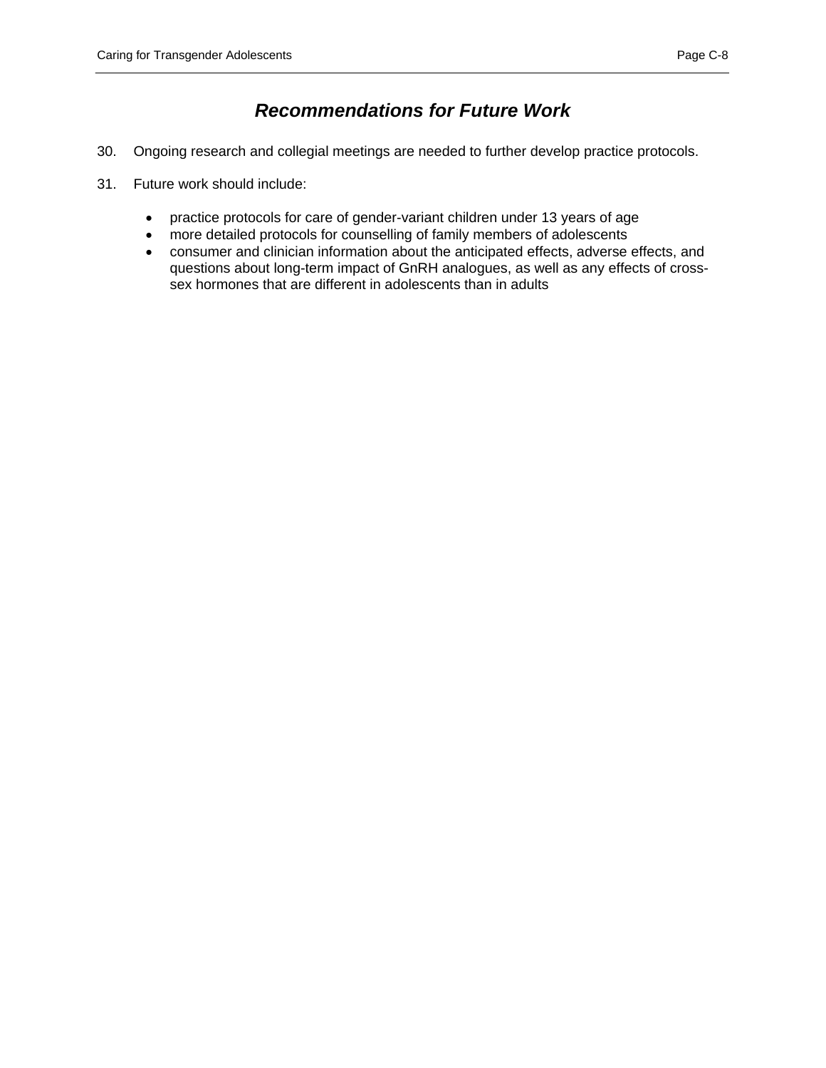## ***Recommendations for Future Work***

30. Ongoing research and collegial meetings are needed to further develop practice protocols.

31. Future work should include:

    - practice protocols for care of gender-variant children under 13 years of age
    - more detailed protocols for counselling of family members of adolescents
    - consumer and clinician information about the anticipated effects, adverse effects, and questions about long-term impact of GnRH analogues, as well as any effects of cross-sex hormones that are different in adolescents than in adults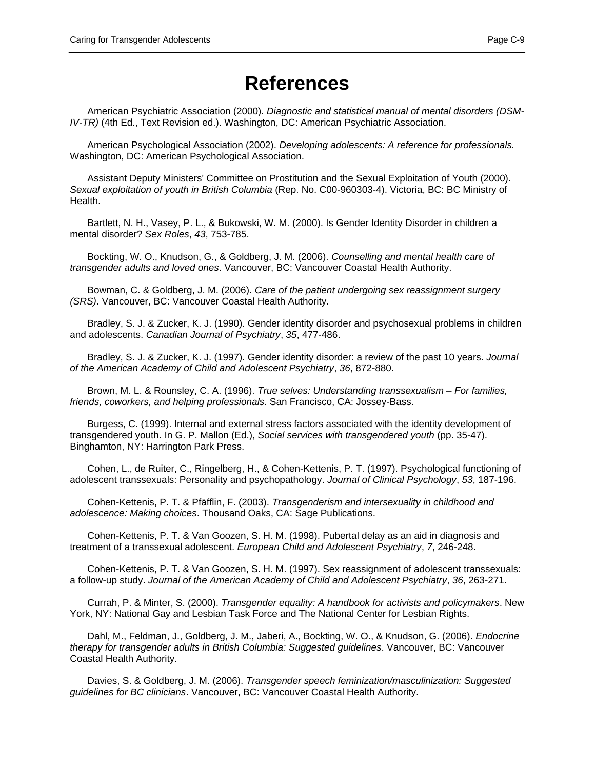# References

American Psychiatric Association (2000). *Diagnostic and statistical manual of mental disorders (DSM-IV-TR)* (4th Ed., Text Revision ed.). Washington, DC: American Psychiatric Association.

American Psychological Association (2002). *Developing adolescents: A reference for professionals.* Washington, DC: American Psychological Association.

Assistant Deputy Ministers' Committee on Prostitution and the Sexual Exploitation of Youth (2000). *Sexual exploitation of youth in British Columbia* (Rep. No. C00-960303-4). Victoria, BC: BC Ministry of Health.

Bartlett, N. H., Vasey, P. L., & Bukowski, W. M. (2000). Is Gender Identity Disorder in children a mental disorder? *Sex Roles*, *43*, 753-785.

Bockting, W. O., Knudson, G., & Goldberg, J. M. (2006). *Counselling and mental health care of transgender adults and loved ones*. Vancouver, BC: Vancouver Coastal Health Authority.

Bowman, C. & Goldberg, J. M. (2006). *Care of the patient undergoing sex reassignment surgery (SRS)*. Vancouver, BC: Vancouver Coastal Health Authority.

Bradley, S. J. & Zucker, K. J. (1990). Gender identity disorder and psychosexual problems in children and adolescents. *Canadian Journal of Psychiatry*, *35*, 477-486.

Bradley, S. J. & Zucker, K. J. (1997). Gender identity disorder: a review of the past 10 years. *Journal of the American Academy of Child and Adolescent Psychiatry*, *36*, 872-880.

Brown, M. L. & Rounsley, C. A. (1996). *True selves: Understanding transsexualism – For families, friends, coworkers, and helping professionals*. San Francisco, CA: Jossey-Bass.

Burgess, C. (1999). Internal and external stress factors associated with the identity development of transgendered youth. In G. P. Mallon (Ed.), *Social services with transgendered youth* (pp. 35-47). Binghamton, NY: Harrington Park Press.

Cohen, L., de Ruiter, C., Ringelberg, H., & Cohen-Kettenis, P. T. (1997). Psychological functioning of adolescent transsexuals: Personality and psychopathology. *Journal of Clinical Psychology*, *53*, 187-196.

Cohen-Kettenis, P. T. & Pfäfflin, F. (2003). *Transgenderism and intersexuality in childhood and adolescence: Making choices*. Thousand Oaks, CA: Sage Publications.

Cohen-Kettenis, P. T. & Van Goozen, S. H. M. (1998). Pubertal delay as an aid in diagnosis and treatment of a transsexual adolescent. *European Child and Adolescent Psychiatry*, *7*, 246-248.

Cohen-Kettenis, P. T. & Van Goozen, S. H. M. (1997). Sex reassignment of adolescent transsexuals: a follow-up study. *Journal of the American Academy of Child and Adolescent Psychiatry*, *36*, 263-271.

Currah, P. & Minter, S. (2000). *Transgender equality: A handbook for activists and policymakers*. New York, NY: National Gay and Lesbian Task Force and The National Center for Lesbian Rights.

Dahl, M., Feldman, J., Goldberg, J. M., Jaberi, A., Bockting, W. O., & Knudson, G. (2006). *Endocrine therapy for transgender adults in British Columbia: Suggested guidelines*. Vancouver, BC: Vancouver Coastal Health Authority.

Davies, S. & Goldberg, J. M. (2006). *Transgender speech feminization/masculinization: Suggested guidelines for BC clinicians*. Vancouver, BC: Vancouver Coastal Health Authority.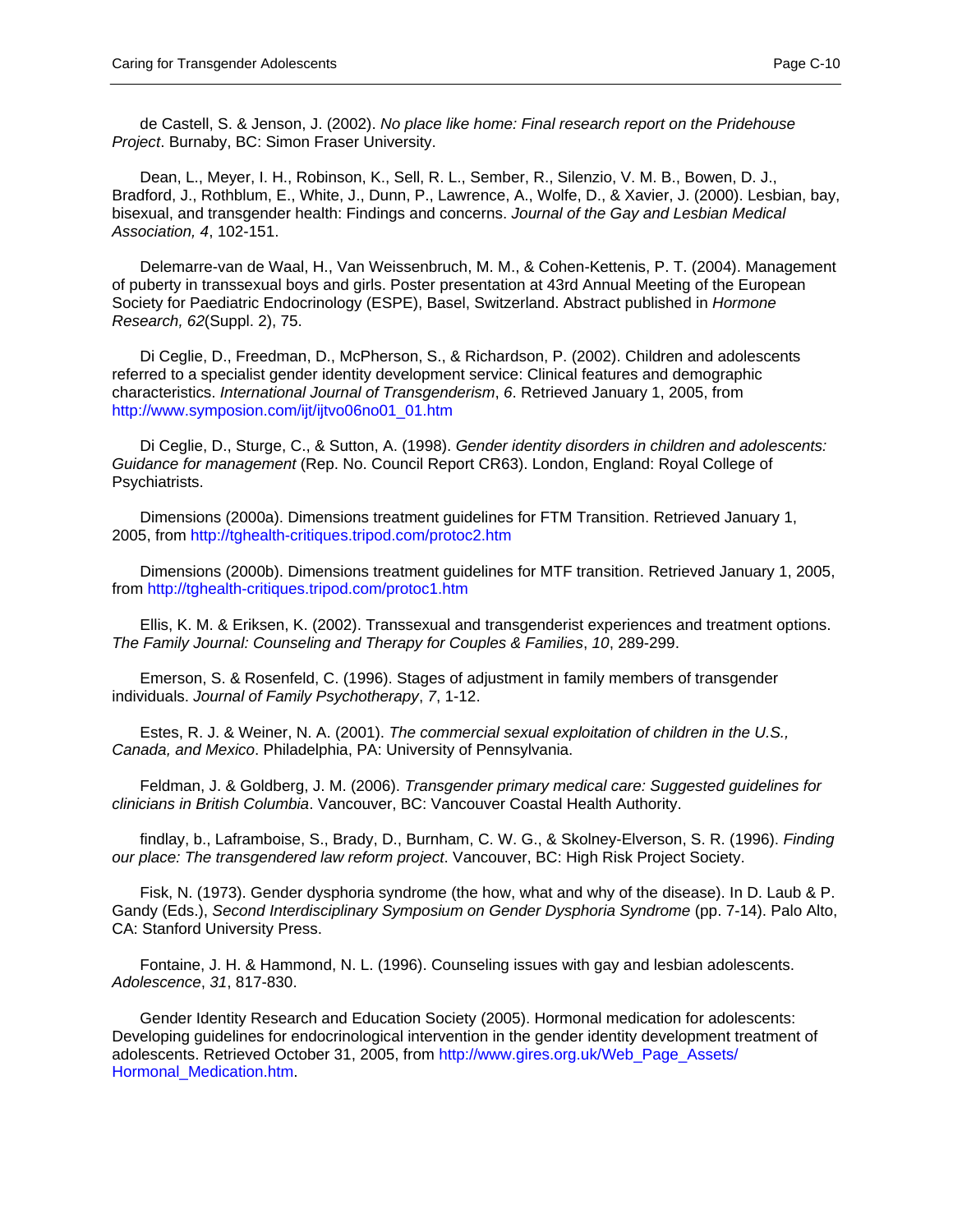de Castell, S. & Jenson, J. (2002). *No place like home: Final research report on the Pridehouse Project*. Burnaby, BC: Simon Fraser University.

Dean, L., Meyer, I. H., Robinson, K., Sell, R. L., Sember, R., Silenzio, V. M. B., Bowen, D. J., Bradford, J., Rothblum, E., White, J., Dunn, P., Lawrence, A., Wolfe, D., & Xavier, J. (2000). Lesbian, bay, bisexual, and transgender health: Findings and concerns. *Journal of the Gay and Lesbian Medical Association, 4*, 102-151.

Delemarre-van de Waal, H., Van Weissenbruch, M. M., & Cohen-Kettenis, P. T. (2004). Management of puberty in transsexual boys and girls. Poster presentation at 43rd Annual Meeting of the European Society for Paediatric Endocrinology (ESPE), Basel, Switzerland. Abstract published in *Hormone Research, 62*(Suppl. 2), 75.

Di Ceglie, D., Freedman, D., McPherson, S., & Richardson, P. (2002). Children and adolescents referred to a specialist gender identity development service: Clinical features and demographic characteristics. *International Journal of Transgenderism*, *6*. Retrieved January 1, 2005, from http://www.symposion.com/ijt/ijtvo06no01_01.htm

Di Ceglie, D., Sturge, C., & Sutton, A. (1998). *Gender identity disorders in children and adolescents: Guidance for management* (Rep. No. Council Report CR63). London, England: Royal College of Psychiatrists.

Dimensions (2000a). Dimensions treatment guidelines for FTM Transition. Retrieved January 1, 2005, from http://tghealth-critiques.tripod.com/protoc2.htm

Dimensions (2000b). Dimensions treatment guidelines for MTF transition. Retrieved January 1, 2005, from http://tghealth-critiques.tripod.com/protoc1.htm

Ellis, K. M. & Eriksen, K. (2002). Transsexual and transgenderist experiences and treatment options. *The Family Journal: Counseling and Therapy for Couples & Families*, *10*, 289-299.

Emerson, S. & Rosenfeld, C. (1996). Stages of adjustment in family members of transgender individuals. *Journal of Family Psychotherapy*, *7*, 1-12.

Estes, R. J. & Weiner, N. A. (2001). *The commercial sexual exploitation of children in the U.S., Canada, and Mexico*. Philadelphia, PA: University of Pennsylvania.

Feldman, J. & Goldberg, J. M. (2006). *Transgender primary medical care: Suggested guidelines for clinicians in British Columbia*. Vancouver, BC: Vancouver Coastal Health Authority.

findlay, b., Laframboise, S., Brady, D., Burnham, C. W. G., & Skolney-Elverson, S. R. (1996). *Finding our place: The transgendered law reform project*. Vancouver, BC: High Risk Project Society.

Fisk, N. (1973). Gender dysphoria syndrome (the how, what and why of the disease). In D. Laub & P. Gandy (Eds.), *Second Interdisciplinary Symposium on Gender Dysphoria Syndrome* (pp. 7-14). Palo Alto, CA: Stanford University Press.

Fontaine, J. H. & Hammond, N. L. (1996). Counseling issues with gay and lesbian adolescents. *Adolescence*, *31*, 817-830.

Gender Identity Research and Education Society (2005). Hormonal medication for adolescents: Developing guidelines for endocrinological intervention in the gender identity development treatment of adolescents. Retrieved October 31, 2005, from http://www.gires.org.uk/Web_Page_Assets/Hormonal_Medication.htm.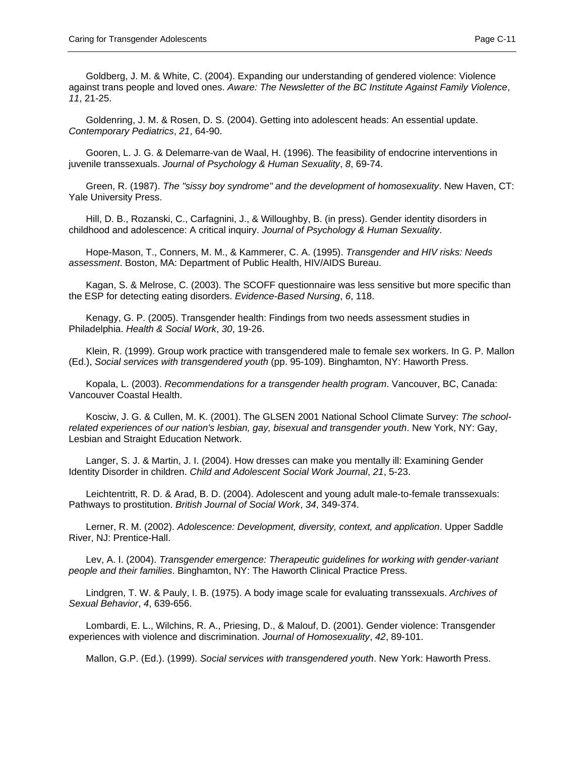Goldberg, J. M. & White, C. (2004). Expanding our understanding of gendered violence: Violence against trans people and loved ones. *Aware: The Newsletter of the BC Institute Against Family Violence*, *11*, 21-25.

Goldenring, J. M. & Rosen, D. S. (2004). Getting into adolescent heads: An essential update. *Contemporary Pediatrics*, *21*, 64-90.

Gooren, L. J. G. & Delemarre-van de Waal, H. (1996). The feasibility of endocrine interventions in juvenile transsexuals. *Journal of Psychology & Human Sexuality*, *8*, 69-74.

Green, R. (1987). *The "sissy boy syndrome" and the development of homosexuality*. New Haven, CT: Yale University Press.

Hill, D. B., Rozanski, C., Carfagnini, J., & Willoughby, B. (in press). Gender identity disorders in childhood and adolescence: A critical inquiry. *Journal of Psychology & Human Sexuality*.

Hope-Mason, T., Conners, M. M., & Kammerer, C. A. (1995). *Transgender and HIV risks: Needs assessment*. Boston, MA: Department of Public Health, HIV/AIDS Bureau.

Kagan, S. & Melrose, C. (2003). The SCOFF questionnaire was less sensitive but more specific than the ESP for detecting eating disorders. *Evidence-Based Nursing*, *6*, 118.

Kenagy, G. P. (2005). Transgender health: Findings from two needs assessment studies in Philadelphia. *Health & Social Work*, *30*, 19-26.

Klein, R. (1999). Group work practice with transgendered male to female sex workers. In G. P. Mallon (Ed.), *Social services with transgendered youth* (pp. 95-109). Binghamton, NY: Haworth Press.

Kopala, L. (2003). *Recommendations for a transgender health program*. Vancouver, BC, Canada: Vancouver Coastal Health.

Kosciw, J. G. & Cullen, M. K. (2001). The GLSEN 2001 National School Climate Survey: *The school-related experiences of our nation's lesbian, gay, bisexual and transgender youth*. New York, NY: Gay, Lesbian and Straight Education Network.

Langer, S. J. & Martin, J. I. (2004). How dresses can make you mentally ill: Examining Gender Identity Disorder in children. *Child and Adolescent Social Work Journal*, *21*, 5-23.

Leichtentritt, R. D. & Arad, B. D. (2004). Adolescent and young adult male-to-female transsexuals: Pathways to prostitution. *British Journal of Social Work*, *34*, 349-374.

Lerner, R. M. (2002). *Adolescence: Development, diversity, context, and application*. Upper Saddle River, NJ: Prentice-Hall.

Lev, A. I. (2004). *Transgender emergence: Therapeutic guidelines for working with gender-variant people and their families*. Binghamton, NY: The Haworth Clinical Practice Press.

Lindgren, T. W. & Pauly, I. B. (1975). A body image scale for evaluating transsexuals. *Archives of Sexual Behavior*, *4*, 639-656.

Lombardi, E. L., Wilchins, R. A., Priesing, D., & Malouf, D. (2001). Gender violence: Transgender experiences with violence and discrimination. *Journal of Homosexuality*, *42*, 89-101.

Mallon, G.P. (Ed.). (1999). *Social services with transgendered youth*. New York: Haworth Press.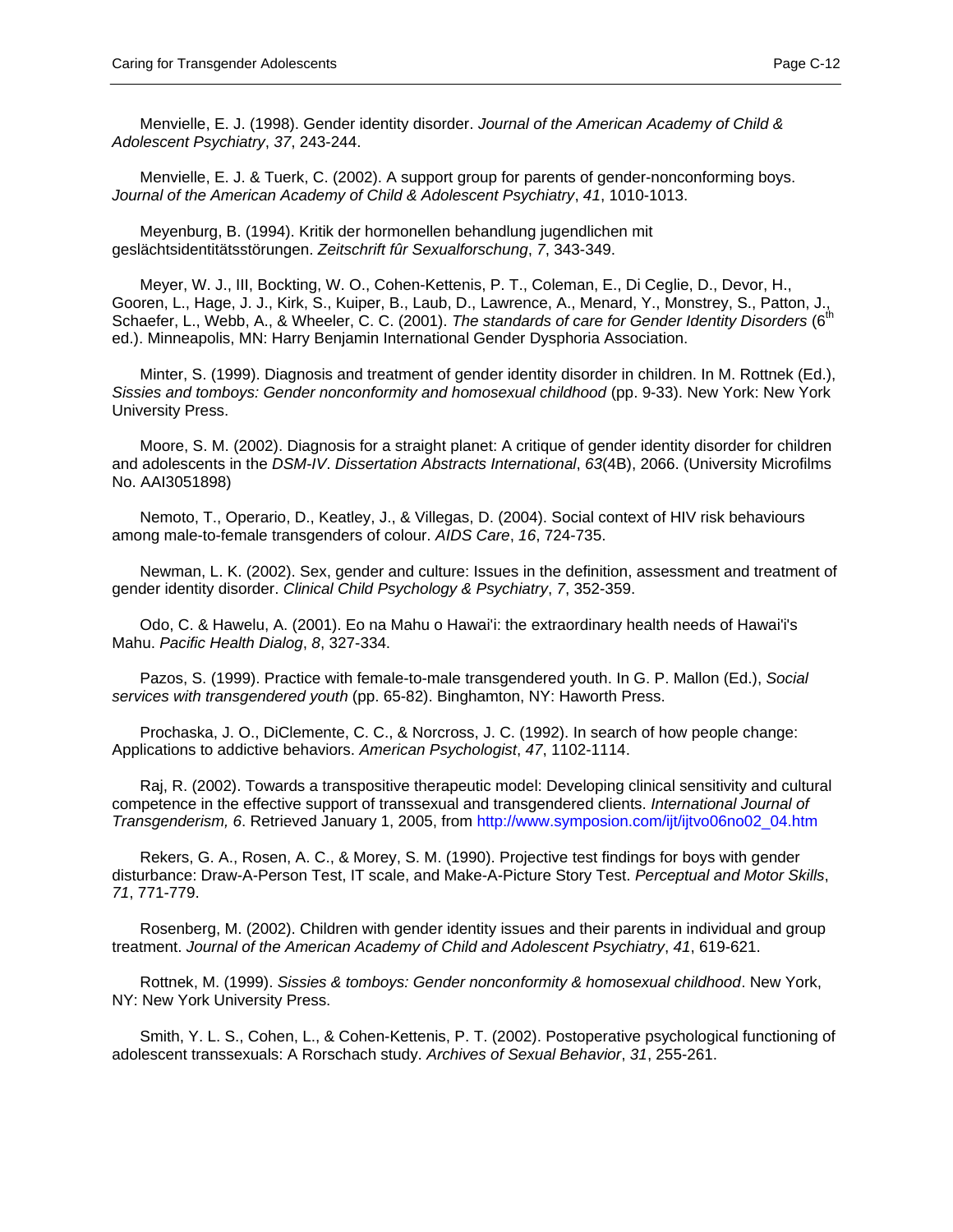Menvielle, E. J. (1998). Gender identity disorder. *Journal of the American Academy of Child & Adolescent Psychiatry*, *37*, 243-244.

Menvielle, E. J. & Tuerk, C. (2002). A support group for parents of gender-nonconforming boys. *Journal of the American Academy of Child & Adolescent Psychiatry*, *41*, 1010-1013.

Meyenburg, B. (1994). Kritik der hormonellen behandlung jugendlichen mit geslächtsidentitätsstörungen. *Zeitschrift fûr Sexualforschung*, *7*, 343-349.

Meyer, W. J., III, Bockting, W. O., Cohen-Kettenis, P. T., Coleman, E., Di Ceglie, D., Devor, H., Gooren, L., Hage, J. J., Kirk, S., Kuiper, B., Laub, D., Lawrence, A., Menard, Y., Monstrey, S., Patton, J., Schaefer, L., Webb, A., & Wheeler, C. C. (2001). *The standards of care for Gender Identity Disorders* (6th ed.). Minneapolis, MN: Harry Benjamin International Gender Dysphoria Association.

Minter, S. (1999). Diagnosis and treatment of gender identity disorder in children. In M. Rottnek (Ed.), *Sissies and tomboys: Gender nonconformity and homosexual childhood* (pp. 9-33). New York: New York University Press.

Moore, S. M. (2002). Diagnosis for a straight planet: A critique of gender identity disorder for children and adolescents in the *DSM-IV*. *Dissertation Abstracts International*, *63*(4B), 2066. (University Microfilms No. AAI3051898)

Nemoto, T., Operario, D., Keatley, J., & Villegas, D. (2004). Social context of HIV risk behaviours among male-to-female transgenders of colour. *AIDS Care*, *16*, 724-735.

Newman, L. K. (2002). Sex, gender and culture: Issues in the definition, assessment and treatment of gender identity disorder. *Clinical Child Psychology & Psychiatry*, *7*, 352-359.

Odo, C. & Hawelu, A. (2001). Eo na Mahu o Hawai'i: the extraordinary health needs of Hawai'i's Mahu. *Pacific Health Dialog*, *8*, 327-334.

Pazos, S. (1999). Practice with female-to-male transgendered youth. In G. P. Mallon (Ed.), *Social services with transgendered youth* (pp. 65-82). Binghamton, NY: Haworth Press.

Prochaska, J. O., DiClemente, C. C., & Norcross, J. C. (1992). In search of how people change: Applications to addictive behaviors. *American Psychologist*, *47*, 1102-1114.

Raj, R. (2002). Towards a transpositive therapeutic model: Developing clinical sensitivity and cultural competence in the effective support of transsexual and transgendered clients. *International Journal of Transgenderism, 6*. Retrieved January 1, 2005, from http://www.symposion.com/ijt/ijtvo06no02_04.htm

Rekers, G. A., Rosen, A. C., & Morey, S. M. (1990). Projective test findings for boys with gender disturbance: Draw-A-Person Test, IT scale, and Make-A-Picture Story Test. *Perceptual and Motor Skills*, *71*, 771-779.

Rosenberg, M. (2002). Children with gender identity issues and their parents in individual and group treatment. *Journal of the American Academy of Child and Adolescent Psychiatry*, *41*, 619-621.

Rottnek, M. (1999). *Sissies & tomboys: Gender nonconformity & homosexual childhood*. New York, NY: New York University Press.

Smith, Y. L. S., Cohen, L., & Cohen-Kettenis, P. T. (2002). Postoperative psychological functioning of adolescent transsexuals: A Rorschach study. *Archives of Sexual Behavior*, *31*, 255-261.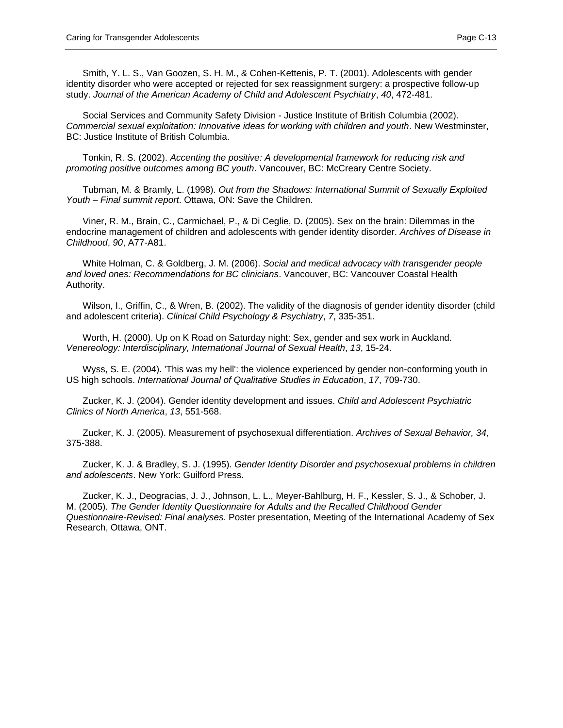Smith, Y. L. S., Van Goozen, S. H. M., & Cohen-Kettenis, P. T. (2001). Adolescents with gender identity disorder who were accepted or rejected for sex reassignment surgery: a prospective follow-up study. *Journal of the American Academy of Child and Adolescent Psychiatry*, *40*, 472-481.

Social Services and Community Safety Division - Justice Institute of British Columbia (2002). *Commercial sexual exploitation: Innovative ideas for working with children and youth*. New Westminster, BC: Justice Institute of British Columbia.

Tonkin, R. S. (2002). *Accenting the positive: A developmental framework for reducing risk and promoting positive outcomes among BC youth*. Vancouver, BC: McCreary Centre Society.

Tubman, M. & Bramly, L. (1998). *Out from the Shadows: International Summit of Sexually Exploited Youth – Final summit report*. Ottawa, ON: Save the Children.

Viner, R. M., Brain, C., Carmichael, P., & Di Ceglie, D. (2005). Sex on the brain: Dilemmas in the endocrine management of children and adolescents with gender identity disorder. *Archives of Disease in Childhood*, *90*, A77-A81.

White Holman, C. & Goldberg, J. M. (2006). *Social and medical advocacy with transgender people and loved ones: Recommendations for BC clinicians*. Vancouver, BC: Vancouver Coastal Health Authority.

Wilson, I., Griffin, C., & Wren, B. (2002). The validity of the diagnosis of gender identity disorder (child and adolescent criteria). *Clinical Child Psychology & Psychiatry*, *7*, 335-351.

Worth, H. (2000). Up on K Road on Saturday night: Sex, gender and sex work in Auckland. *Venereology: Interdisciplinary, International Journal of Sexual Health*, *13*, 15-24.

Wyss, S. E. (2004). 'This was my hell': the violence experienced by gender non-conforming youth in US high schools. *International Journal of Qualitative Studies in Education*, *17*, 709-730.

Zucker, K. J. (2004). Gender identity development and issues. *Child and Adolescent Psychiatric Clinics of North America*, *13*, 551-568.

Zucker, K. J. (2005). Measurement of psychosexual differentiation. *Archives of Sexual Behavior, 34*, 375-388.

Zucker, K. J. & Bradley, S. J. (1995). *Gender Identity Disorder and psychosexual problems in children and adolescents*. New York: Guilford Press.

Zucker, K. J., Deogracias, J. J., Johnson, L. L., Meyer-Bahlburg, H. F., Kessler, S. J., & Schober, J. M. (2005). *The Gender Identity Questionnaire for Adults and the Recalled Childhood Gender Questionnaire-Revised: Final analyses*. Poster presentation, Meeting of the International Academy of Sex Research, Ottawa, ONT.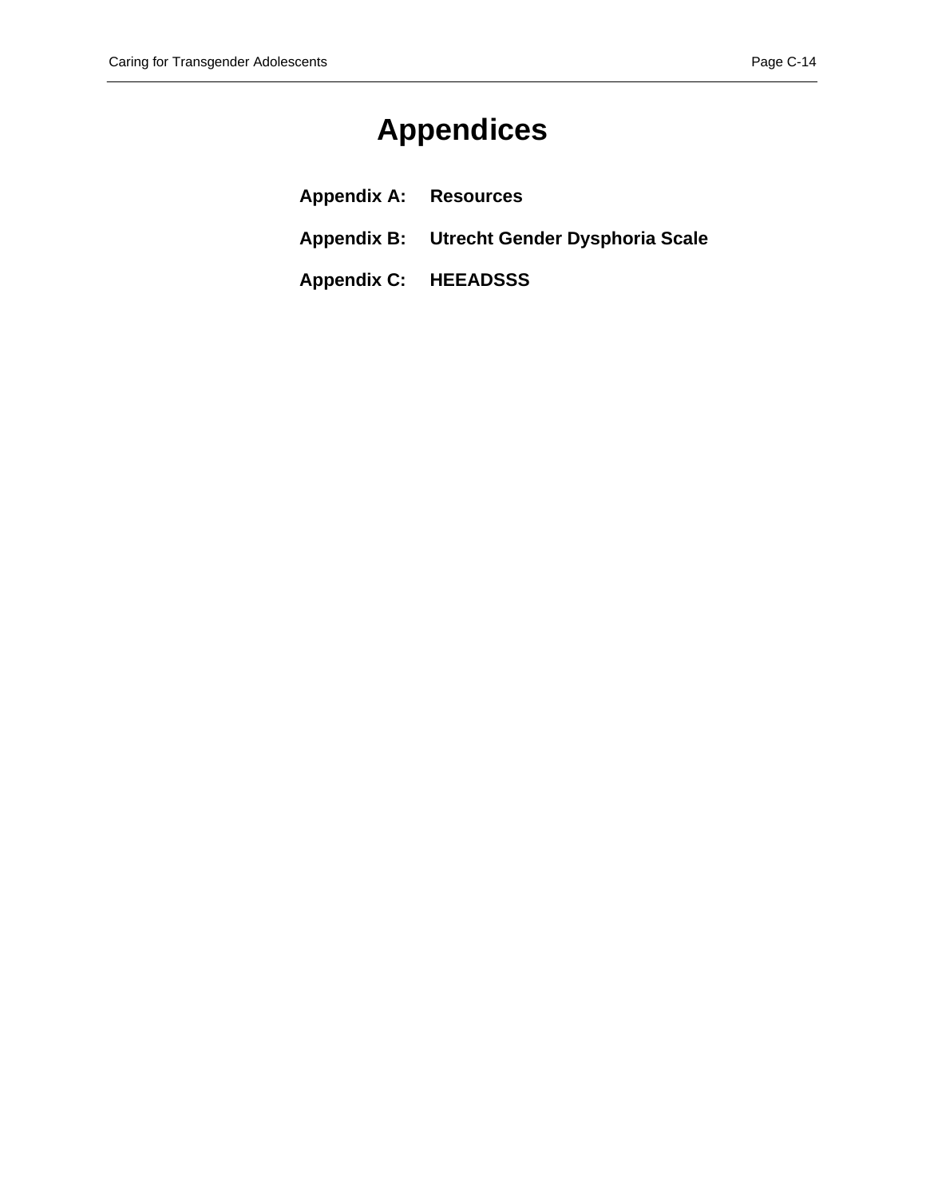# Appendices

**Appendix A:** **Resources**

**Appendix B:** **Utrecht Gender Dysphoria Scale**

**Appendix C:** **HEEADSSS**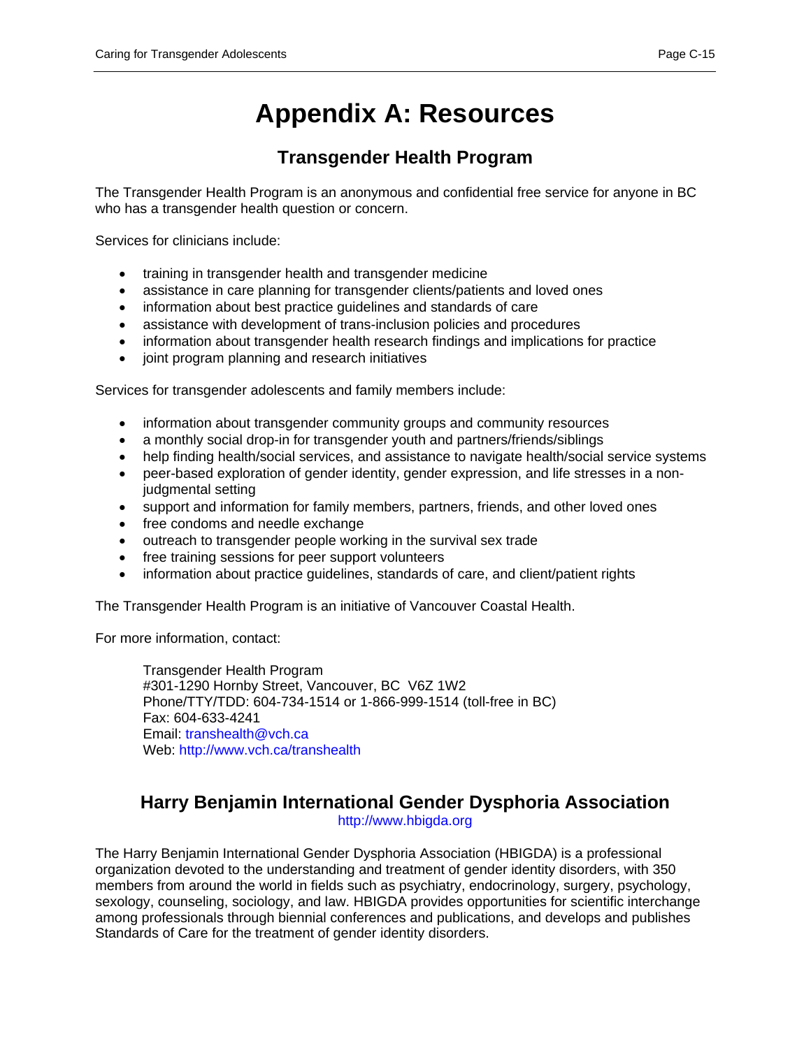# Appendix A: Resources

## Transgender Health Program

The Transgender Health Program is an anonymous and confidential free service for anyone in BC who has a transgender health question or concern.

Services for clinicians include:

- training in transgender health and transgender medicine
- assistance in care planning for transgender clients/patients and loved ones
- information about best practice guidelines and standards of care
- assistance with development of trans-inclusion policies and procedures
- information about transgender health research findings and implications for practice
- joint program planning and research initiatives

Services for transgender adolescents and family members include:

- information about transgender community groups and community resources
- a monthly social drop-in for transgender youth and partners/friends/siblings
- help finding health/social services, and assistance to navigate health/social service systems
- peer-based exploration of gender identity, gender expression, and life stresses in a non-judgmental setting
- support and information for family members, partners, friends, and other loved ones
- free condoms and needle exchange
- outreach to transgender people working in the survival sex trade
- free training sessions for peer support volunteers
- information about practice guidelines, standards of care, and client/patient rights

The Transgender Health Program is an initiative of Vancouver Coastal Health.

For more information, contact:

Transgender Health Program
#301-1290 Hornby Street, Vancouver, BC V6Z 1W2
Phone/TTY/TDD: 604-734-1514 or 1-866-999-1514 (toll-free in BC)
Fax: 604-633-4241
Email: transhealth@vch.ca
Web: http://www.vch.ca/transhealth

## Harry Benjamin International Gender Dysphoria Association

http://www.hbigda.org

The Harry Benjamin International Gender Dysphoria Association (HBIGDA) is a professional organization devoted to the understanding and treatment of gender identity disorders, with 350 members from around the world in fields such as psychiatry, endocrinology, surgery, psychology, sexology, counseling, sociology, and law. HBIGDA provides opportunities for scientific interchange among professionals through biennial conferences and publications, and develops and publishes Standards of Care for the treatment of gender identity disorders.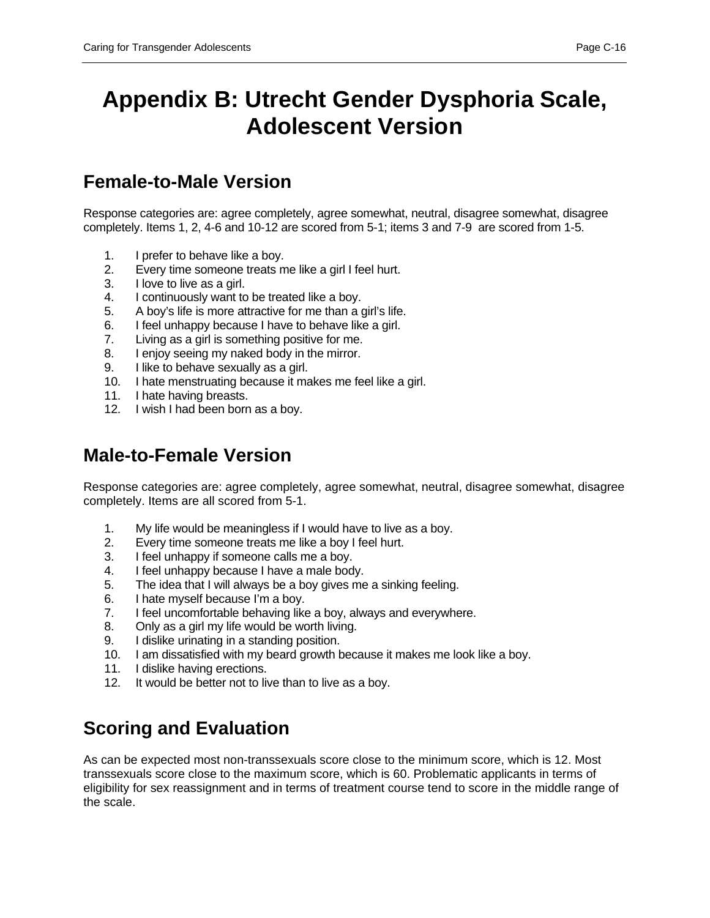# Appendix B: Utrecht Gender Dysphoria Scale, Adolescent Version

## Female-to-Male Version

Response categories are: agree completely, agree somewhat, neutral, disagree somewhat, disagree completely. Items 1, 2, 4-6 and 10-12 are scored from 5-1; items 3 and 7-9 are scored from 1-5.

1. I prefer to behave like a boy.
2. Every time someone treats me like a girl I feel hurt.
3. I love to live as a girl.
4. I continuously want to be treated like a boy.
5. A boy's life is more attractive for me than a girl's life.
6. I feel unhappy because I have to behave like a girl.
7. Living as a girl is something positive for me.
8. I enjoy seeing my naked body in the mirror.
9. I like to behave sexually as a girl.
10. I hate menstruating because it makes me feel like a girl.
11. I hate having breasts.
12. I wish I had been born as a boy.

## Male-to-Female Version

Response categories are: agree completely, agree somewhat, neutral, disagree somewhat, disagree completely. Items are all scored from 5-1.

1. My life would be meaningless if I would have to live as a boy.
2. Every time someone treats me like a boy I feel hurt.
3. I feel unhappy if someone calls me a boy.
4. I feel unhappy because I have a male body.
5. The idea that I will always be a boy gives me a sinking feeling.
6. I hate myself because I'm a boy.
7. I feel uncomfortable behaving like a boy, always and everywhere.
8. Only as a girl my life would be worth living.
9. I dislike urinating in a standing position.
10. I am dissatisfied with my beard growth because it makes me look like a boy.
11. I dislike having erections.
12. It would be better not to live than to live as a boy.

## Scoring and Evaluation

As can be expected most non-transsexuals score close to the minimum score, which is 12. Most transsexuals score close to the maximum score, which is 60. Problematic applicants in terms of eligibility for sex reassignment and in terms of treatment course tend to score in the middle range of the scale.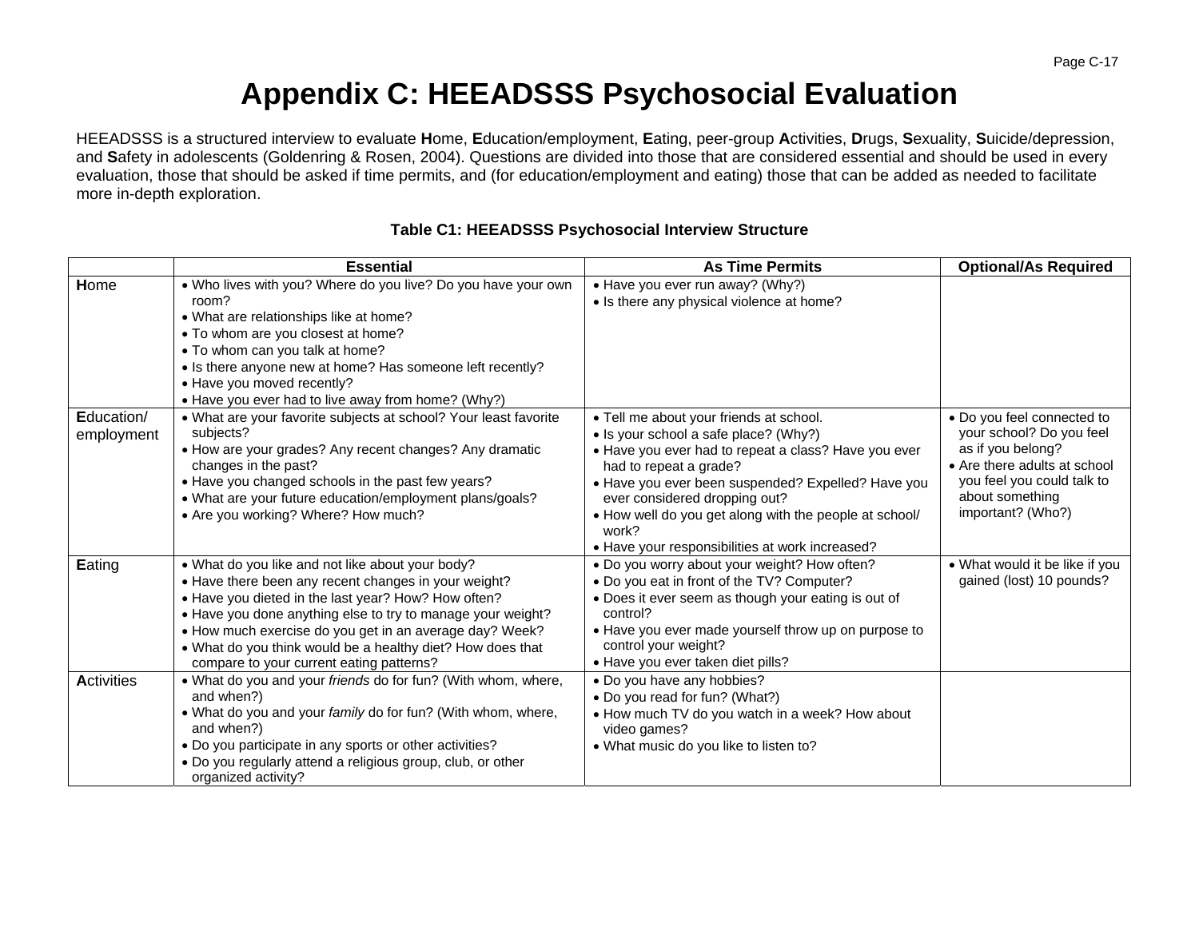# Appendix C: HEEADSSS Psychosocial Evaluation

HEEADSSS is a structured interview to evaluate **H**ome, **E**ducation/employment, **E**ating, peer-group **A**ctivities, **D**rugs, **S**exuality, **S**uicide/depression, and **S**afety in adolescents (Goldenring & Rosen, 2004). Questions are divided into those that are considered essential and should be used in every evaluation, those that should be asked if time permits, and (for education/employment and eating) those that can be added as needed to facilitate more in-depth exploration.

**Table C1: HEEADSSS Psychosocial Interview Structure**

| | Essential | As Time Permits | Optional/As Required |
|---|---|---|---|
| **H**ome | • Who lives with you? Where do you live? Do you have your own room?<br>• What are relationships like at home?<br>• To whom are you closest at home?<br>• To whom can you talk at home?<br>• Is there anyone new at home? Has someone left recently?<br>• Have you moved recently?<br>• Have you ever had to live away from home? (Why?) | • Have you ever run away? (Why?)<br>• Is there any physical violence at home? | |
| **E**ducation/ employment | • What are your favorite subjects at school? Your least favorite subjects?<br>• How are your grades? Any recent changes? Any dramatic changes in the past?<br>• Have you changed schools in the past few years?<br>• What are your future education/employment plans/goals?<br>• Are you working? Where? How much? | • Tell me about your friends at school.<br>• Is your school a safe place? (Why?)<br>• Have you ever had to repeat a class? Have you ever had to repeat a grade?<br>• Have you ever been suspended? Expelled? Have you ever considered dropping out?<br>• How well do you get along with the people at school/ work?<br>• Have your responsibilities at work increased? | • Do you feel connected to your school? Do you feel as if you belong?<br>• Are there adults at school you feel you could talk to about something important? (Who?) |
| **E**ating | • What do you like and not like about your body?<br>• Have there been any recent changes in your weight?<br>• Have you dieted in the last year? How? How often?<br>• Have you done anything else to try to manage your weight?<br>• How much exercise do you get in an average day? Week?<br>• What do you think would be a healthy diet? How does that compare to your current eating patterns? | • Do you worry about your weight? How often?<br>• Do you eat in front of the TV? Computer?<br>• Does it ever seem as though your eating is out of control?<br>• Have you ever made yourself throw up on purpose to control your weight?<br>• Have you ever taken diet pills? | • What would it be like if you gained (lost) 10 pounds? |
| **A**ctivities | • What do you and your *friends* do for fun? (With whom, where, and when?)<br>• What do you and your *family* do for fun? (With whom, where, and when?)<br>• Do you participate in any sports or other activities?<br>• Do you regularly attend a religious group, club, or other organized activity? | • Do you have any hobbies?<br>• Do you read for fun? (What?)<br>• How much TV do you watch in a week? How about video games?<br>• What music do you like to listen to? | |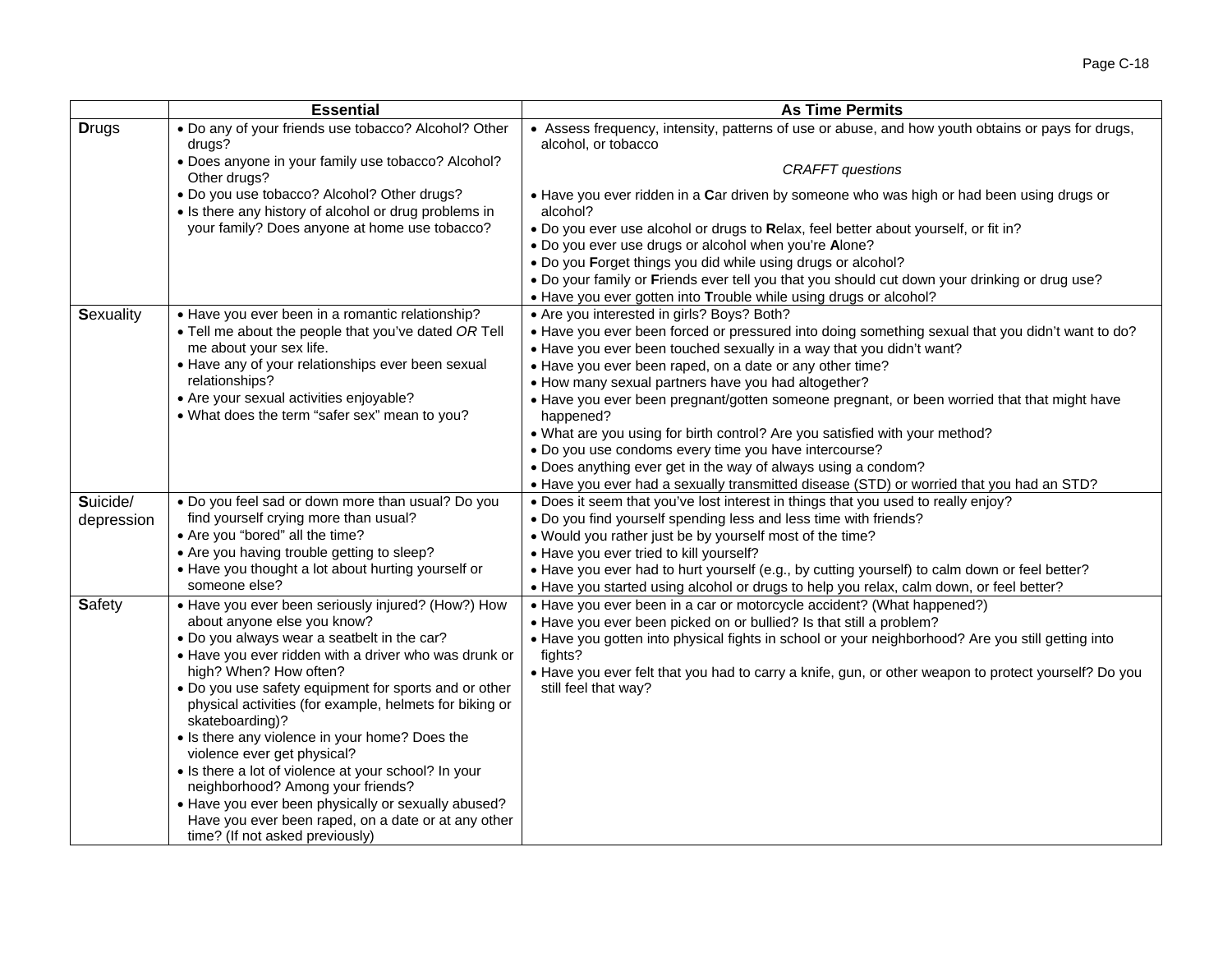| | Essential | As Time Permits |
|---|---|---|
| **D**rugs | • Do any of your friends use tobacco? Alcohol? Other drugs?<br>• Does anyone in your family use tobacco? Alcohol? Other drugs?<br>• Do you use tobacco? Alcohol? Other drugs?<br>• Is there any history of alcohol or drug problems in your family? Does anyone at home use tobacco? | • Assess frequency, intensity, patterns of use or abuse, and how youth obtains or pays for drugs, alcohol, or tobacco<br><br>*CRAFFT questions*<br><br>• Have you ever ridden in a **C**ar driven by someone who was high or had been using drugs or alcohol?<br>• Do you ever use alcohol or drugs to **R**elax, feel better about yourself, or fit in?<br>• Do you ever use drugs or alcohol when you're **A**lone?<br>• Do you **F**orget things you did while using drugs or alcohol?<br>• Do your family or **F**riends ever tell you that you should cut down your drinking or drug use?<br>• Have you ever gotten into **T**rouble while using drugs or alcohol? |
| **S**exuality | • Have you ever been in a romantic relationship?<br>• Tell me about the people that you've dated *OR* Tell me about your sex life.<br>• Have any of your relationships ever been sexual relationships?<br>• Are your sexual activities enjoyable?<br>• What does the term "safer sex" mean to you? | • Are you interested in girls? Boys? Both?<br>• Have you ever been forced or pressured into doing something sexual that you didn't want to do?<br>• Have you ever been touched sexually in a way that you didn't want?<br>• Have you ever been raped, on a date or any other time?<br>• How many sexual partners have you had altogether?<br>• Have you ever been pregnant/gotten someone pregnant, or been worried that that might have happened?<br>• What are you using for birth control? Are you satisfied with your method?<br>• Do you use condoms every time you have intercourse?<br>• Does anything ever get in the way of always using a condom?<br>• Have you ever had a sexually transmitted disease (STD) or worried that you had an STD? |
| **S**uicide/ depression | • Do you feel sad or down more than usual? Do you find yourself crying more than usual?<br>• Are you "bored" all the time?<br>• Are you having trouble getting to sleep?<br>• Have you thought a lot about hurting yourself or someone else? | • Does it seem that you've lost interest in things that you used to really enjoy?<br>• Do you find yourself spending less and less time with friends?<br>• Would you rather just be by yourself most of the time?<br>• Have you ever tried to kill yourself?<br>• Have you ever had to hurt yourself (e.g., by cutting yourself) to calm down or feel better?<br>• Have you started using alcohol or drugs to help you relax, calm down, or feel better? |
| **S**afety | • Have you ever been seriously injured? (How?) How about anyone else you know?<br>• Do you always wear a seatbelt in the car?<br>• Have you ever ridden with a driver who was drunk or high? When? How often?<br>• Do you use safety equipment for sports and or other physical activities (for example, helmets for biking or skateboarding)?<br>• Is there any violence in your home? Does the violence ever get physical?<br>• Is there a lot of violence at your school? In your neighborhood? Among your friends?<br>• Have you ever been physically or sexually abused? Have you ever been raped, on a date or at any other time? (If not asked previously) | • Have you ever been in a car or motorcycle accident? (What happened?)<br>• Have you ever been picked on or bullied? Is that still a problem?<br>• Have you gotten into physical fights in school or your neighborhood? Are you still getting into fights?<br>• Have you ever felt that you had to carry a knife, gun, or other weapon to protect yourself? Do you still feel that way? |